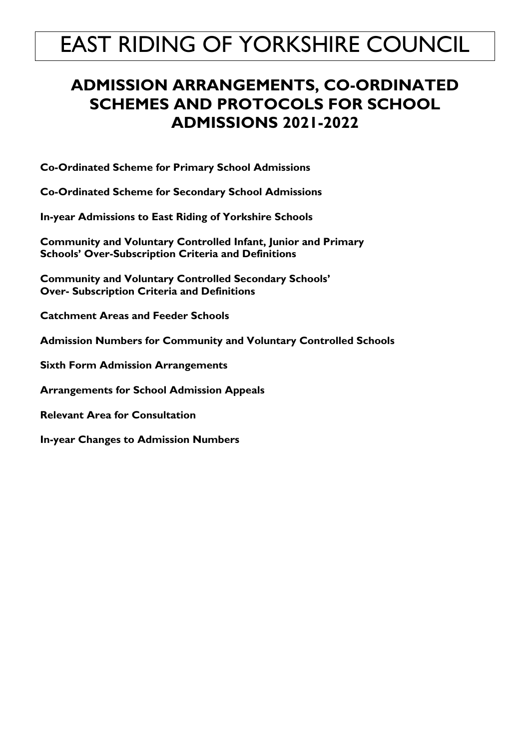# EAST RIDING OF YORKSHIRE COUNCIL

## ADMISSION ARRANGEMENTS, CO-ORDINATED SCHEMES AND PROTOCOLS FOR SCHOOL ADMISSIONS 2021-2022

**Co-Ordinated Scheme for Primary School Admissions**

**Co-Ordinated Scheme for Secondary School Admissions**

**In-year Admissions to East Riding of Yorkshire Schools**

**Community and Voluntary Controlled Infant, Junior and Primary Schools' Over-Subscription Criteria and Definitions**

**Community and Voluntary Controlled Secondary Schools' Over- Subscription Criteria and Definitions**

**Catchment Areas and Feeder Schools**

**Admission Numbers for Community and Voluntary Controlled Schools**

**Sixth Form Admission Arrangements**

**Arrangements for School Admission Appeals**

**Relevant Area for Consultation**

**In-year Changes to Admission Numbers**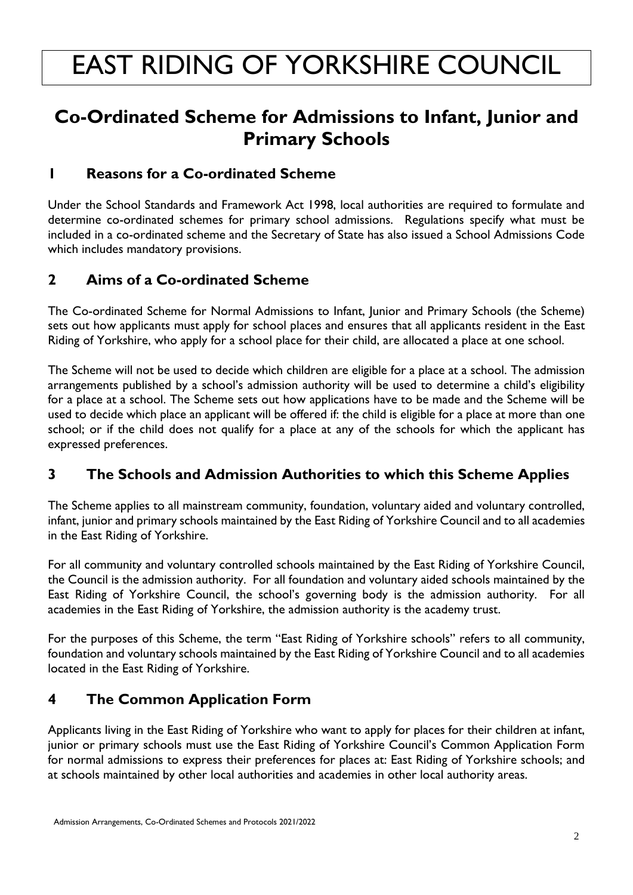# EAST RIDING OF YORKSHIRE COUNCIL

## Co-Ordinated Scheme for Admissions to Infant, Junior and Primary Schools

### 1 Reasons for a Co-ordinated Scheme

Under the School Standards and Framework Act 1998, local authorities are required to formulate and determine co-ordinated schemes for primary school admissions. Regulations specify what must be included in a co-ordinated scheme and the Secretary of State has also issued a School Admissions Code which includes mandatory provisions.

### 2 Aims of a Co-ordinated Scheme

The Co-ordinated Scheme for Normal Admissions to Infant, Junior and Primary Schools (the Scheme) sets out how applicants must apply for school places and ensures that all applicants resident in the East Riding of Yorkshire, who apply for a school place for their child, are allocated a place at one school.

The Scheme will not be used to decide which children are eligible for a place at a school. The admission arrangements published by a school's admission authority will be used to determine a child's eligibility for a place at a school. The Scheme sets out how applications have to be made and the Scheme will be used to decide which place an applicant will be offered if: the child is eligible for a place at more than one school; or if the child does not qualify for a place at any of the schools for which the applicant has expressed preferences.

### 3 The Schools and Admission Authorities to which this Scheme Applies

The Scheme applies to all mainstream community, foundation, voluntary aided and voluntary controlled, infant, junior and primary schools maintained by the East Riding of Yorkshire Council and to all academies in the East Riding of Yorkshire.

For all community and voluntary controlled schools maintained by the East Riding of Yorkshire Council, the Council is the admission authority. For all foundation and voluntary aided schools maintained by the East Riding of Yorkshire Council, the school's governing body is the admission authority. For all academies in the East Riding of Yorkshire, the admission authority is the academy trust.

For the purposes of this Scheme, the term "East Riding of Yorkshire schools" refers to all community, foundation and voluntary schools maintained by the East Riding of Yorkshire Council and to all academies located in the East Riding of Yorkshire.

### 4 The Common Application Form

Applicants living in the East Riding of Yorkshire who want to apply for places for their children at infant, junior or primary schools must use the East Riding of Yorkshire Council's Common Application Form for normal admissions to express their preferences for places at: East Riding of Yorkshire schools; and at schools maintained by other local authorities and academies in other local authority areas.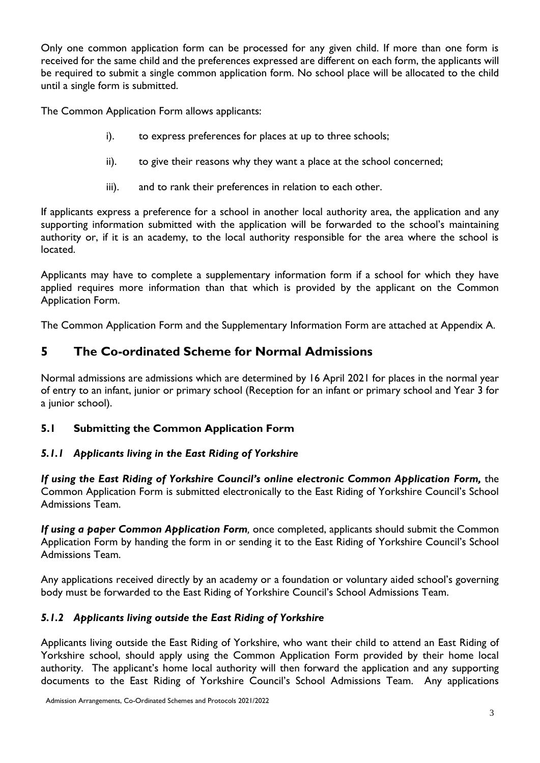Only one common application form can be processed for any given child. If more than one form is received for the same child and the preferences expressed are different on each form, the applicants will be required to submit a single common application form. No school place will be allocated to the child until a single form is submitted.

The Common Application Form allows applicants:

i). to express preferences for places at up to three schools;

ii). to give their reasons why they want a place at the school concerned;

iii). and to rank their preferences in relation to each other.

If applicants express a preference for a school in another local authority area, the application and any supporting information submitted with the application will be forwarded to the school's maintaining authority or, if it is an academy, to the local authority responsible for the area where the school is located.

Applicants may have to complete a supplementary information form if a school for which they have applied requires more information than that which is provided by the applicant on the Common Application Form.

The Common Application Form and the Supplementary Information Form are attached at Appendix A.

# 5 The Co-ordinated Scheme for Normal Admissions

Normal admissions are admissions which are determined by 16 April 2021 for places in the normal year of entry to an infant, junior or primary school (Reception for an infant or primary school and Year 3 for a junior school).

## 5.1 Submitting the Common Application Form

### *5.1.1 Applicants living in the East Riding of Yorkshire*

***If using the East Riding of Yorkshire Council's online electronic Common Application Form,*** the Common Application Form is submitted electronically to the East Riding of Yorkshire Council's School Admissions Team.

***If using a paper Common Application Form,*** once completed, applicants should submit the Common Application Form by handing the form in or sending it to the East Riding of Yorkshire Council's School Admissions Team.

Any applications received directly by an academy or a foundation or voluntary aided school's governing body must be forwarded to the East Riding of Yorkshire Council's School Admissions Team.

### *5.1.2 Applicants living outside the East Riding of Yorkshire*

Applicants living outside the East Riding of Yorkshire, who want their child to attend an East Riding of Yorkshire school, should apply using the Common Application Form provided by their home local authority. The applicant's home local authority will then forward the application and any supporting documents to the East Riding of Yorkshire Council's School Admissions Team. Any applications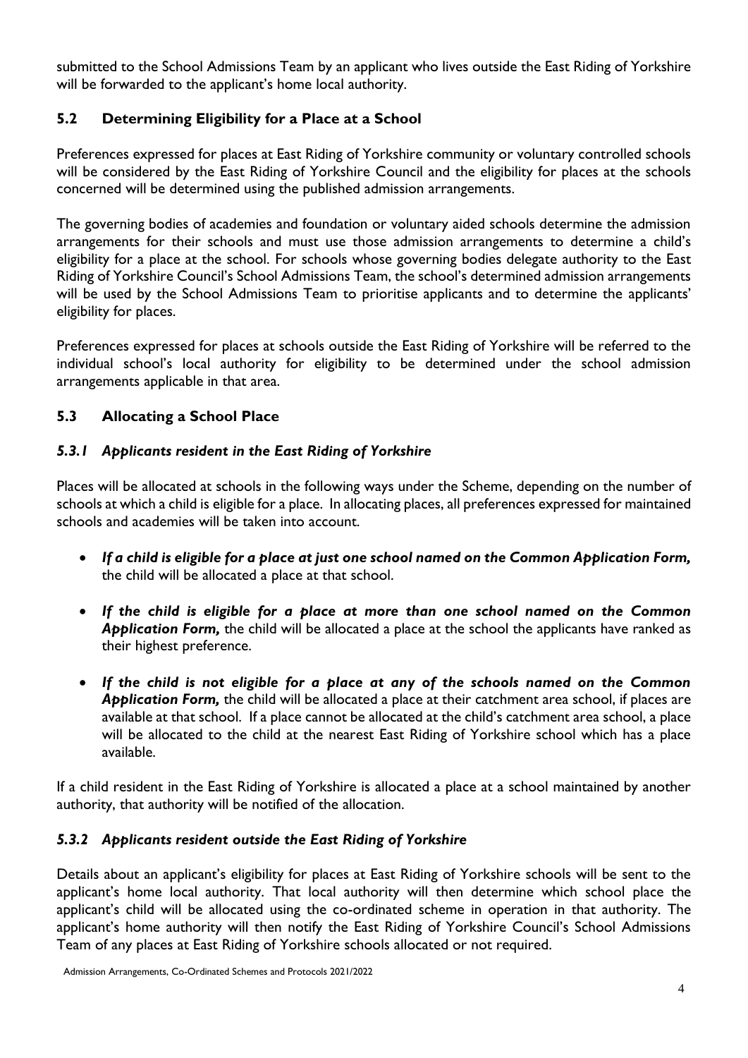submitted to the School Admissions Team by an applicant who lives outside the East Riding of Yorkshire will be forwarded to the applicant's home local authority.

## 5.2 Determining Eligibility for a Place at a School

Preferences expressed for places at East Riding of Yorkshire community or voluntary controlled schools will be considered by the East Riding of Yorkshire Council and the eligibility for places at the schools concerned will be determined using the published admission arrangements.

The governing bodies of academies and foundation or voluntary aided schools determine the admission arrangements for their schools and must use those admission arrangements to determine a child's eligibility for a place at the school. For schools whose governing bodies delegate authority to the East Riding of Yorkshire Council's School Admissions Team, the school's determined admission arrangements will be used by the School Admissions Team to prioritise applicants and to determine the applicants' eligibility for places.

Preferences expressed for places at schools outside the East Riding of Yorkshire will be referred to the individual school's local authority for eligibility to be determined under the school admission arrangements applicable in that area.

## 5.3 Allocating a School Place

### *5.3.1 Applicants resident in the East Riding of Yorkshire*

Places will be allocated at schools in the following ways under the Scheme, depending on the number of schools at which a child is eligible for a place. In allocating places, all preferences expressed for maintained schools and academies will be taken into account.

- ***If a child is eligible for a place at just one school named on the Common Application Form,*** the child will be allocated a place at that school.
- ***If the child is eligible for a place at more than one school named on the Common Application Form,*** the child will be allocated a place at the school the applicants have ranked as their highest preference.
- ***If the child is not eligible for a place at any of the schools named on the Common Application Form,*** the child will be allocated a place at their catchment area school, if places are available at that school. If a place cannot be allocated at the child's catchment area school, a place will be allocated to the child at the nearest East Riding of Yorkshire school which has a place available.

If a child resident in the East Riding of Yorkshire is allocated a place at a school maintained by another authority, that authority will be notified of the allocation.

### *5.3.2 Applicants resident outside the East Riding of Yorkshire*

Details about an applicant's eligibility for places at East Riding of Yorkshire schools will be sent to the applicant's home local authority. That local authority will then determine which school place the applicant's child will be allocated using the co-ordinated scheme in operation in that authority. The applicant's home authority will then notify the East Riding of Yorkshire Council's School Admissions Team of any places at East Riding of Yorkshire schools allocated or not required.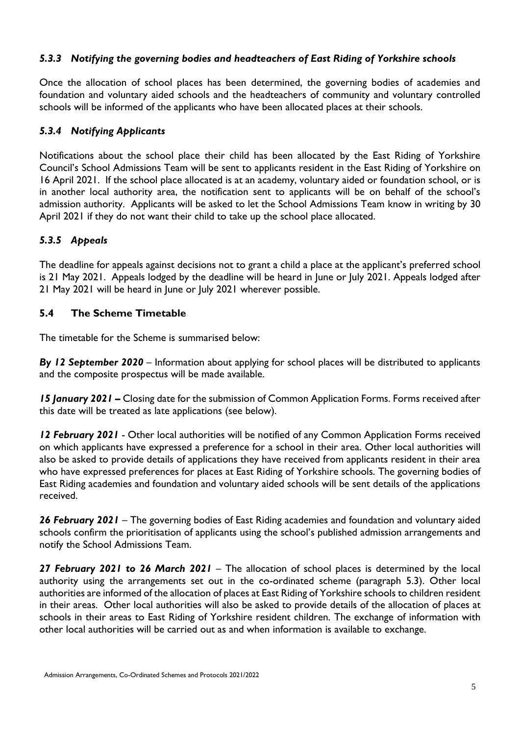### *5.3.3 Notifying the governing bodies and headteachers of East Riding of Yorkshire schools*

Once the allocation of school places has been determined, the governing bodies of academies and foundation and voluntary aided schools and the headteachers of community and voluntary controlled schools will be informed of the applicants who have been allocated places at their schools.

### *5.3.4 Notifying Applicants*

Notifications about the school place their child has been allocated by the East Riding of Yorkshire Council's School Admissions Team will be sent to applicants resident in the East Riding of Yorkshire on 16 April 2021. If the school place allocated is at an academy, voluntary aided or foundation school, or is in another local authority area, the notification sent to applicants will be on behalf of the school's admission authority. Applicants will be asked to let the School Admissions Team know in writing by 30 April 2021 if they do not want their child to take up the school place allocated.

### *5.3.5 Appeals*

The deadline for appeals against decisions not to grant a child a place at the applicant's preferred school is 21 May 2021. Appeals lodged by the deadline will be heard in June or July 2021. Appeals lodged after 21 May 2021 will be heard in June or July 2021 wherever possible.

## 5.4 The Scheme Timetable

The timetable for the Scheme is summarised below:

***By 12 September 2020*** – Information about applying for school places will be distributed to applicants and the composite prospectus will be made available.

***15 January 2021 –*** Closing date for the submission of Common Application Forms. Forms received after this date will be treated as late applications (see below).

***12 February 2021*** - Other local authorities will be notified of any Common Application Forms received on which applicants have expressed a preference for a school in their area. Other local authorities will also be asked to provide details of applications they have received from applicants resident in their area who have expressed preferences for places at East Riding of Yorkshire schools. The governing bodies of East Riding academies and foundation and voluntary aided schools will be sent details of the applications received.

***26 February 2021*** – The governing bodies of East Riding academies and foundation and voluntary aided schools confirm the prioritisation of applicants using the school's published admission arrangements and notify the School Admissions Team.

***27 February 2021 to 26 March 2021*** – The allocation of school places is determined by the local authority using the arrangements set out in the co-ordinated scheme (paragraph 5.3). Other local authorities are informed of the allocation of places at East Riding of Yorkshire schools to children resident in their areas. Other local authorities will also be asked to provide details of the allocation of places at schools in their areas to East Riding of Yorkshire resident children. The exchange of information with other local authorities will be carried out as and when information is available to exchange.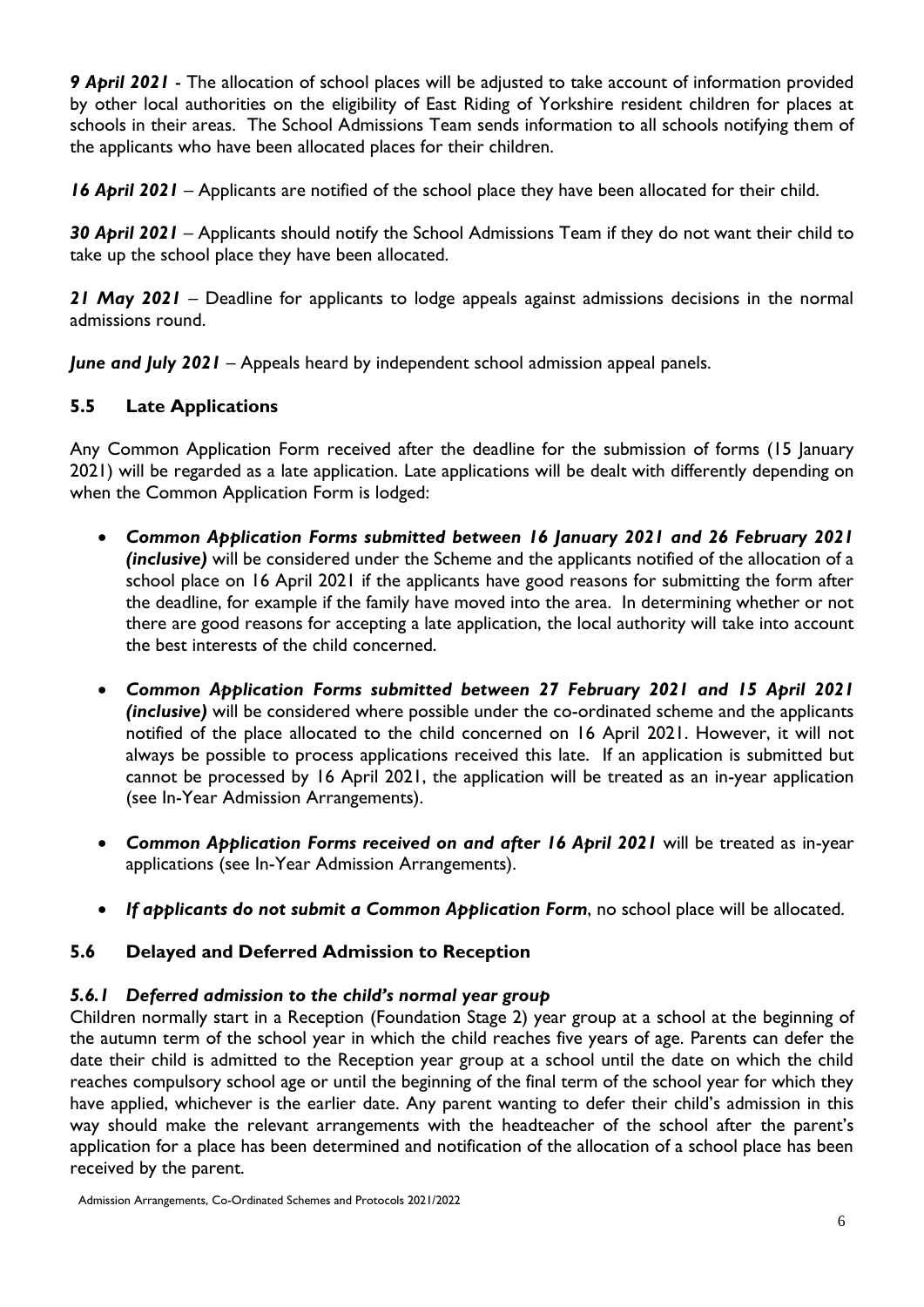***9 April 2021*** - The allocation of school places will be adjusted to take account of information provided by other local authorities on the eligibility of East Riding of Yorkshire resident children for places at schools in their areas. The School Admissions Team sends information to all schools notifying them of the applicants who have been allocated places for their children.

***16 April 2021*** – Applicants are notified of the school place they have been allocated for their child.

***30 April 2021*** – Applicants should notify the School Admissions Team if they do not want their child to take up the school place they have been allocated.

***21 May 2021*** – Deadline for applicants to lodge appeals against admissions decisions in the normal admissions round.

***June and July 2021*** – Appeals heard by independent school admission appeal panels.

### 5.5 Late Applications

Any Common Application Form received after the deadline for the submission of forms (15 January 2021) will be regarded as a late application. Late applications will be dealt with differently depending on when the Common Application Form is lodged:

- ***Common Application Forms submitted between 16 January 2021 and 26 February 2021 (inclusive)*** will be considered under the Scheme and the applicants notified of the allocation of a school place on 16 April 2021 if the applicants have good reasons for submitting the form after the deadline, for example if the family have moved into the area. In determining whether or not there are good reasons for accepting a late application, the local authority will take into account the best interests of the child concerned.

- ***Common Application Forms submitted between 27 February 2021 and 15 April 2021 (inclusive)*** will be considered where possible under the co-ordinated scheme and the applicants notified of the place allocated to the child concerned on 16 April 2021. However, it will not always be possible to process applications received this late. If an application is submitted but cannot be processed by 16 April 2021, the application will be treated as an in-year application (see In-Year Admission Arrangements).

- ***Common Application Forms received on and after 16 April 2021*** will be treated as in-year applications (see In-Year Admission Arrangements).

- ***If applicants do not submit a Common Application Form***, no school place will be allocated.

### 5.6 Delayed and Deferred Admission to Reception

#### *5.6.1 Deferred admission to the child's normal year group*

Children normally start in a Reception (Foundation Stage 2) year group at a school at the beginning of the autumn term of the school year in which the child reaches five years of age. Parents can defer the date their child is admitted to the Reception year group at a school until the date on which the child reaches compulsory school age or until the beginning of the final term of the school year for which they have applied, whichever is the earlier date. Any parent wanting to defer their child's admission in this way should make the relevant arrangements with the headteacher of the school after the parent's application for a place has been determined and notification of the allocation of a school place has been received by the parent.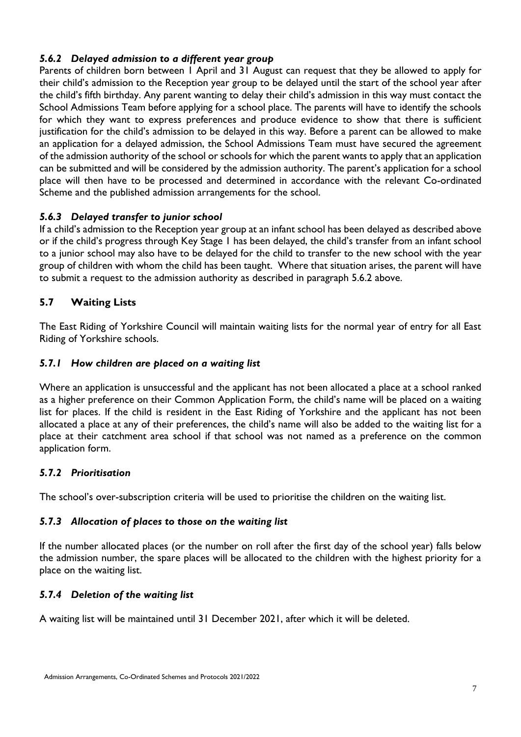### *5.6.2 Delayed admission to a different year group*

Parents of children born between 1 April and 31 August can request that they be allowed to apply for their child's admission to the Reception year group to be delayed until the start of the school year after the child's fifth birthday. Any parent wanting to delay their child's admission in this way must contact the School Admissions Team before applying for a school place. The parents will have to identify the schools for which they want to express preferences and produce evidence to show that there is sufficient justification for the child's admission to be delayed in this way. Before a parent can be allowed to make an application for a delayed admission, the School Admissions Team must have secured the agreement of the admission authority of the school or schools for which the parent wants to apply that an application can be submitted and will be considered by the admission authority. The parent's application for a school place will then have to be processed and determined in accordance with the relevant Co-ordinated Scheme and the published admission arrangements for the school.

### *5.6.3 Delayed transfer to junior school*

If a child's admission to the Reception year group at an infant school has been delayed as described above or if the child's progress through Key Stage 1 has been delayed, the child's transfer from an infant school to a junior school may also have to be delayed for the child to transfer to the new school with the year group of children with whom the child has been taught. Where that situation arises, the parent will have to submit a request to the admission authority as described in paragraph 5.6.2 above.

## 5.7 Waiting Lists

The East Riding of Yorkshire Council will maintain waiting lists for the normal year of entry for all East Riding of Yorkshire schools.

### *5.7.1 How children are placed on a waiting list*

Where an application is unsuccessful and the applicant has not been allocated a place at a school ranked as a higher preference on their Common Application Form, the child's name will be placed on a waiting list for places. If the child is resident in the East Riding of Yorkshire and the applicant has not been allocated a place at any of their preferences, the child's name will also be added to the waiting list for a place at their catchment area school if that school was not named as a preference on the common application form.

### *5.7.2 Prioritisation*

The school's over-subscription criteria will be used to prioritise the children on the waiting list.

### *5.7.3 Allocation of places to those on the waiting list*

If the number allocated places (or the number on roll after the first day of the school year) falls below the admission number, the spare places will be allocated to the children with the highest priority for a place on the waiting list.

### *5.7.4 Deletion of the waiting list*

A waiting list will be maintained until 31 December 2021, after which it will be deleted.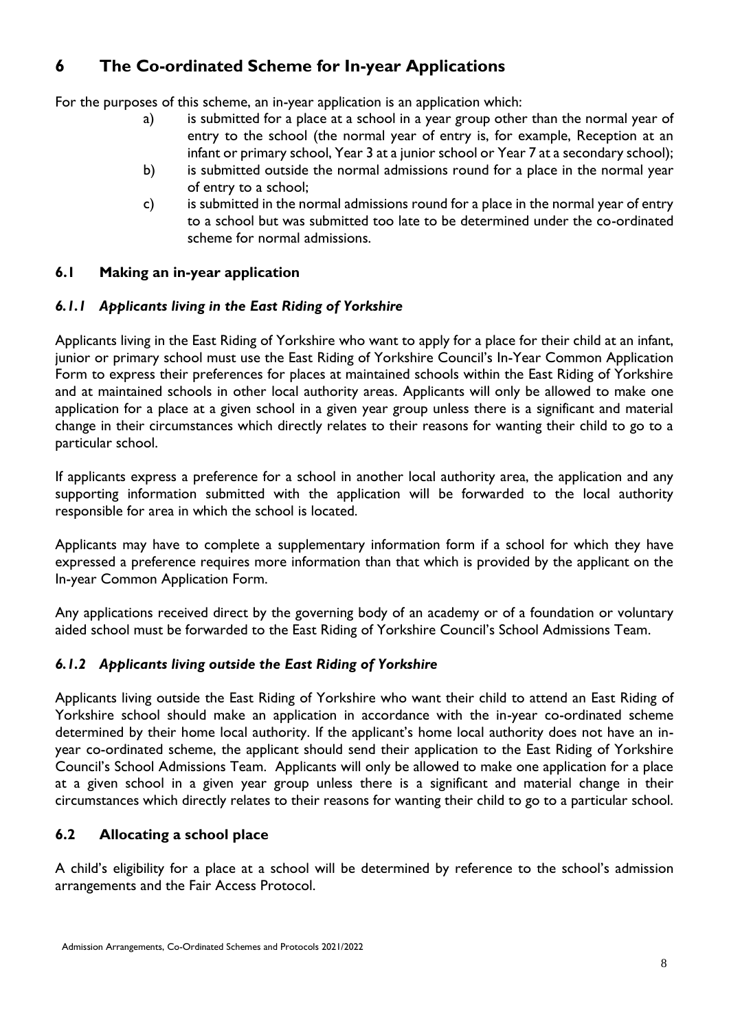# 6 The Co-ordinated Scheme for In-year Applications

For the purposes of this scheme, an in-year application is an application which:

a) is submitted for a place at a school in a year group other than the normal year of entry to the school (the normal year of entry is, for example, Reception at an infant or primary school, Year 3 at a junior school or Year 7 at a secondary school);

b) is submitted outside the normal admissions round for a place in the normal year of entry to a school;

c) is submitted in the normal admissions round for a place in the normal year of entry to a school but was submitted too late to be determined under the co-ordinated scheme for normal admissions.

## 6.1 Making an in-year application

### *6.1.1 Applicants living in the East Riding of Yorkshire*

Applicants living in the East Riding of Yorkshire who want to apply for a place for their child at an infant, junior or primary school must use the East Riding of Yorkshire Council's In-Year Common Application Form to express their preferences for places at maintained schools within the East Riding of Yorkshire and at maintained schools in other local authority areas. Applicants will only be allowed to make one application for a place at a given school in a given year group unless there is a significant and material change in their circumstances which directly relates to their reasons for wanting their child to go to a particular school.

If applicants express a preference for a school in another local authority area, the application and any supporting information submitted with the application will be forwarded to the local authority responsible for area in which the school is located.

Applicants may have to complete a supplementary information form if a school for which they have expressed a preference requires more information than that which is provided by the applicant on the In-year Common Application Form.

Any applications received direct by the governing body of an academy or of a foundation or voluntary aided school must be forwarded to the East Riding of Yorkshire Council's School Admissions Team.

### *6.1.2 Applicants living outside the East Riding of Yorkshire*

Applicants living outside the East Riding of Yorkshire who want their child to attend an East Riding of Yorkshire school should make an application in accordance with the in-year co-ordinated scheme determined by their home local authority. If the applicant's home local authority does not have an in-year co-ordinated scheme, the applicant should send their application to the East Riding of Yorkshire Council's School Admissions Team. Applicants will only be allowed to make one application for a place at a given school in a given year group unless there is a significant and material change in their circumstances which directly relates to their reasons for wanting their child to go to a particular school.

## 6.2 Allocating a school place

A child's eligibility for a place at a school will be determined by reference to the school's admission arrangements and the Fair Access Protocol.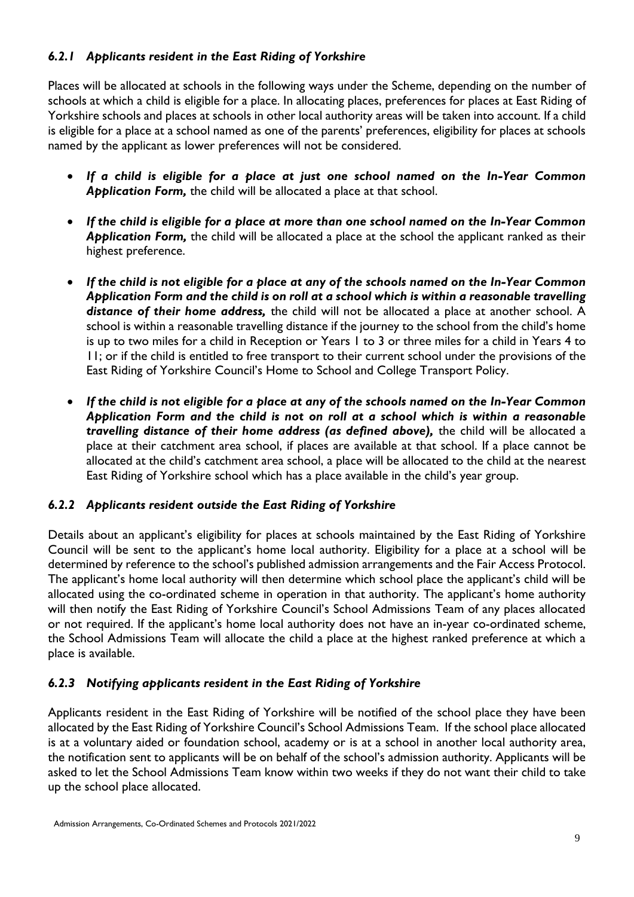### *6.2.1 Applicants resident in the East Riding of Yorkshire*

Places will be allocated at schools in the following ways under the Scheme, depending on the number of schools at which a child is eligible for a place. In allocating places, preferences for places at East Riding of Yorkshire schools and places at schools in other local authority areas will be taken into account. If a child is eligible for a place at a school named as one of the parents' preferences, eligibility for places at schools named by the applicant as lower preferences will not be considered.

- ***If a child is eligible for a place at just one school named on the In-Year Common Application Form,*** the child will be allocated a place at that school.
- ***If the child is eligible for a place at more than one school named on the In-Year Common Application Form,*** the child will be allocated a place at the school the applicant ranked as their highest preference.
- ***If the child is not eligible for a place at any of the schools named on the In-Year Common Application Form and the child is on roll at a school which is within a reasonable travelling distance of their home address,*** the child will not be allocated a place at another school. A school is within a reasonable travelling distance if the journey to the school from the child's home is up to two miles for a child in Reception or Years 1 to 3 or three miles for a child in Years 4 to 11; or if the child is entitled to free transport to their current school under the provisions of the East Riding of Yorkshire Council's Home to School and College Transport Policy.
- ***If the child is not eligible for a place at any of the schools named on the In-Year Common Application Form and the child is not on roll at a school which is within a reasonable travelling distance of their home address (as defined above),*** the child will be allocated a place at their catchment area school, if places are available at that school. If a place cannot be allocated at the child's catchment area school, a place will be allocated to the child at the nearest East Riding of Yorkshire school which has a place available in the child's year group.

### *6.2.2 Applicants resident outside the East Riding of Yorkshire*

Details about an applicant's eligibility for places at schools maintained by the East Riding of Yorkshire Council will be sent to the applicant's home local authority. Eligibility for a place at a school will be determined by reference to the school's published admission arrangements and the Fair Access Protocol. The applicant's home local authority will then determine which school place the applicant's child will be allocated using the co-ordinated scheme in operation in that authority. The applicant's home authority will then notify the East Riding of Yorkshire Council's School Admissions Team of any places allocated or not required. If the applicant's home local authority does not have an in-year co-ordinated scheme, the School Admissions Team will allocate the child a place at the highest ranked preference at which a place is available.

### *6.2.3 Notifying applicants resident in the East Riding of Yorkshire*

Applicants resident in the East Riding of Yorkshire will be notified of the school place they have been allocated by the East Riding of Yorkshire Council's School Admissions Team. If the school place allocated is at a voluntary aided or foundation school, academy or is at a school in another local authority area, the notification sent to applicants will be on behalf of the school's admission authority. Applicants will be asked to let the School Admissions Team know within two weeks if they do not want their child to take up the school place allocated.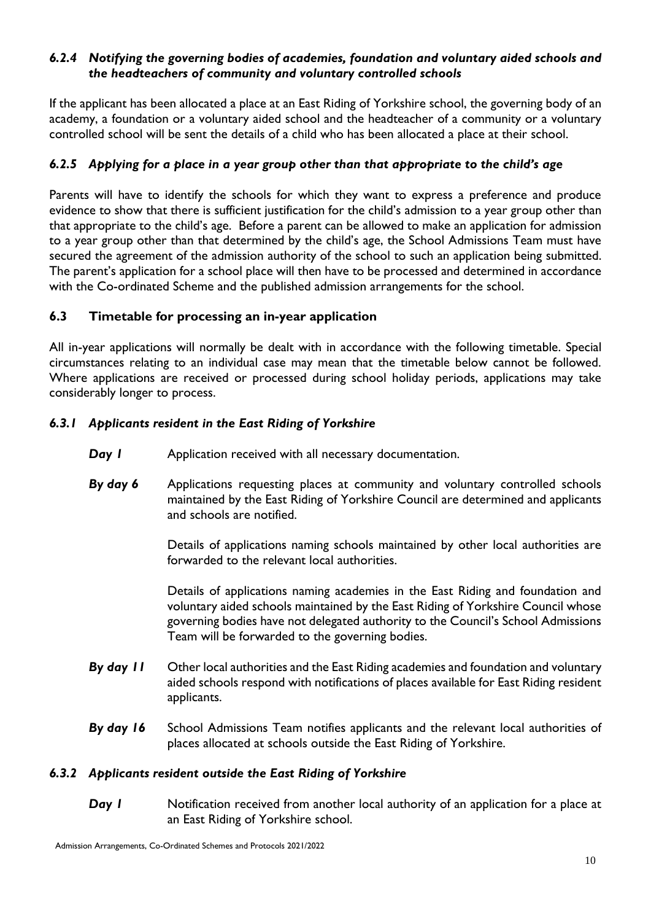### *6.2.4 Notifying the governing bodies of academies, foundation and voluntary aided schools and the headteachers of community and voluntary controlled schools*

If the applicant has been allocated a place at an East Riding of Yorkshire school, the governing body of an academy, a foundation or a voluntary aided school and the headteacher of a community or a voluntary controlled school will be sent the details of a child who has been allocated a place at their school.

### *6.2.5 Applying for a place in a year group other than that appropriate to the child's age*

Parents will have to identify the schools for which they want to express a preference and produce evidence to show that there is sufficient justification for the child's admission to a year group other than that appropriate to the child's age. Before a parent can be allowed to make an application for admission to a year group other than that determined by the child's age, the School Admissions Team must have secured the agreement of the admission authority of the school to such an application being submitted. The parent's application for a school place will then have to be processed and determined in accordance with the Co-ordinated Scheme and the published admission arrangements for the school.

## 6.3 Timetable for processing an in-year application

All in-year applications will normally be dealt with in accordance with the following timetable. Special circumstances relating to an individual case may mean that the timetable below cannot be followed. Where applications are received or processed during school holiday periods, applications may take considerably longer to process.

### *6.3.1 Applicants resident in the East Riding of Yorkshire*

***Day 1*** Application received with all necessary documentation.

***By day 6*** Applications requesting places at community and voluntary controlled schools maintained by the East Riding of Yorkshire Council are determined and applicants and schools are notified.

Details of applications naming schools maintained by other local authorities are forwarded to the relevant local authorities.

Details of applications naming academies in the East Riding and foundation and voluntary aided schools maintained by the East Riding of Yorkshire Council whose governing bodies have not delegated authority to the Council's School Admissions Team will be forwarded to the governing bodies.

***By day 11*** Other local authorities and the East Riding academies and foundation and voluntary aided schools respond with notifications of places available for East Riding resident applicants.

***By day 16*** School Admissions Team notifies applicants and the relevant local authorities of places allocated at schools outside the East Riding of Yorkshire.

### *6.3.2 Applicants resident outside the East Riding of Yorkshire*

***Day 1*** Notification received from another local authority of an application for a place at an East Riding of Yorkshire school.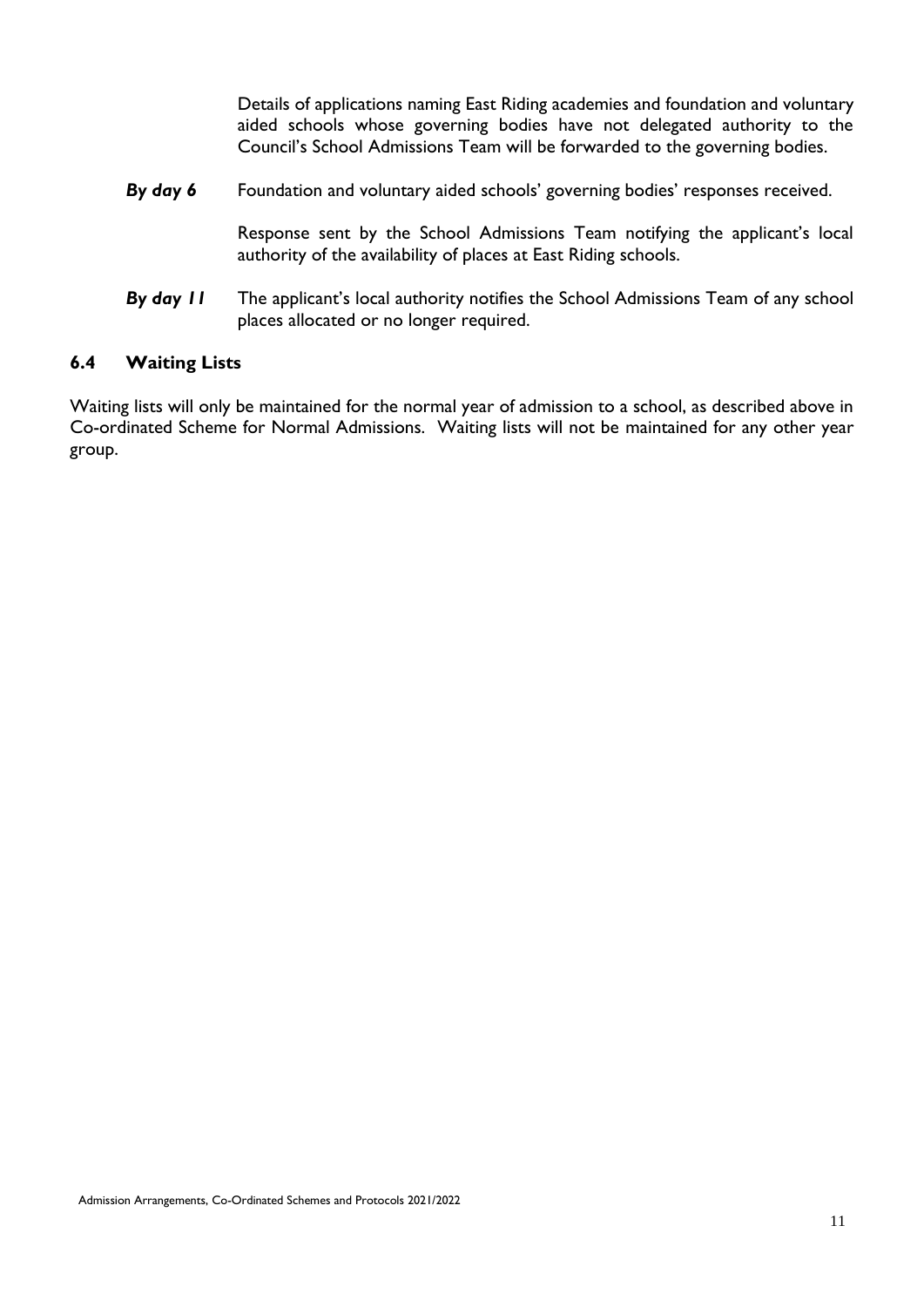Details of applications naming East Riding academies and foundation and voluntary aided schools whose governing bodies have not delegated authority to the Council's School Admissions Team will be forwarded to the governing bodies.

***By day 6*** Foundation and voluntary aided schools' governing bodies' responses received.

Response sent by the School Admissions Team notifying the applicant's local authority of the availability of places at East Riding schools.

***By day 11*** The applicant's local authority notifies the School Admissions Team of any school places allocated or no longer required.

### 6.4 Waiting Lists

Waiting lists will only be maintained for the normal year of admission to a school, as described above in Co-ordinated Scheme for Normal Admissions. Waiting lists will not be maintained for any other year group.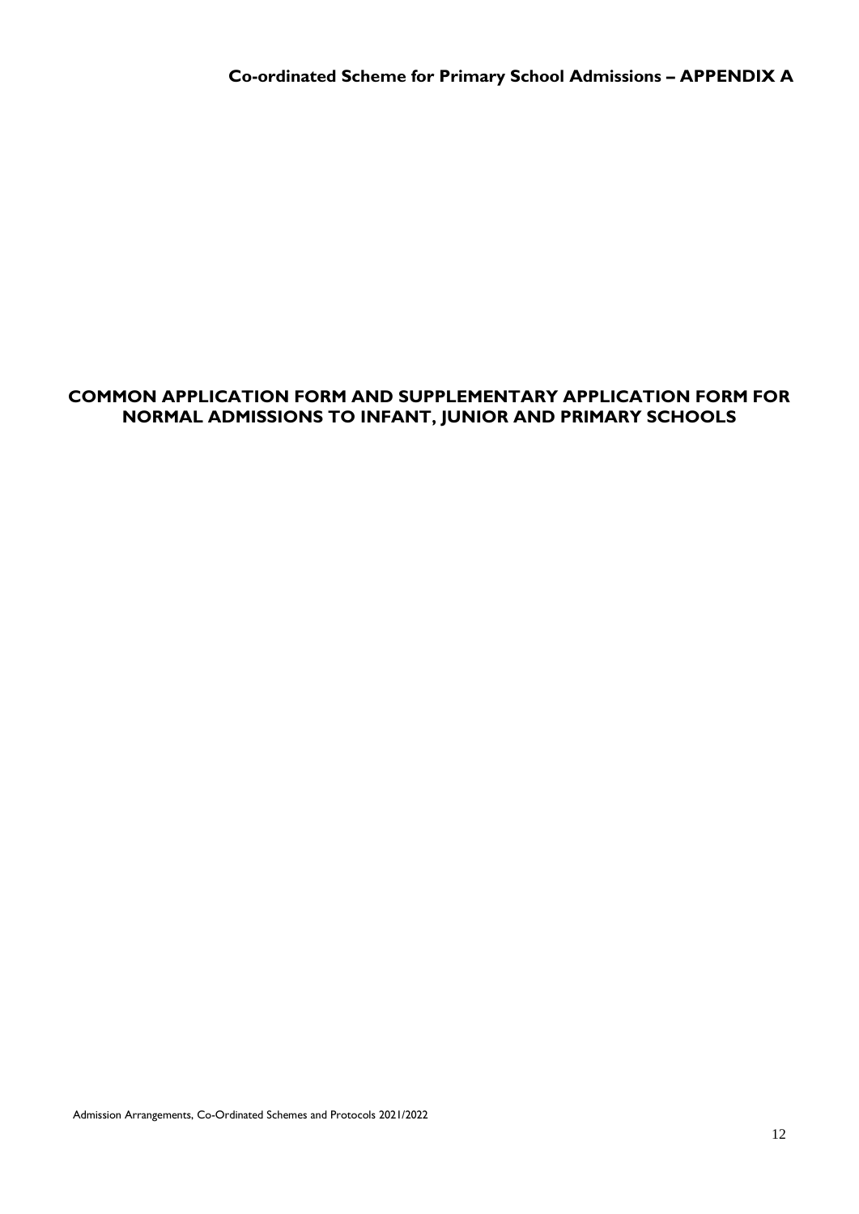**Co-ordinated Scheme for Primary School Admissions – APPENDIX A**

# COMMON APPLICATION FORM AND SUPPLEMENTARY APPLICATION FORM FOR NORMAL ADMISSIONS TO INFANT, JUNIOR AND PRIMARY SCHOOLS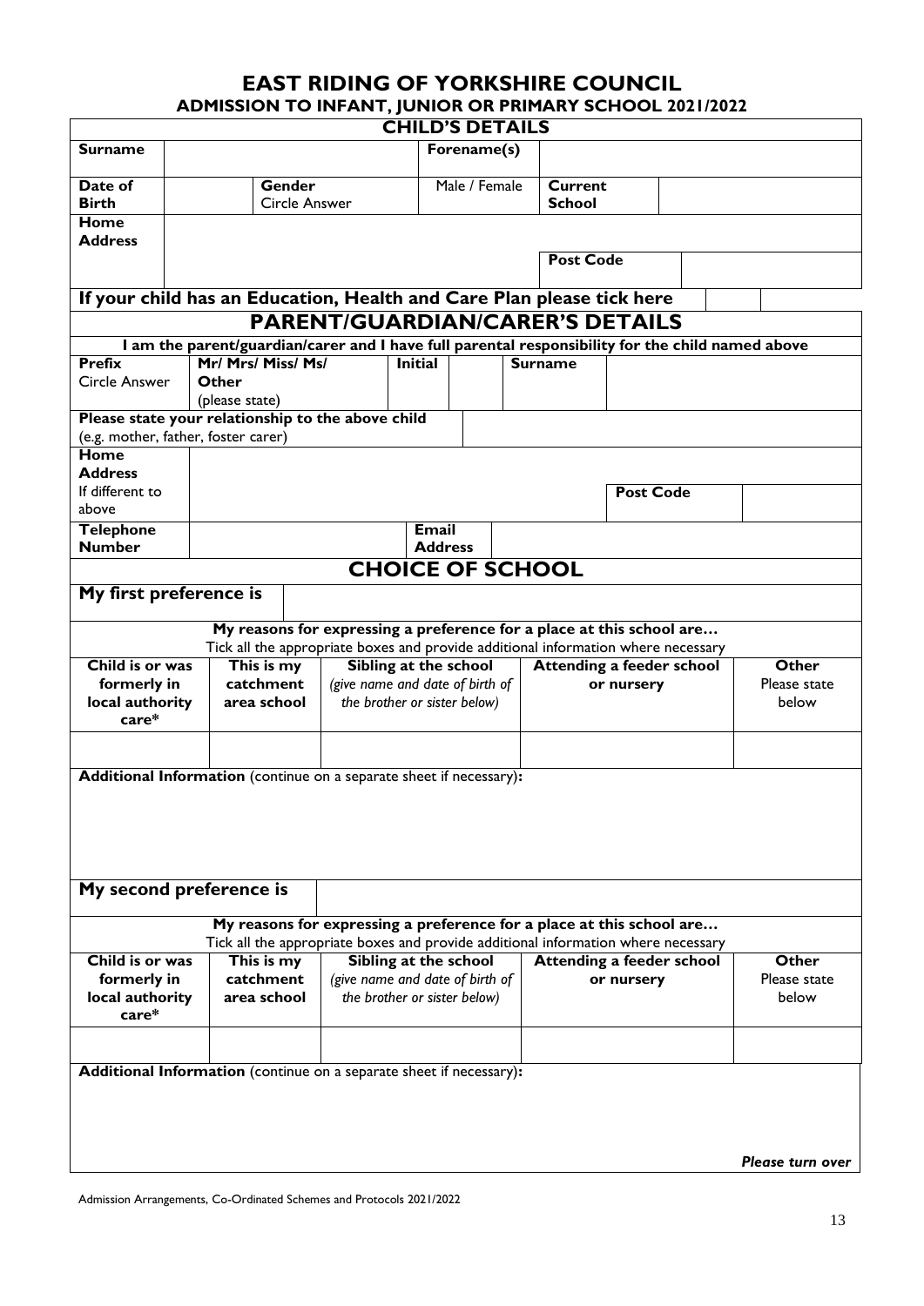# EAST RIDING OF YORKSHIRE COUNCIL

## ADMISSION TO INFANT, JUNIOR OR PRIMARY SCHOOL 2021/2022

### CHILD'S DETAILS

| | | | | |
|---|---|---|---|---|
| **Surname** | | **Forename(s)** | | |
| **Date of Birth** | | **Gender** Circle Answer | Male / Female | **Current School** |
| **Home Address** | | | | |
| | | | **Post Code** | |

**If your child has an Education, Health and Care Plan please tick here** ☐

### PARENT/GUARDIAN/CARER'S DETAILS

**I am the parent/guardian/carer and I have full parental responsibility for the child named above**

| | | | | |
|---|---|---|---|---|
| **Prefix** Circle Answer | **Mr/ Mrs/ Miss/ Ms/ Other** (please state) | **Initial** | | **Surname** |
| **Please state your relationship to the above child** (e.g. mother, father, foster carer) | | | | |
| **Home Address** If different to above | | | **Post Code** | |
| **Telephone Number** | | **Email Address** | | |

### CHOICE OF SCHOOL

**My first preference is**

**My reasons for expressing a preference for a place at this school are…**

Tick all the appropriate boxes and provide additional information where necessary

| Child is or was formerly in local authority care* | This is my catchment area school | Sibling at the school *(give name and date of birth of the brother or sister below)* | Attending a feeder school or nursery | Other Please state below |
|---|---|---|---|---|
| | | | | |

**Additional Information** (continue on a separate sheet if necessary)**:**

**My second preference is**

**My reasons for expressing a preference for a place at this school are…**

Tick all the appropriate boxes and provide additional information where necessary

| Child is or was formerly in local authority care* | This is my catchment area school | Sibling at the school *(give name and date of birth of the brother or sister below)* | Attending a feeder school or nursery | Other Please state below |
|---|---|---|---|---|
| | | | | |

**Additional Information** (continue on a separate sheet if necessary)**:**

***Please turn over***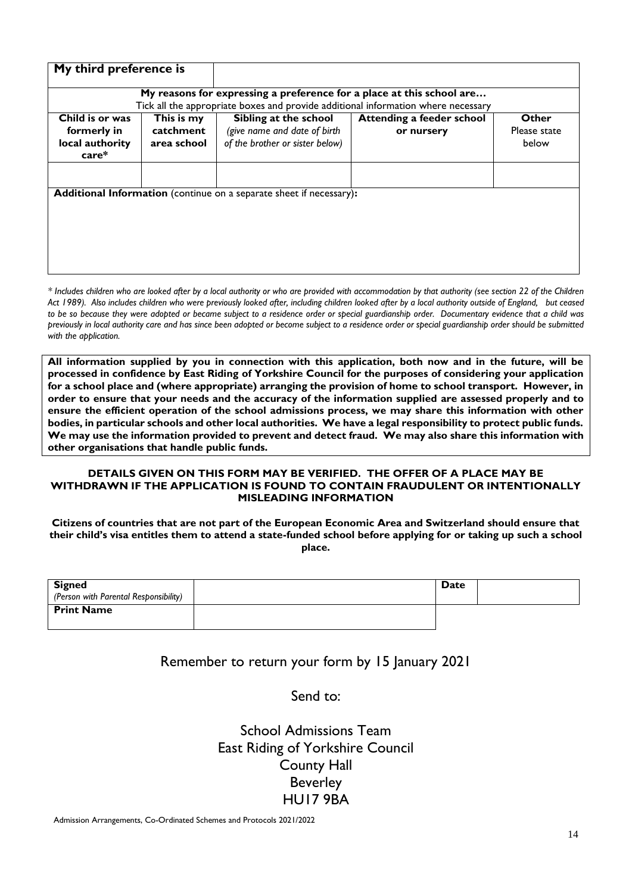| **My third preference is** | | | | |
|---|---|---|---|---|
| **My reasons for expressing a preference for a place at this school are…** Tick all the appropriate boxes and provide additional information where necessary | | | | |
| **Child is or was formerly in local authority care*** | **This is my catchment area school** | **Sibling at the school** *(give name and date of birth of the brother or sister below)* | **Attending a feeder school or nursery** | **Other** Please state below |
| | | | | |
| **Additional Information** (continue on a separate sheet if necessary)**:** | | | | |

*\* Includes children who are looked after by a local authority or who are provided with accommodation by that authority (see section 22 of the Children Act 1989). Also includes children who were previously looked after, including children looked after by a local authority outside of England, but ceased to be so because they were adopted or became subject to a residence order or special guardianship order. Documentary evidence that a child was previously in local authority care and has since been adopted or become subject to a residence order or special guardianship order should be submitted with the application.*

**All information supplied by you in connection with this application, both now and in the future, will be processed in confidence by East Riding of Yorkshire Council for the purposes of considering your application for a school place and (where appropriate) arranging the provision of home to school transport. However, in order to ensure that your needs and the accuracy of the information supplied are assessed properly and to ensure the efficient operation of the school admissions process, we may share this information with other bodies, in particular schools and other local authorities. We have a legal responsibility to protect public funds. We may use the information provided to prevent and detect fraud. We may also share this information with other organisations that handle public funds.**

**DETAILS GIVEN ON THIS FORM MAY BE VERIFIED. THE OFFER OF A PLACE MAY BE WITHDRAWN IF THE APPLICATION IS FOUND TO CONTAIN FRAUDULENT OR INTENTIONALLY MISLEADING INFORMATION**

**Citizens of countries that are not part of the European Economic Area and Switzerland should ensure that their child's visa entitles them to attend a state-funded school before applying for or taking up such a school place.**

| **Signed** *(Person with Parental Responsibility)* | | **Date** | |
|---|---|---|---|
| **Print Name** | | | |

Remember to return your form by 15 January 2021

Send to:

School Admissions Team
East Riding of Yorkshire Council
County Hall
Beverley
HU17 9BA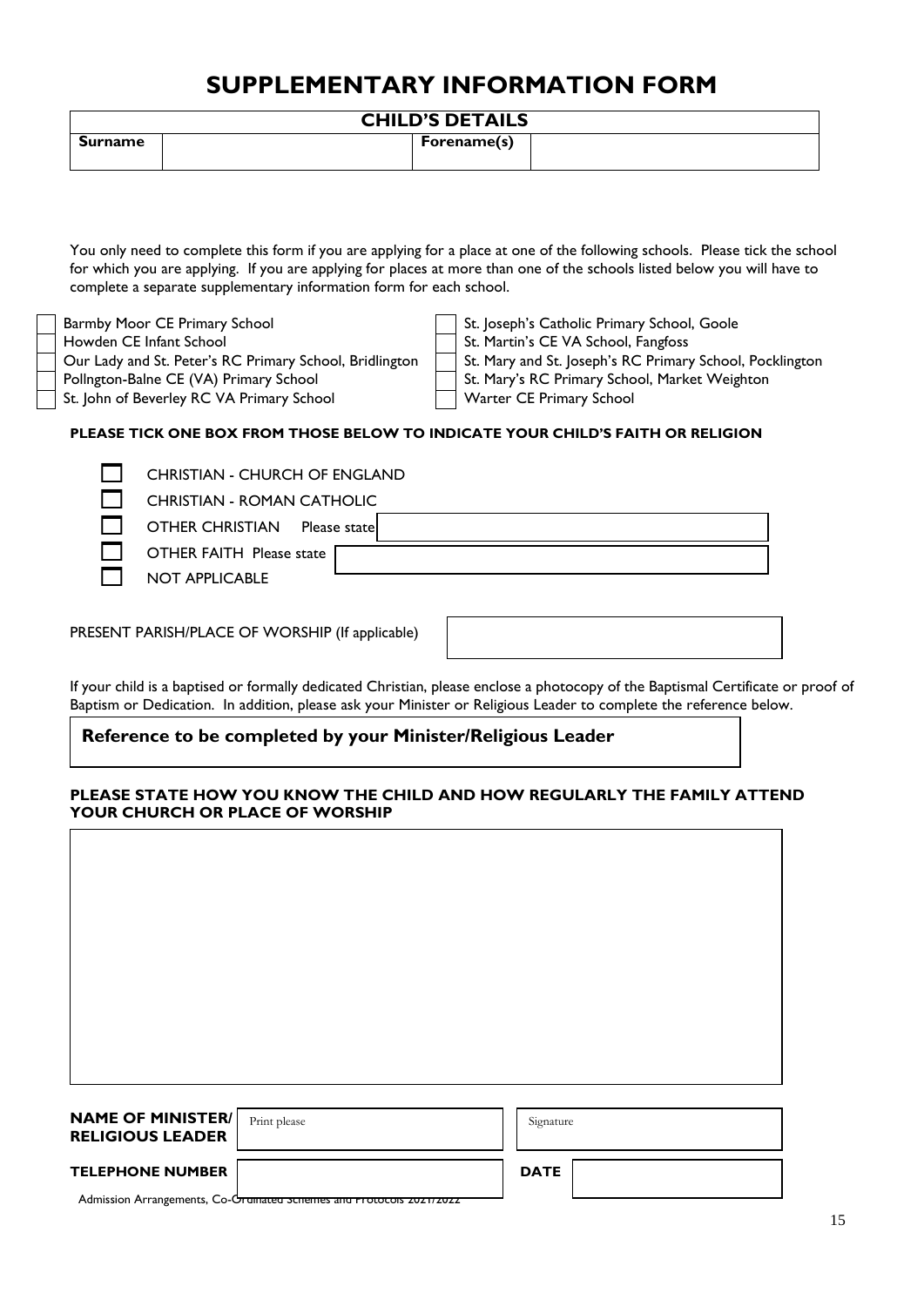# SUPPLEMENTARY INFORMATION FORM

| CHILD'S DETAILS | | | |
|---|---|---|---|
| **Surname** | | **Forename(s)** | |

You only need to complete this form if you are applying for a place at one of the following schools. Please tick the school for which you are applying. If you are applying for places at more than one of the schools listed below you will have to complete a separate supplementary information form for each school.

- ☐ Barmby Moor CE Primary School
- ☐ Howden CE Infant School
- ☐ Our Lady and St. Peter's RC Primary School, Bridlington
- ☐ Pollngton-Balne CE (VA) Primary School
- ☐ St. John of Beverley RC VA Primary School
- ☐ St. Joseph's Catholic Primary School, Goole
- ☐ St. Martin's CE VA School, Fangfoss
- ☐ St. Mary and St. Joseph's RC Primary School, Pocklington
- ☐ St. Mary's RC Primary School, Market Weighton
- ☐ Warter CE Primary School

**PLEASE TICK ONE BOX FROM THOSE BELOW TO INDICATE YOUR CHILD'S FAITH OR RELIGION**

- ☐ CHRISTIAN - CHURCH OF ENGLAND
- ☐ CHRISTIAN - ROMAN CATHOLIC
- ☐ OTHER CHRISTIAN Please state
- ☐ OTHER FAITH Please state
- ☐ NOT APPLICABLE

PRESENT PARISH/PLACE OF WORSHIP (If applicable)

If your child is a baptised or formally dedicated Christian, please enclose a photocopy of the Baptismal Certificate or proof of Baptism or Dedication. In addition, please ask your Minister or Religious Leader to complete the reference below.

## Reference to be completed by your Minister/Religious Leader

**PLEASE STATE HOW YOU KNOW THE CHILD AND HOW REGULARLY THE FAMILY ATTEND YOUR CHURCH OR PLACE OF WORSHIP**

| **NAME OF MINISTER/ RELIGIOUS LEADER** | Print please | | Signature |
|---|---|---|---|
| **TELEPHONE NUMBER** | | **DATE** | |

Admission Arrangements, Co-Ordinated Schemes and Protocols 2021/2022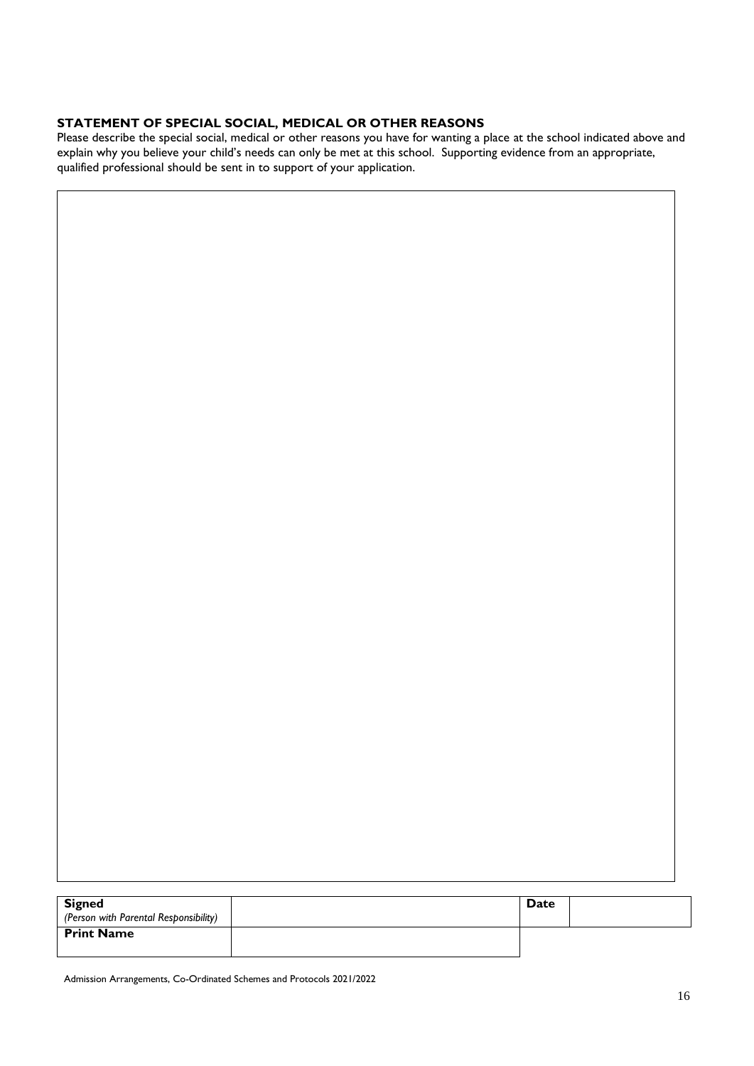### STATEMENT OF SPECIAL SOCIAL, MEDICAL OR OTHER REASONS

Please describe the special social, medical or other reasons you have for wanting a place at the school indicated above and explain why you believe your child's needs can only be met at this school. Supporting evidence from an appropriate, qualified professional should be sent in to support of your application.

| |
|---|
| |

| **Signed** *(Person with Parental Responsibility)* | | **Date** | |
|---|---|---|---|
| **Print Name** | | | |

Admission Arrangements, Co-Ordinated Schemes and Protocols 2021/2022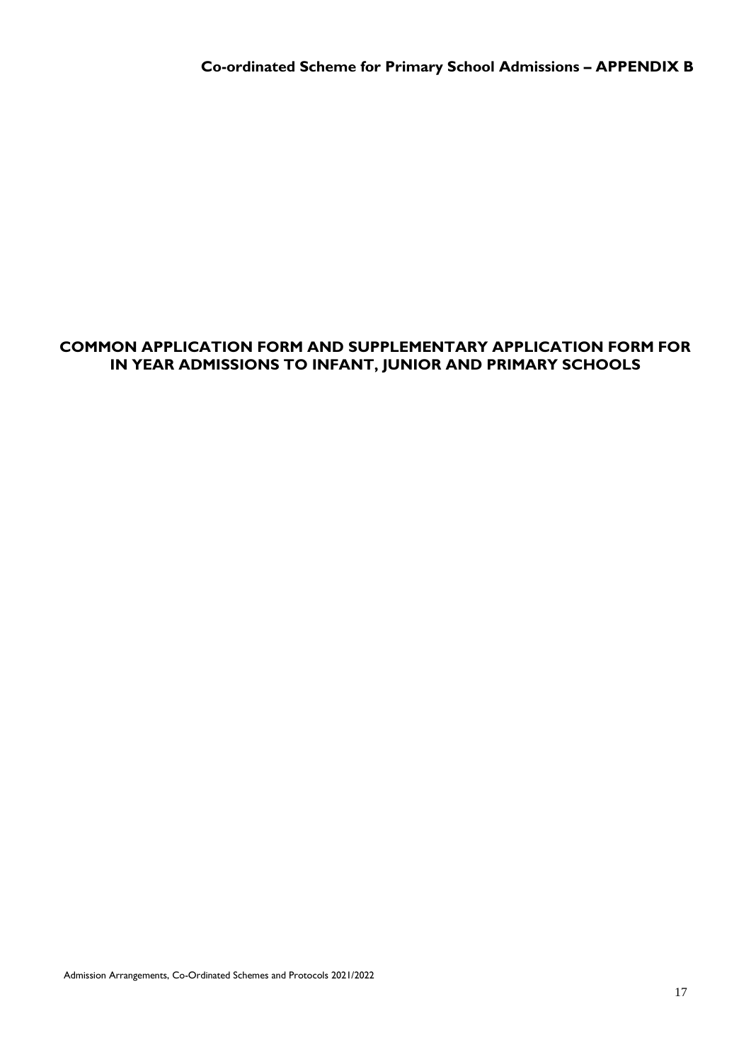**Co-ordinated Scheme for Primary School Admissions – APPENDIX B**

# COMMON APPLICATION FORM AND SUPPLEMENTARY APPLICATION FORM FOR IN YEAR ADMISSIONS TO INFANT, JUNIOR AND PRIMARY SCHOOLS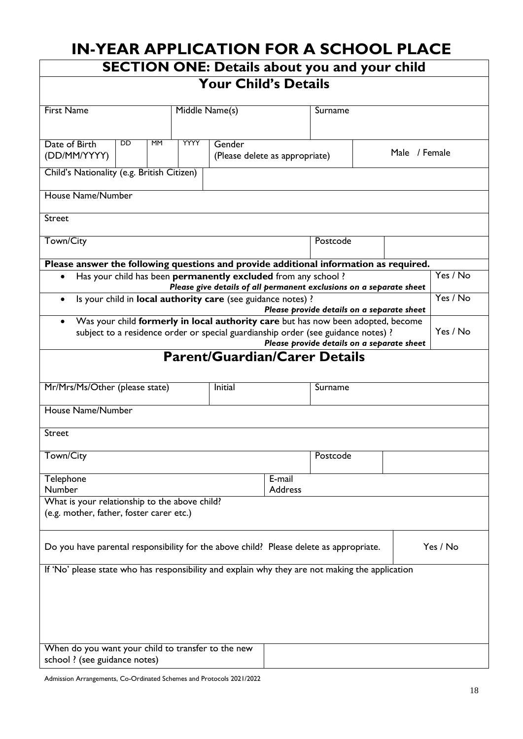# IN-YEAR APPLICATION FOR A SCHOOL PLACE

## SECTION ONE: Details about you and your child

### Your Child's Details

| First Name | Middle Name(s) | Surname |
|---|---|---|
| | | |

| Date of Birth (DD/MM/YYYY) | DD | MM | YYYY | Gender (Please delete as appropriate) | Male / Female |
|---|---|---|---|---|---|

| Child's Nationality (e.g. British Citizen) | |
|---|---|

| House Name/Number | |
|---|---|
| Street | |
| Town/City | Postcode |

**Please answer the following questions and provide additional information as required.**

| Question | Answer |
|---|---|
| • Has your child has been **permanently excluded** from any school ? ***Please give details of all permanent exclusions on a separate sheet*** | Yes / No |
| • Is your child in **local authority care** (see guidance notes) ? ***Please provide details on a separate sheet*** | Yes / No |
| • Was your child **formerly in local authority care** but has now been adopted, become subject to a residence order or special guardianship order (see guidance notes) ? ***Please provide details on a separate sheet*** | Yes / No |

### Parent/Guardian/Carer Details

| Mr/Mrs/Ms/Other (please state) | Initial | Surname |
|---|---|---|
| | | |

| House Name/Number | |
|---|---|
| Street | |
| Town/City | Postcode |
| Telephone Number | E-mail Address |

| What is your relationship to the above child? (e.g. mother, father, foster carer etc.) | |
|---|---|
| Do you have parental responsibility for the above child? Please delete as appropriate. | Yes / No |

If 'No' please state who has responsibility and explain why they are not making the application

| When do you want your child to transfer to the new school ? (see guidance notes) | |
|---|---|

Admission Arrangements, Co-Ordinated Schemes and Protocols 2021/2022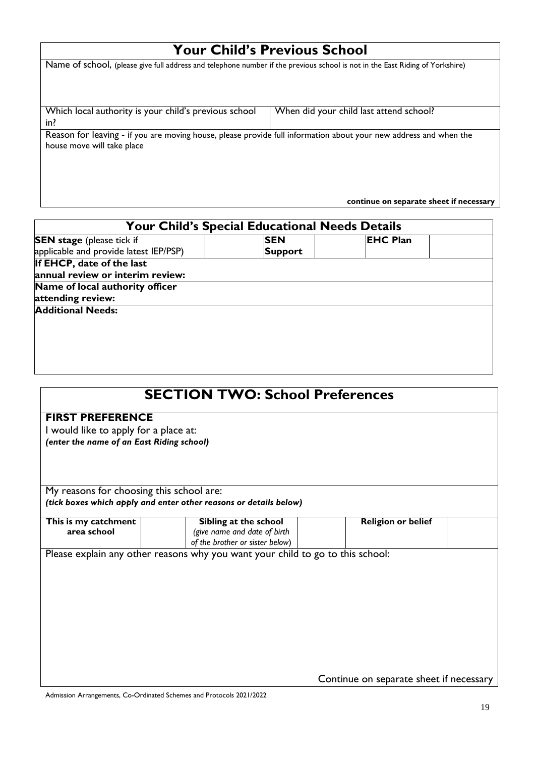## Your Child's Previous School

Name of school, (please give full address and telephone number if the previous school is not in the East Riding of Yorkshire)

| Which local authority is your child's previous school in? | When did your child last attend school? |
|---|---|
| | |

Reason for leaving - if you are moving house, please provide full information about your new address and when the house move will take place

**continue on separate sheet if necessary**

## Your Child's Special Educational Needs Details

| **SEN stage** (please tick if applicable and provide latest IEP/PSP) | | **SEN Support** | | **EHC Plan** | |
|---|---|---|---|---|---|
| **If EHCP, date of the last annual review or interim review:** | | | | | |
| **Name of local authority officer attending review:** | | | | | |
| **Additional Needs:** | | | | | |

# SECTION TWO: School Preferences

**FIRST PREFERENCE**

I would like to apply for a place at:
***(enter the name of an East Riding school)***

My reasons for choosing this school are:
***(tick boxes which apply and enter other reasons or details below)***

| **This is my catchment area school** | | **Sibling at the school** *(give name and date of birth of the brother or sister below)* | | **Religion or belief** | |
|---|---|---|---|---|---|

Please explain any other reasons why you want your child to go to this school:

Continue on separate sheet if necessary

Admission Arrangements, Co-Ordinated Schemes and Protocols 2021/2022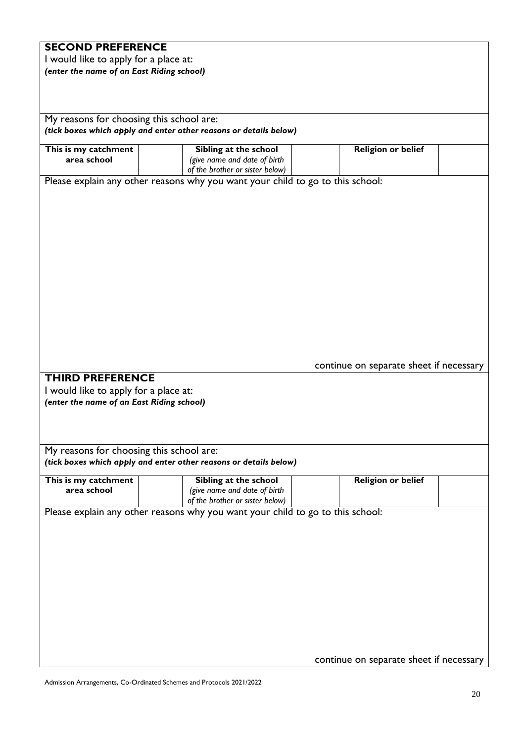## SECOND PREFERENCE

I would like to apply for a place at:

***(enter the name of an East Riding school)***

My reasons for choosing this school are:

***(tick boxes which apply and enter other reasons or details below)***

| **This is my catchment area school** | | **Sibling at the school** *(give name and date of birth of the brother or sister below)* | | **Religion or belief** | |
|---|---|---|---|---|---|

Please explain any other reasons why you want your child to go to this school:

continue on separate sheet if necessary

## THIRD PREFERENCE

I would like to apply for a place at:

***(enter the name of an East Riding school)***

My reasons for choosing this school are:

***(tick boxes which apply and enter other reasons or details below)***

| **This is my catchment area school** | | **Sibling at the school** *(give name and date of birth of the brother or sister below)* | | **Religion or belief** | |
|---|---|---|---|---|---|

Please explain any other reasons why you want your child to go to this school:

continue on separate sheet if necessary

Admission Arrangements, Co-Ordinated Schemes and Protocols 2021/2022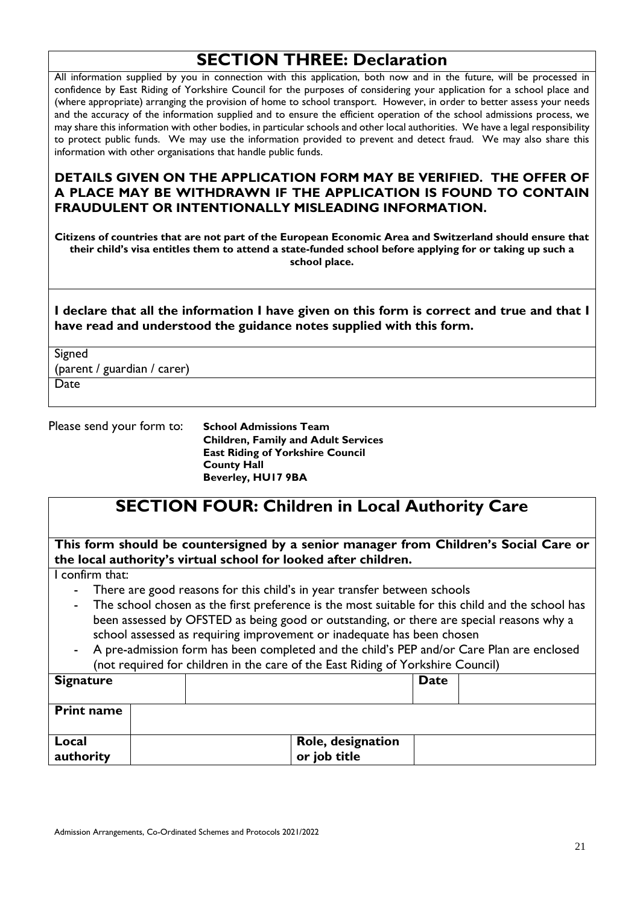## SECTION THREE: Declaration

All information supplied by you in connection with this application, both now and in the future, will be processed in confidence by East Riding of Yorkshire Council for the purposes of considering your application for a school place and (where appropriate) arranging the provision of home to school transport. However, in order to better assess your needs and the accuracy of the information supplied and to ensure the efficient operation of the school admissions process, we may share this information with other bodies, in particular schools and other local authorities. We have a legal responsibility to protect public funds. We may use the information provided to prevent and detect fraud. We may also share this information with other organisations that handle public funds.

**DETAILS GIVEN ON THE APPLICATION FORM MAY BE VERIFIED. THE OFFER OF A PLACE MAY BE WITHDRAWN IF THE APPLICATION IS FOUND TO CONTAIN FRAUDULENT OR INTENTIONALLY MISLEADING INFORMATION.**

**Citizens of countries that are not part of the European Economic Area and Switzerland should ensure that their child's visa entitles them to attend a state-funded school before applying for or taking up such a school place.**

**I declare that all the information I have given on this form is correct and true and that I have read and understood the guidance notes supplied with this form.**

| Signed (parent / guardian / carer) |
|---|
| Date |

Please send your form to: **School Admissions Team**
**Children, Family and Adult Services**
**East Riding of Yorkshire Council**
**County Hall**
**Beverley, HU17 9BA**

## SECTION FOUR: Children in Local Authority Care

**This form should be countersigned by a senior manager from Children's Social Care or the local authority's virtual school for looked after children.**

I confirm that:

- There are good reasons for this child's in year transfer between schools
- The school chosen as the first preference is the most suitable for this child and the school has been assessed by OFSTED as being good or outstanding, or there are special reasons why a school assessed as requiring improvement or inadequate has been chosen
- A pre-admission form has been completed and the child's PEP and/or Care Plan are enclosed (not required for children in the care of the East Riding of Yorkshire Council)

| **Signature** | | **Date** | |
|---|---|---|---|
| **Print name** | | | |
| **Local authority** | | **Role, designation or job title** | |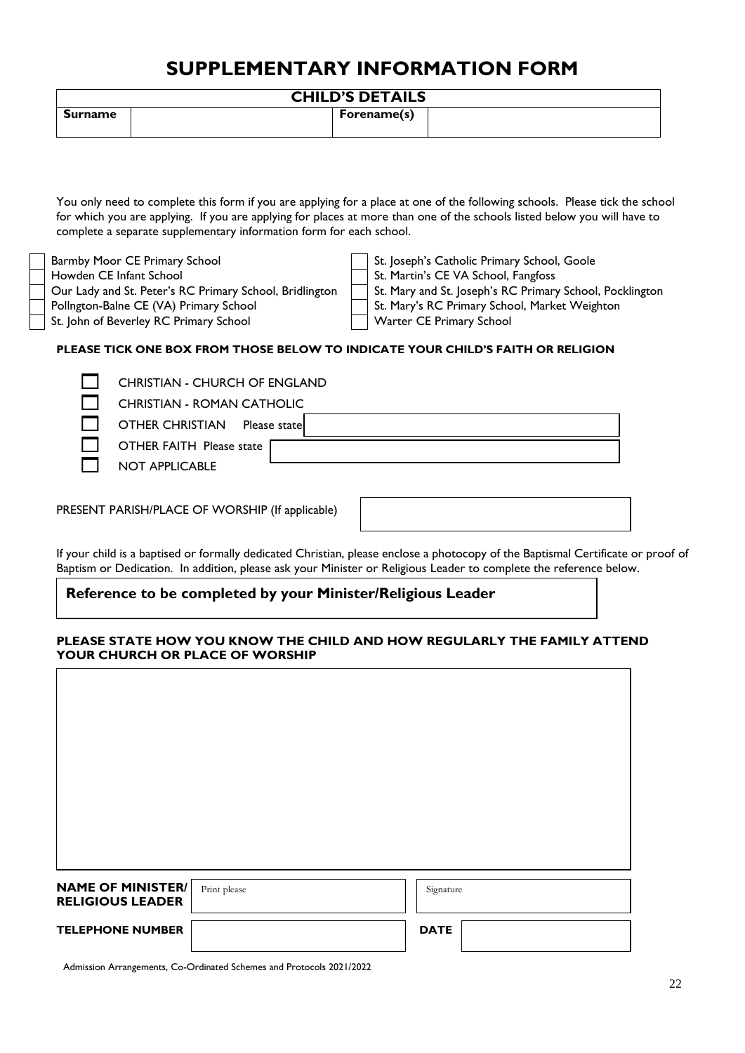# SUPPLEMENTARY INFORMATION FORM

| CHILD'S DETAILS | | | |
|---|---|---|---|
| **Surname** | | **Forename(s)** | |

You only need to complete this form if you are applying for a place at one of the following schools. Please tick the school for which you are applying. If you are applying for places at more than one of the schools listed below you will have to complete a separate supplementary information form for each school.

- ☐ Barmby Moor CE Primary School
- ☐ Howden CE Infant School
- ☐ Our Lady and St. Peter's RC Primary School, Bridlington
- ☐ Pollngton-Balne CE (VA) Primary School
- ☐ St. John of Beverley RC Primary School
- ☐ St. Joseph's Catholic Primary School, Goole
- ☐ St. Martin's CE VA School, Fangfoss
- ☐ St. Mary and St. Joseph's RC Primary School, Pocklington
- ☐ St. Mary's RC Primary School, Market Weighton
- ☐ Warter CE Primary School

**PLEASE TICK ONE BOX FROM THOSE BELOW TO INDICATE YOUR CHILD'S FAITH OR RELIGION**

- ☐ CHRISTIAN - CHURCH OF ENGLAND
- ☐ CHRISTIAN - ROMAN CATHOLIC
- ☐ OTHER CHRISTIAN Please state ____________________
- ☐ OTHER FAITH Please state ____________________
- ☐ NOT APPLICABLE

PRESENT PARISH/PLACE OF WORSHIP (If applicable) ____________________

If your child is a baptised or formally dedicated Christian, please enclose a photocopy of the Baptismal Certificate or proof of Baptism or Dedication. In addition, please ask your Minister or Religious Leader to complete the reference below.

## Reference to be completed by your Minister/Religious Leader

**PLEASE STATE HOW YOU KNOW THE CHILD AND HOW REGULARLY THE FAMILY ATTEND YOUR CHURCH OR PLACE OF WORSHIP**

| |
|---|
| |

| | | | |
|---|---|---|---|
| **NAME OF MINISTER/ RELIGIOUS LEADER** | Print please | Signature | |
| **TELEPHONE NUMBER** | | **DATE** | |

Admission Arrangements, Co-Ordinated Schemes and Protocols 2021/2022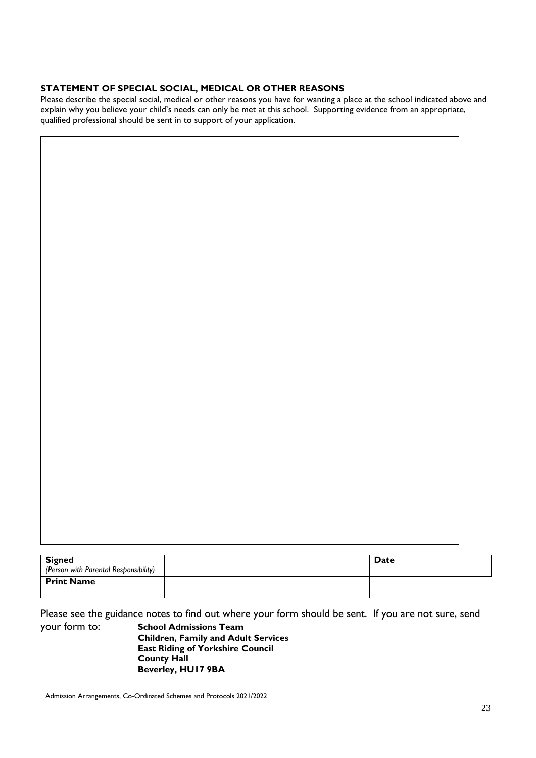**STATEMENT OF SPECIAL SOCIAL, MEDICAL OR OTHER REASONS**

Please describe the special social, medical or other reasons you have for wanting a place at the school indicated above and explain why you believe your child's needs can only be met at this school. Supporting evidence from an appropriate, qualified professional should be sent in to support of your application.

| | |
|---|---|
| | |

| **Signed** *(Person with Parental Responsibility)* | | **Date** | |
|---|---|---|---|
| **Print Name** | | | |

Please see the guidance notes to find out where your form should be sent. If you are not sure, send your form to:

**School Admissions Team**
**Children, Family and Adult Services**
**East Riding of Yorkshire Council**
**County Hall**
**Beverley, HU17 9BA**

Admission Arrangements, Co-Ordinated Schemes and Protocols 2021/2022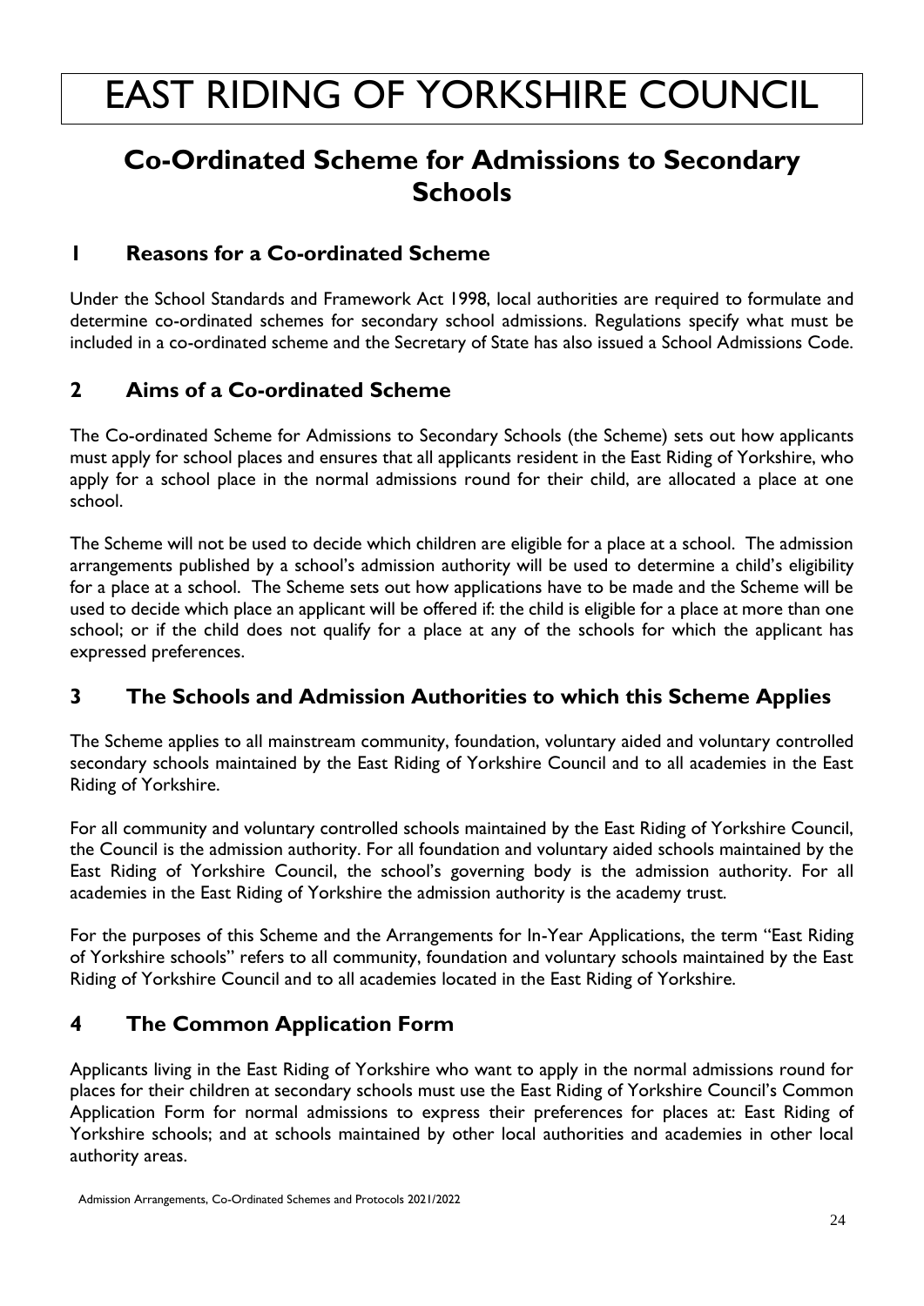# EAST RIDING OF YORKSHIRE COUNCIL

## Co-Ordinated Scheme for Admissions to Secondary Schools

### 1 Reasons for a Co-ordinated Scheme

Under the School Standards and Framework Act 1998, local authorities are required to formulate and determine co-ordinated schemes for secondary school admissions. Regulations specify what must be included in a co-ordinated scheme and the Secretary of State has also issued a School Admissions Code.

### 2 Aims of a Co-ordinated Scheme

The Co-ordinated Scheme for Admissions to Secondary Schools (the Scheme) sets out how applicants must apply for school places and ensures that all applicants resident in the East Riding of Yorkshire, who apply for a school place in the normal admissions round for their child, are allocated a place at one school.

The Scheme will not be used to decide which children are eligible for a place at a school. The admission arrangements published by a school's admission authority will be used to determine a child's eligibility for a place at a school. The Scheme sets out how applications have to be made and the Scheme will be used to decide which place an applicant will be offered if: the child is eligible for a place at more than one school; or if the child does not qualify for a place at any of the schools for which the applicant has expressed preferences.

### 3 The Schools and Admission Authorities to which this Scheme Applies

The Scheme applies to all mainstream community, foundation, voluntary aided and voluntary controlled secondary schools maintained by the East Riding of Yorkshire Council and to all academies in the East Riding of Yorkshire.

For all community and voluntary controlled schools maintained by the East Riding of Yorkshire Council, the Council is the admission authority. For all foundation and voluntary aided schools maintained by the East Riding of Yorkshire Council, the school's governing body is the admission authority. For all academies in the East Riding of Yorkshire the admission authority is the academy trust.

For the purposes of this Scheme and the Arrangements for In-Year Applications, the term "East Riding of Yorkshire schools" refers to all community, foundation and voluntary schools maintained by the East Riding of Yorkshire Council and to all academies located in the East Riding of Yorkshire.

### 4 The Common Application Form

Applicants living in the East Riding of Yorkshire who want to apply in the normal admissions round for places for their children at secondary schools must use the East Riding of Yorkshire Council's Common Application Form for normal admissions to express their preferences for places at: East Riding of Yorkshire schools; and at schools maintained by other local authorities and academies in other local authority areas.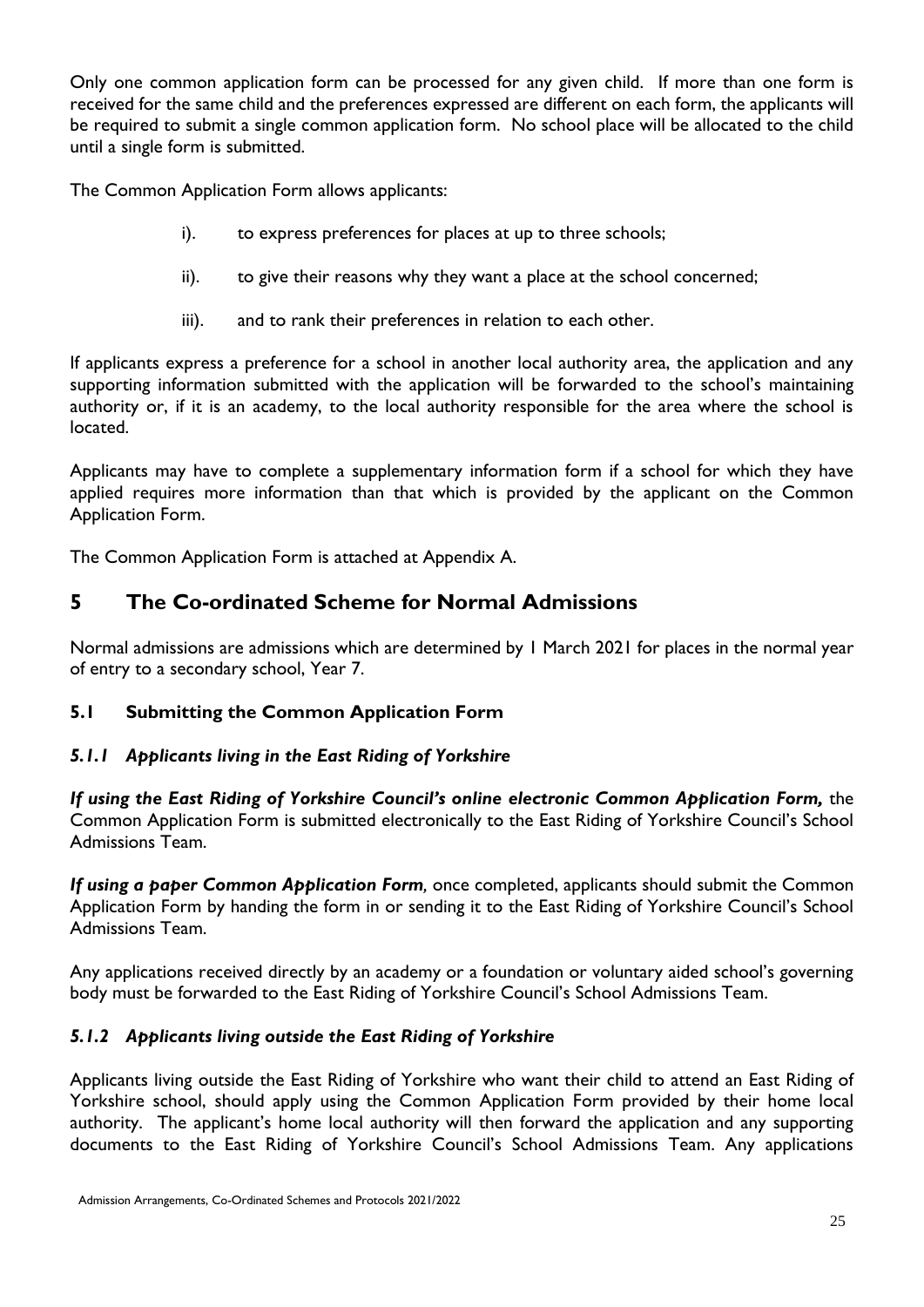Only one common application form can be processed for any given child. If more than one form is received for the same child and the preferences expressed are different on each form, the applicants will be required to submit a single common application form. No school place will be allocated to the child until a single form is submitted.

The Common Application Form allows applicants:

i). to express preferences for places at up to three schools;

ii). to give their reasons why they want a place at the school concerned;

iii). and to rank their preferences in relation to each other.

If applicants express a preference for a school in another local authority area, the application and any supporting information submitted with the application will be forwarded to the school's maintaining authority or, if it is an academy, to the local authority responsible for the area where the school is located.

Applicants may have to complete a supplementary information form if a school for which they have applied requires more information than that which is provided by the applicant on the Common Application Form.

The Common Application Form is attached at Appendix A.

# 5 The Co-ordinated Scheme for Normal Admissions

Normal admissions are admissions which are determined by 1 March 2021 for places in the normal year of entry to a secondary school, Year 7.

## 5.1 Submitting the Common Application Form

### *5.1.1 Applicants living in the East Riding of Yorkshire*

***If using the East Riding of Yorkshire Council's online electronic Common Application Form,*** the Common Application Form is submitted electronically to the East Riding of Yorkshire Council's School Admissions Team.

***If using a paper Common Application Form***, once completed, applicants should submit the Common Application Form by handing the form in or sending it to the East Riding of Yorkshire Council's School Admissions Team.

Any applications received directly by an academy or a foundation or voluntary aided school's governing body must be forwarded to the East Riding of Yorkshire Council's School Admissions Team.

### *5.1.2 Applicants living outside the East Riding of Yorkshire*

Applicants living outside the East Riding of Yorkshire who want their child to attend an East Riding of Yorkshire school, should apply using the Common Application Form provided by their home local authority. The applicant's home local authority will then forward the application and any supporting documents to the East Riding of Yorkshire Council's School Admissions Team. Any applications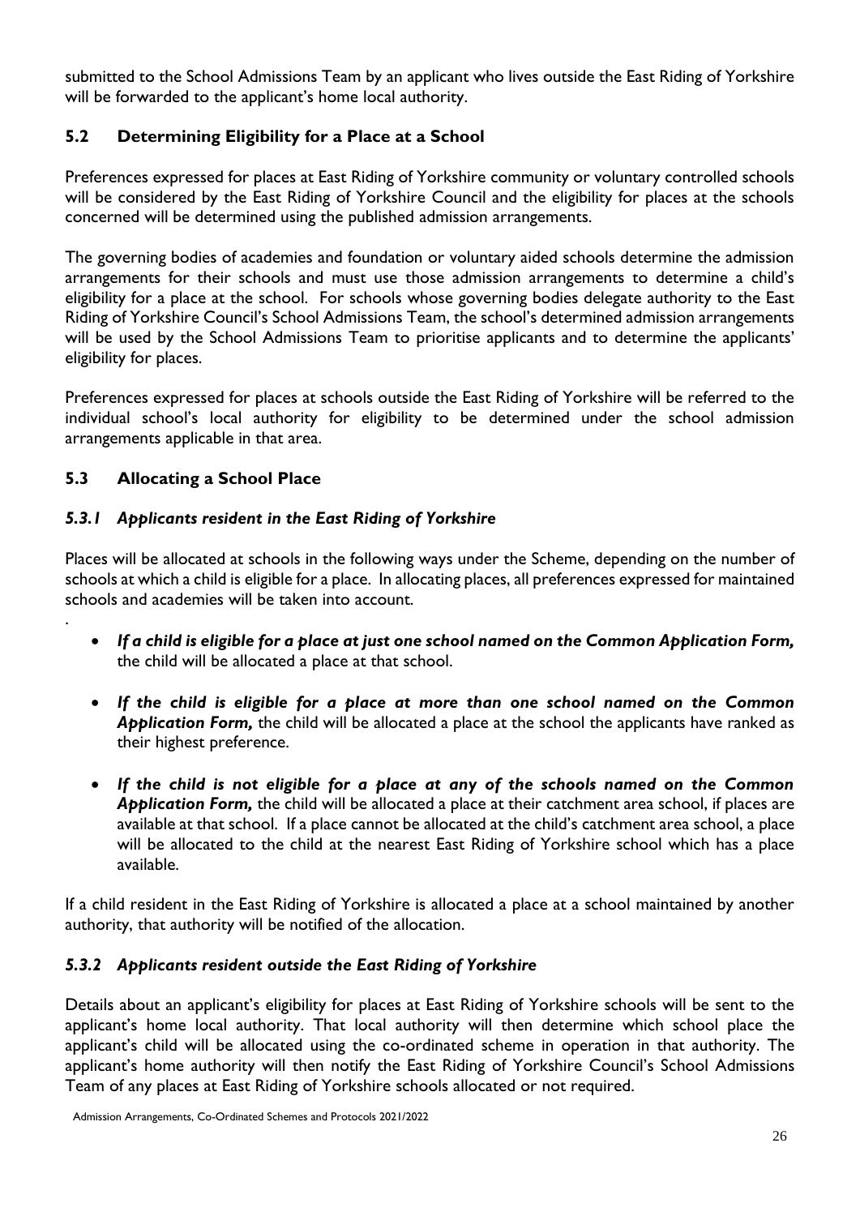submitted to the School Admissions Team by an applicant who lives outside the East Riding of Yorkshire will be forwarded to the applicant's home local authority.

## 5.2 Determining Eligibility for a Place at a School

Preferences expressed for places at East Riding of Yorkshire community or voluntary controlled schools will be considered by the East Riding of Yorkshire Council and the eligibility for places at the schools concerned will be determined using the published admission arrangements.

The governing bodies of academies and foundation or voluntary aided schools determine the admission arrangements for their schools and must use those admission arrangements to determine a child's eligibility for a place at the school. For schools whose governing bodies delegate authority to the East Riding of Yorkshire Council's School Admissions Team, the school's determined admission arrangements will be used by the School Admissions Team to prioritise applicants and to determine the applicants' eligibility for places.

Preferences expressed for places at schools outside the East Riding of Yorkshire will be referred to the individual school's local authority for eligibility to be determined under the school admission arrangements applicable in that area.

## 5.3 Allocating a School Place

### *5.3.1 Applicants resident in the East Riding of Yorkshire*

Places will be allocated at schools in the following ways under the Scheme, depending on the number of schools at which a child is eligible for a place. In allocating places, all preferences expressed for maintained schools and academies will be taken into account.

- ***If a child is eligible for a place at just one school named on the Common Application Form,*** the child will be allocated a place at that school.
- ***If the child is eligible for a place at more than one school named on the Common Application Form,*** the child will be allocated a place at the school the applicants have ranked as their highest preference.
- ***If the child is not eligible for a place at any of the schools named on the Common Application Form,*** the child will be allocated a place at their catchment area school, if places are available at that school. If a place cannot be allocated at the child's catchment area school, a place will be allocated to the child at the nearest East Riding of Yorkshire school which has a place available.

If a child resident in the East Riding of Yorkshire is allocated a place at a school maintained by another authority, that authority will be notified of the allocation.

### *5.3.2 Applicants resident outside the East Riding of Yorkshire*

Details about an applicant's eligibility for places at East Riding of Yorkshire schools will be sent to the applicant's home local authority. That local authority will then determine which school place the applicant's child will be allocated using the co-ordinated scheme in operation in that authority. The applicant's home authority will then notify the East Riding of Yorkshire Council's School Admissions Team of any places at East Riding of Yorkshire schools allocated or not required.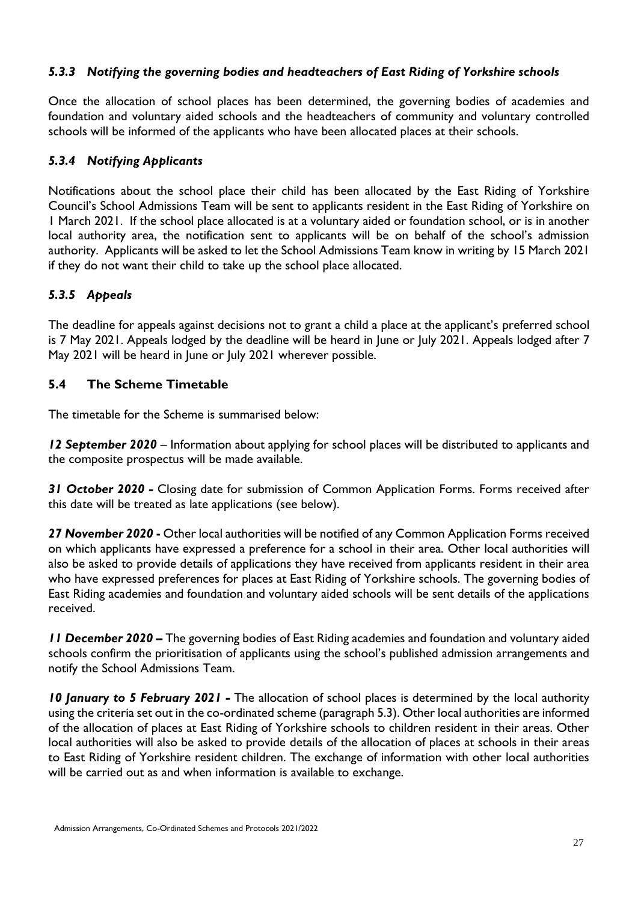### *5.3.3 Notifying the governing bodies and headteachers of East Riding of Yorkshire schools*

Once the allocation of school places has been determined, the governing bodies of academies and foundation and voluntary aided schools and the headteachers of community and voluntary controlled schools will be informed of the applicants who have been allocated places at their schools.

### *5.3.4 Notifying Applicants*

Notifications about the school place their child has been allocated by the East Riding of Yorkshire Council's School Admissions Team will be sent to applicants resident in the East Riding of Yorkshire on 1 March 2021. If the school place allocated is at a voluntary aided or foundation school, or is in another local authority area, the notification sent to applicants will be on behalf of the school's admission authority. Applicants will be asked to let the School Admissions Team know in writing by 15 March 2021 if they do not want their child to take up the school place allocated.

### *5.3.5 Appeals*

The deadline for appeals against decisions not to grant a child a place at the applicant's preferred school is 7 May 2021. Appeals lodged by the deadline will be heard in June or July 2021. Appeals lodged after 7 May 2021 will be heard in June or July 2021 wherever possible.

## 5.4 The Scheme Timetable

The timetable for the Scheme is summarised below:

***12 September 2020*** – Information about applying for school places will be distributed to applicants and the composite prospectus will be made available.

***31 October 2020 -*** Closing date for submission of Common Application Forms. Forms received after this date will be treated as late applications (see below).

***27 November 2020 -*** Other local authorities will be notified of any Common Application Forms received on which applicants have expressed a preference for a school in their area. Other local authorities will also be asked to provide details of applications they have received from applicants resident in their area who have expressed preferences for places at East Riding of Yorkshire schools. The governing bodies of East Riding academies and foundation and voluntary aided schools will be sent details of the applications received.

***11 December 2020 –*** The governing bodies of East Riding academies and foundation and voluntary aided schools confirm the prioritisation of applicants using the school's published admission arrangements and notify the School Admissions Team.

***10 January to 5 February 2021 -*** The allocation of school places is determined by the local authority using the criteria set out in the co-ordinated scheme (paragraph 5.3). Other local authorities are informed of the allocation of places at East Riding of Yorkshire schools to children resident in their areas. Other local authorities will also be asked to provide details of the allocation of places at schools in their areas to East Riding of Yorkshire resident children. The exchange of information with other local authorities will be carried out as and when information is available to exchange.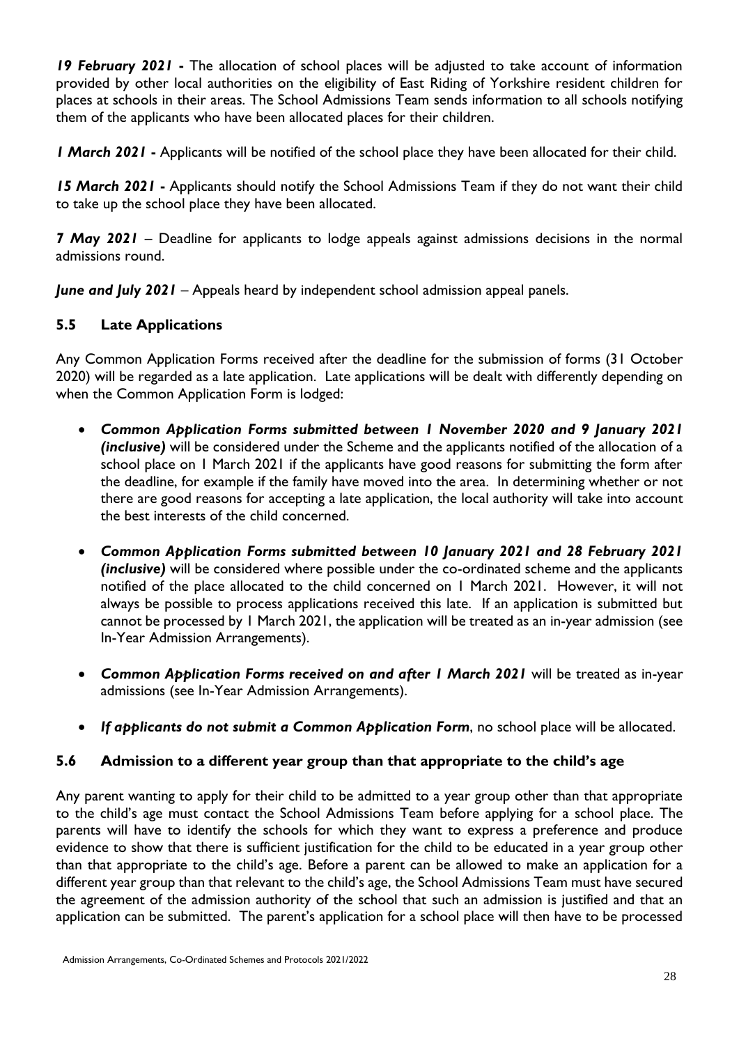***19 February 2021 -*** The allocation of school places will be adjusted to take account of information provided by other local authorities on the eligibility of East Riding of Yorkshire resident children for places at schools in their areas. The School Admissions Team sends information to all schools notifying them of the applicants who have been allocated places for their children.

***1 March 2021 -*** Applicants will be notified of the school place they have been allocated for their child.

***15 March 2021 -*** Applicants should notify the School Admissions Team if they do not want their child to take up the school place they have been allocated.

***7 May 2021*** – Deadline for applicants to lodge appeals against admissions decisions in the normal admissions round.

***June and July 2021*** – Appeals heard by independent school admission appeal panels.

### 5.5 Late Applications

Any Common Application Forms received after the deadline for the submission of forms (31 October 2020) will be regarded as a late application. Late applications will be dealt with differently depending on when the Common Application Form is lodged:

- ***Common Application Forms submitted between 1 November 2020 and 9 January 2021 (inclusive)*** will be considered under the Scheme and the applicants notified of the allocation of a school place on 1 March 2021 if the applicants have good reasons for submitting the form after the deadline, for example if the family have moved into the area. In determining whether or not there are good reasons for accepting a late application, the local authority will take into account the best interests of the child concerned.

- ***Common Application Forms submitted between 10 January 2021 and 28 February 2021 (inclusive)*** will be considered where possible under the co-ordinated scheme and the applicants notified of the place allocated to the child concerned on 1 March 2021. However, it will not always be possible to process applications received this late. If an application is submitted but cannot be processed by 1 March 2021, the application will be treated as an in-year admission (see In-Year Admission Arrangements).

- ***Common Application Forms received on and after 1 March 2021*** will be treated as in-year admissions (see In-Year Admission Arrangements).

- ***If applicants do not submit a Common Application Form***, no school place will be allocated.

### 5.6 Admission to a different year group than that appropriate to the child's age

Any parent wanting to apply for their child to be admitted to a year group other than that appropriate to the child's age must contact the School Admissions Team before applying for a school place. The parents will have to identify the schools for which they want to express a preference and produce evidence to show that there is sufficient justification for the child to be educated in a year group other than that appropriate to the child's age. Before a parent can be allowed to make an application for a different year group than that relevant to the child's age, the School Admissions Team must have secured the agreement of the admission authority of the school that such an admission is justified and that an application can be submitted. The parent's application for a school place will then have to be processed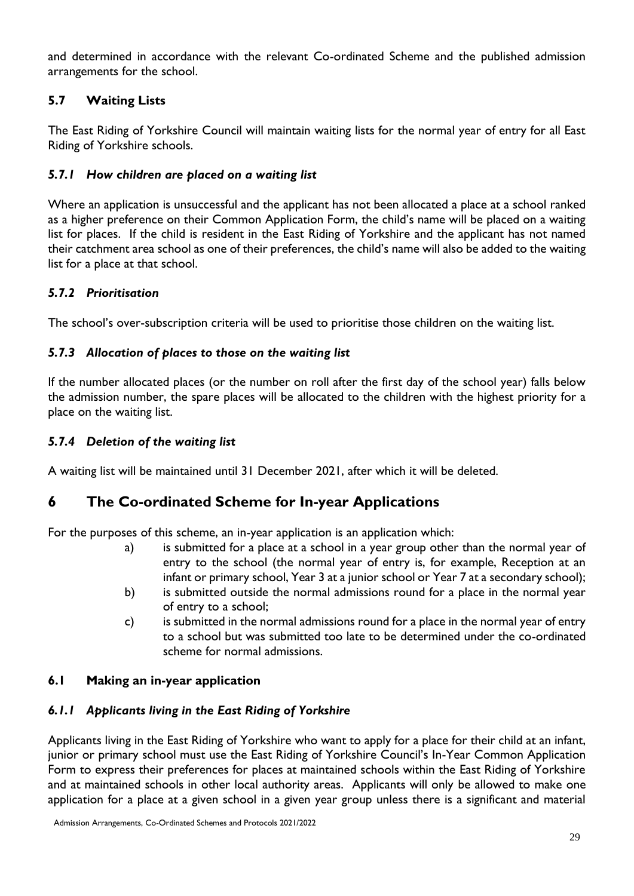and determined in accordance with the relevant Co-ordinated Scheme and the published admission arrangements for the school.

### 5.7 Waiting Lists

The East Riding of Yorkshire Council will maintain waiting lists for the normal year of entry for all East Riding of Yorkshire schools.

#### *5.7.1 How children are placed on a waiting list*

Where an application is unsuccessful and the applicant has not been allocated a place at a school ranked as a higher preference on their Common Application Form, the child's name will be placed on a waiting list for places. If the child is resident in the East Riding of Yorkshire and the applicant has not named their catchment area school as one of their preferences, the child's name will also be added to the waiting list for a place at that school.

#### *5.7.2 Prioritisation*

The school's over-subscription criteria will be used to prioritise those children on the waiting list.

#### *5.7.3 Allocation of places to those on the waiting list*

If the number allocated places (or the number on roll after the first day of the school year) falls below the admission number, the spare places will be allocated to the children with the highest priority for a place on the waiting list.

#### *5.7.4 Deletion of the waiting list*

A waiting list will be maintained until 31 December 2021, after which it will be deleted.

## 6 The Co-ordinated Scheme for In-year Applications

For the purposes of this scheme, an in-year application is an application which:

a) is submitted for a place at a school in a year group other than the normal year of entry to the school (the normal year of entry is, for example, Reception at an infant or primary school, Year 3 at a junior school or Year 7 at a secondary school);

b) is submitted outside the normal admissions round for a place in the normal year of entry to a school;

c) is submitted in the normal admissions round for a place in the normal year of entry to a school but was submitted too late to be determined under the co-ordinated scheme for normal admissions.

### 6.1 Making an in-year application

#### *6.1.1 Applicants living in the East Riding of Yorkshire*

Applicants living in the East Riding of Yorkshire who want to apply for a place for their child at an infant, junior or primary school must use the East Riding of Yorkshire Council's In-Year Common Application Form to express their preferences for places at maintained schools within the East Riding of Yorkshire and at maintained schools in other local authority areas. Applicants will only be allowed to make one application for a place at a given school in a given year group unless there is a significant and material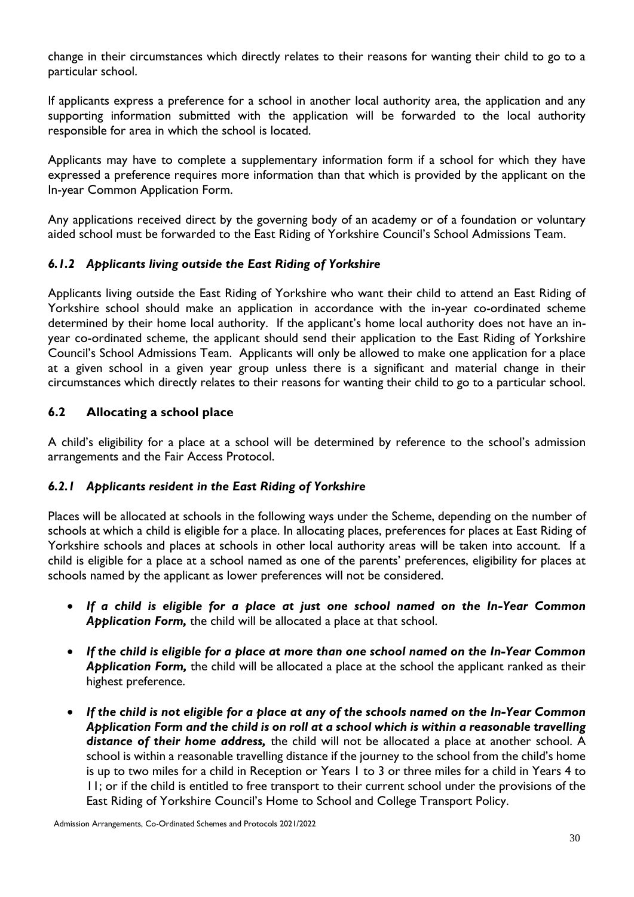change in their circumstances which directly relates to their reasons for wanting their child to go to a particular school.

If applicants express a preference for a school in another local authority area, the application and any supporting information submitted with the application will be forwarded to the local authority responsible for area in which the school is located.

Applicants may have to complete a supplementary information form if a school for which they have expressed a preference requires more information than that which is provided by the applicant on the In-year Common Application Form.

Any applications received direct by the governing body of an academy or of a foundation or voluntary aided school must be forwarded to the East Riding of Yorkshire Council's School Admissions Team.

#### *6.1.2 Applicants living outside the East Riding of Yorkshire*

Applicants living outside the East Riding of Yorkshire who want their child to attend an East Riding of Yorkshire school should make an application in accordance with the in-year co-ordinated scheme determined by their home local authority. If the applicant's home local authority does not have an in-year co-ordinated scheme, the applicant should send their application to the East Riding of Yorkshire Council's School Admissions Team. Applicants will only be allowed to make one application for a place at a given school in a given year group unless there is a significant and material change in their circumstances which directly relates to their reasons for wanting their child to go to a particular school.

### 6.2 Allocating a school place

A child's eligibility for a place at a school will be determined by reference to the school's admission arrangements and the Fair Access Protocol.

#### *6.2.1 Applicants resident in the East Riding of Yorkshire*

Places will be allocated at schools in the following ways under the Scheme, depending on the number of schools at which a child is eligible for a place. In allocating places, preferences for places at East Riding of Yorkshire schools and places at schools in other local authority areas will be taken into account. If a child is eligible for a place at a school named as one of the parents' preferences, eligibility for places at schools named by the applicant as lower preferences will not be considered.

- ***If a child is eligible for a place at just one school named on the In-Year Common Application Form,*** the child will be allocated a place at that school.
- ***If the child is eligible for a place at more than one school named on the In-Year Common Application Form,*** the child will be allocated a place at the school the applicant ranked as their highest preference.
- ***If the child is not eligible for a place at any of the schools named on the In-Year Common Application Form and the child is on roll at a school which is within a reasonable travelling distance of their home address,*** the child will not be allocated a place at another school. A school is within a reasonable travelling distance if the journey to the school from the child's home is up to two miles for a child in Reception or Years 1 to 3 or three miles for a child in Years 4 to 11; or if the child is entitled to free transport to their current school under the provisions of the East Riding of Yorkshire Council's Home to School and College Transport Policy.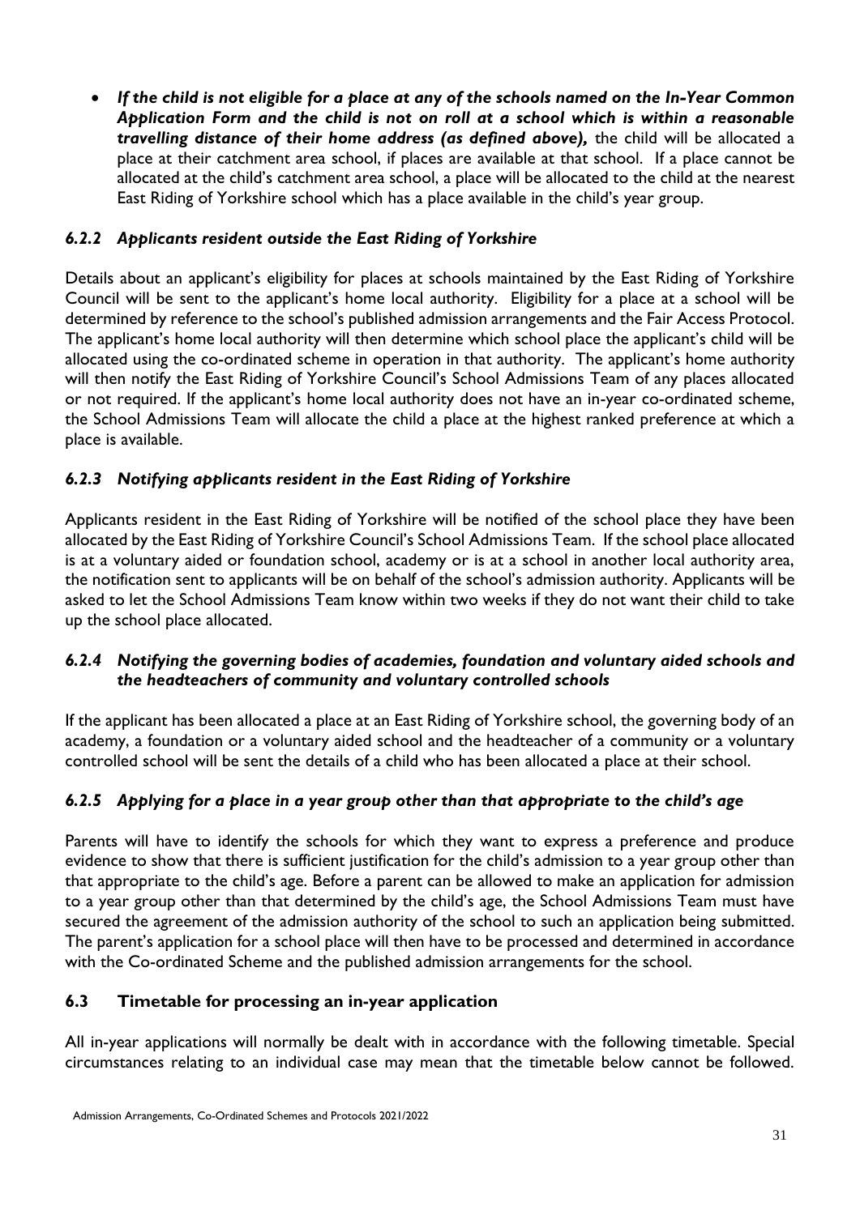- ***If the child is not eligible for a place at any of the schools named on the In-Year Common Application Form and the child is not on roll at a school which is within a reasonable travelling distance of their home address (as defined above),*** the child will be allocated a place at their catchment area school, if places are available at that school. If a place cannot be allocated at the child's catchment area school, a place will be allocated to the child at the nearest East Riding of Yorkshire school which has a place available in the child's year group.

### *6.2.2 Applicants resident outside the East Riding of Yorkshire*

Details about an applicant's eligibility for places at schools maintained by the East Riding of Yorkshire Council will be sent to the applicant's home local authority. Eligibility for a place at a school will be determined by reference to the school's published admission arrangements and the Fair Access Protocol. The applicant's home local authority will then determine which school place the applicant's child will be allocated using the co-ordinated scheme in operation in that authority. The applicant's home authority will then notify the East Riding of Yorkshire Council's School Admissions Team of any places allocated or not required. If the applicant's home local authority does not have an in-year co-ordinated scheme, the School Admissions Team will allocate the child a place at the highest ranked preference at which a place is available.

### *6.2.3 Notifying applicants resident in the East Riding of Yorkshire*

Applicants resident in the East Riding of Yorkshire will be notified of the school place they have been allocated by the East Riding of Yorkshire Council's School Admissions Team. If the school place allocated is at a voluntary aided or foundation school, academy or is at a school in another local authority area, the notification sent to applicants will be on behalf of the school's admission authority. Applicants will be asked to let the School Admissions Team know within two weeks if they do not want their child to take up the school place allocated.

### *6.2.4 Notifying the governing bodies of academies, foundation and voluntary aided schools and the headteachers of community and voluntary controlled schools*

If the applicant has been allocated a place at an East Riding of Yorkshire school, the governing body of an academy, a foundation or a voluntary aided school and the headteacher of a community or a voluntary controlled school will be sent the details of a child who has been allocated a place at their school.

### *6.2.5 Applying for a place in a year group other than that appropriate to the child's age*

Parents will have to identify the schools for which they want to express a preference and produce evidence to show that there is sufficient justification for the child's admission to a year group other than that appropriate to the child's age. Before a parent can be allowed to make an application for admission to a year group other than that determined by the child's age, the School Admissions Team must have secured the agreement of the admission authority of the school to such an application being submitted. The parent's application for a school place will then have to be processed and determined in accordance with the Co-ordinated Scheme and the published admission arrangements for the school.

## 6.3 Timetable for processing an in-year application

All in-year applications will normally be dealt with in accordance with the following timetable. Special circumstances relating to an individual case may mean that the timetable below cannot be followed.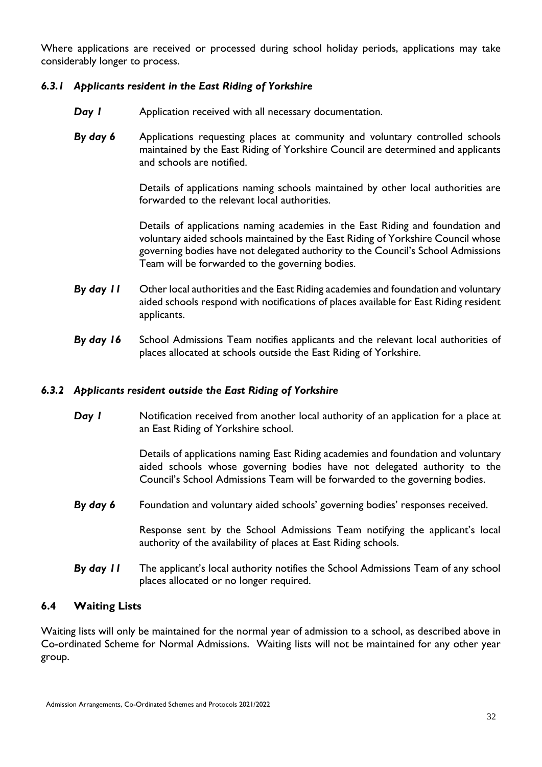Where applications are received or processed during school holiday periods, applications may take considerably longer to process.

### *6.3.1 Applicants resident in the East Riding of Yorkshire*

***Day 1*** Application received with all necessary documentation.

***By day 6*** Applications requesting places at community and voluntary controlled schools maintained by the East Riding of Yorkshire Council are determined and applicants and schools are notified.

Details of applications naming schools maintained by other local authorities are forwarded to the relevant local authorities.

Details of applications naming academies in the East Riding and foundation and voluntary aided schools maintained by the East Riding of Yorkshire Council whose governing bodies have not delegated authority to the Council's School Admissions Team will be forwarded to the governing bodies.

***By day 11*** Other local authorities and the East Riding academies and foundation and voluntary aided schools respond with notifications of places available for East Riding resident applicants.

***By day 16*** School Admissions Team notifies applicants and the relevant local authorities of places allocated at schools outside the East Riding of Yorkshire.

### *6.3.2 Applicants resident outside the East Riding of Yorkshire*

***Day 1*** Notification received from another local authority of an application for a place at an East Riding of Yorkshire school.

Details of applications naming East Riding academies and foundation and voluntary aided schools whose governing bodies have not delegated authority to the Council's School Admissions Team will be forwarded to the governing bodies.

***By day 6*** Foundation and voluntary aided schools' governing bodies' responses received.

Response sent by the School Admissions Team notifying the applicant's local authority of the availability of places at East Riding schools.

***By day 11*** The applicant's local authority notifies the School Admissions Team of any school places allocated or no longer required.

## **6.4 Waiting Lists**

Waiting lists will only be maintained for the normal year of admission to a school, as described above in Co-ordinated Scheme for Normal Admissions. Waiting lists will not be maintained for any other year group.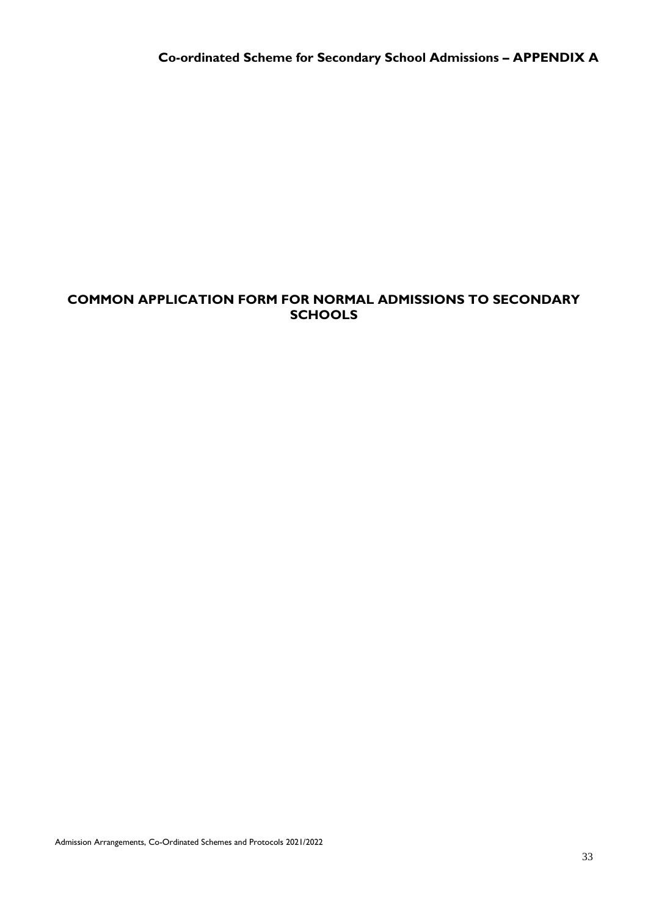# Co-ordinated Scheme for Secondary School Admissions – APPENDIX A

## COMMON APPLICATION FORM FOR NORMAL ADMISSIONS TO SECONDARY SCHOOLS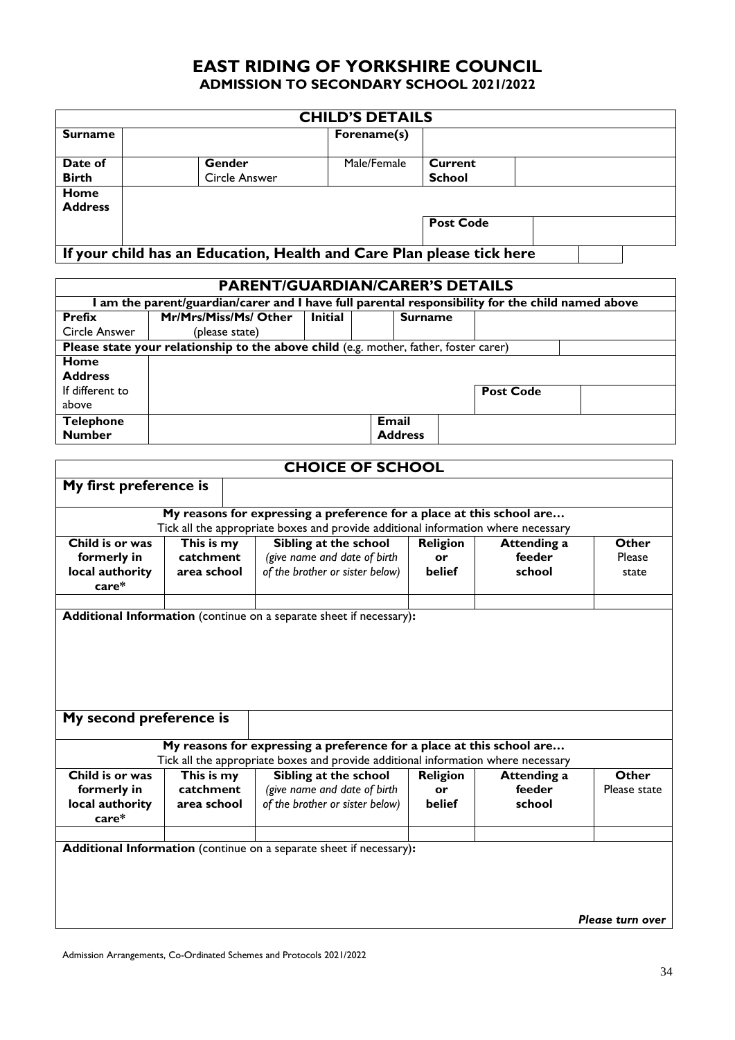# EAST RIDING OF YORKSHIRE COUNCIL

## ADMISSION TO SECONDARY SCHOOL 2021/2022

| **CHILD'S DETAILS** | | | | | | |
|---|---|---|---|---|---|---|
| **Surname** | | | **Forename(s)** | | | |
| **Date of Birth** | | **Gender** Circle Answer | Male/Female | **Current School** | | |
| **Home Address** | | | | | | |
| | | | | **Post Code** | | |
| **If your child has an Education, Health and Care Plan please tick here** | | | | | | |

| **PARENT/GUARDIAN/CARER'S DETAILS** | | | | | | | |
|---|---|---|---|---|---|---|---|
| **I am the parent/guardian/carer and I have full parental responsibility for the child named above** | | | | | | | |
| **Prefix** Circle Answer | **Mr/Mrs/Miss/Ms/ Other** (please state) | **Initial** | | **Surname** | | | |
| **Please state your relationship to the above child** (e.g. mother, father, foster carer) | | | | | | | |
| **Home Address** If different to above | | | | | | | |
| | | | | | **Post Code** | | |
| **Telephone Number** | | | | **Email Address** | | | |

| **CHOICE OF SCHOOL** | | | | | |
|---|---|---|---|---|---|
| **My first preference is** | | | | | |
| **My reasons for expressing a preference for a place at this school are…** Tick all the appropriate boxes and provide additional information where necessary | | | | | |
| **Child is or was formerly in local authority care*** | **This is my catchment area school** | **Sibling at the school** *(give name and date of birth of the brother or sister below)* | **Religion or belief** | **Attending a feeder school** | **Other** Please state |
| | | | | | |
| **Additional Information** (continue on a separate sheet if necessary)**:** | | | | | |
| **My second preference is** | | | | | |
| **My reasons for expressing a preference for a place at this school are…** Tick all the appropriate boxes and provide additional information where necessary | | | | | |
| **Child is or was formerly in local authority care*** | **This is my catchment area school** | **Sibling at the school** *(give name and date of birth of the brother or sister below)* | **Religion or belief** | **Attending a feeder school** | **Other** Please state |
| | | | | | |
| **Additional Information** (continue on a separate sheet if necessary)**:** | | | | | |

***Please turn over***

Admission Arrangements, Co-Ordinated Schemes and Protocols 2021/2022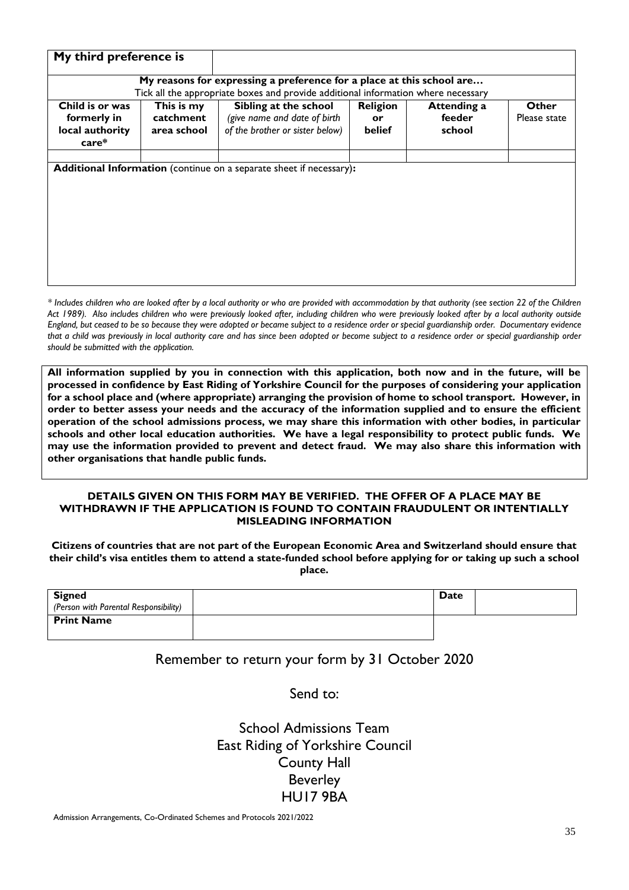| **My third preference is** | | | | | |
|---|---|---|---|---|---|
| **My reasons for expressing a preference for a place at this school are…** Tick all the appropriate boxes and provide additional information where necessary | | | | | |
| **Child is or was formerly in local authority care*** | **This is my catchment area school** | **Sibling at the school** *(give name and date of birth of the brother or sister below)* | **Religion or belief** | **Attending a feeder school** | **Other** Please state |
| | | | | | |
| **Additional Information** (continue on a separate sheet if necessary)**:** | | | | | |

*\* Includes children who are looked after by a local authority or who are provided with accommodation by that authority (see section 22 of the Children Act 1989). Also includes children who were previously looked after, including children who were previously looked after by a local authority outside England, but ceased to be so because they were adopted or became subject to a residence order or special guardianship order. Documentary evidence that a child was previously in local authority care and has since been adopted or become subject to a residence order or special guardianship order should be submitted with the application.*

**All information supplied by you in connection with this application, both now and in the future, will be processed in confidence by East Riding of Yorkshire Council for the purposes of considering your application for a school place and (where appropriate) arranging the provision of home to school transport. However, in order to better assess your needs and the accuracy of the information supplied and to ensure the efficient operation of the school admissions process, we may share this information with other bodies, in particular schools and other local education authorities. We have a legal responsibility to protect public funds. We may use the information provided to prevent and detect fraud. We may also share this information with other organisations that handle public funds.**

**DETAILS GIVEN ON THIS FORM MAY BE VERIFIED. THE OFFER OF A PLACE MAY BE WITHDRAWN IF THE APPLICATION IS FOUND TO CONTAIN FRAUDULENT OR INTENTIALLY MISLEADING INFORMATION**

**Citizens of countries that are not part of the European Economic Area and Switzerland should ensure that their child's visa entitles them to attend a state-funded school before applying for or taking up such a school place.**

| **Signed** *(Person with Parental Responsibility)* | | **Date** | |
|---|---|---|---|
| **Print Name** | | | |

Remember to return your form by 31 October 2020

Send to:

School Admissions Team
East Riding of Yorkshire Council
County Hall
Beverley
HU17 9BA

Admission Arrangements, Co-Ordinated Schemes and Protocols 2021/2022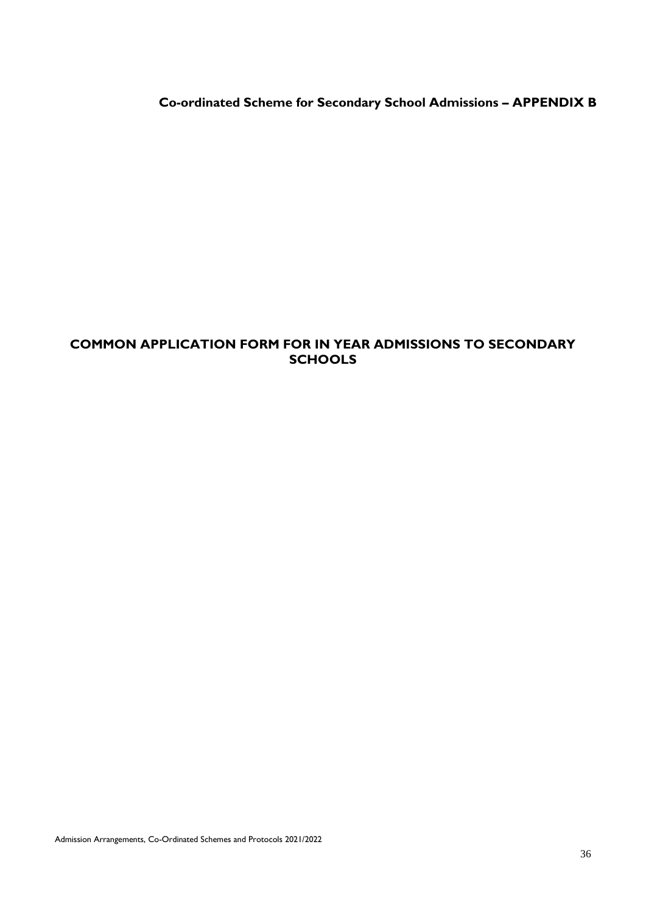**Co-ordinated Scheme for Secondary School Admissions – APPENDIX B**

# COMMON APPLICATION FORM FOR IN YEAR ADMISSIONS TO SECONDARY SCHOOLS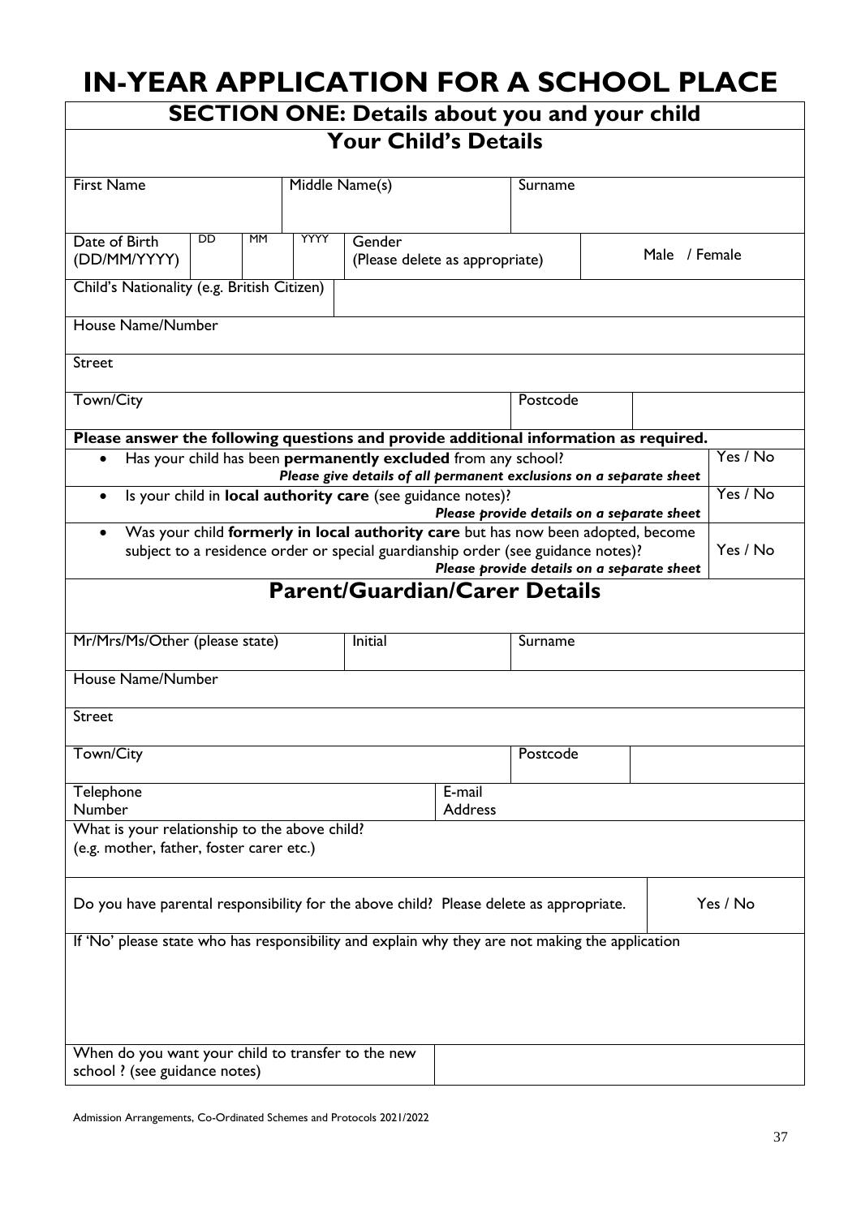# IN-YEAR APPLICATION FOR A SCHOOL PLACE

## SECTION ONE: Details about you and your child

### Your Child's Details

| First Name | Middle Name(s) | Surname |
|---|---|---|
| | | |

| Date of Birth (DD/MM/YYYY) | DD | MM | YYYY | Gender (Please delete as appropriate) | Male / Female |
|---|---|---|---|---|---|

| Child's Nationality (e.g. British Citizen) | |
|---|---|

| House Name/Number |
|---|
| Street |

| Town/City | Postcode | |
|---|---|---|

**Please answer the following questions and provide additional information as required.**

| Question | |
|---|---|
| • Has your child has been **permanently excluded** from any school? *Please give details of all permanent exclusions on a separate sheet* | Yes / No |
| • Is your child in **local authority care** (see guidance notes)? *Please provide details on a separate sheet* | Yes / No |
| • Was your child **formerly in local authority care** but has now been adopted, become subject to a residence order or special guardianship order (see guidance notes)? *Please provide details on a separate sheet* | Yes / No |

### Parent/Guardian/Carer Details

| Mr/Mrs/Ms/Other (please state) | Initial | Surname |
|---|---|---|
| | | |

| House Name/Number |
|---|
| Street |

| Town/City | Postcode | |
|---|---|---|

| Telephone Number | | E-mail Address | |
|---|---|---|---|

| What is your relationship to the above child? (e.g. mother, father, foster carer etc.) |
|---|
| |

| Do you have parental responsibility for the above child? Please delete as appropriate. | Yes / No |
|---|---|

| If 'No' please state who has responsibility and explain why they are not making the application |
|---|
| |

| When do you want your child to transfer to the new school ? (see guidance notes) | |
|---|---|

Admission Arrangements, Co-Ordinated Schemes and Protocols 2021/2022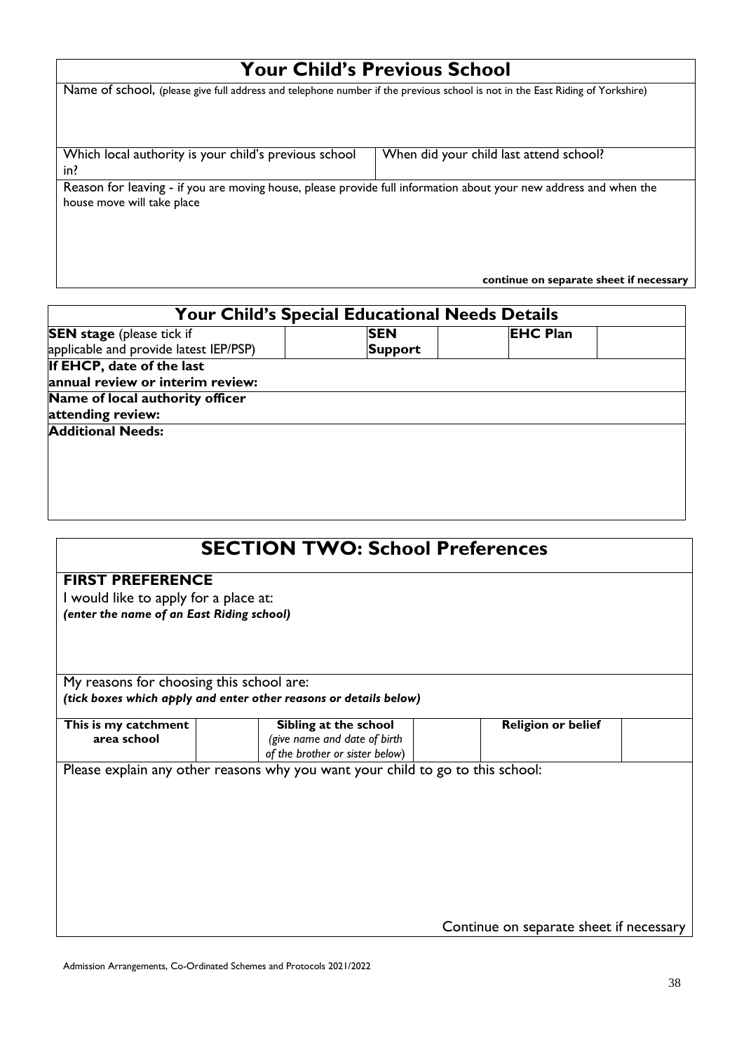## Your Child's Previous School

| Name of school, (please give full address and telephone number if the previous school is not in the East Riding of Yorkshire) | |
|---|---|
| Which local authority is your child's previous school in? | When did your child last attend school? |
| Reason for leaving - if you are moving house, please provide full information about your new address and when the house move will take place<br><br>**continue on separate sheet if necessary** | |

## Your Child's Special Educational Needs Details

| **SEN stage** (please tick if applicable and provide latest IEP/PSP) | | **SEN Support** | | **EHC Plan** | |
|---|---|---|---|---|---|
| **If EHCP, date of the last annual review or interim review:** | | | | | |
| **Name of local authority officer attending review:** | | | | | |
| **Additional Needs:** | | | | | |

## SECTION TWO: School Preferences

**FIRST PREFERENCE**

I would like to apply for a place at:
***(enter the name of an East Riding school)***

My reasons for choosing this school are:
***(tick boxes which apply and enter other reasons or details below)***

| **This is my catchment area school** | | **Sibling at the school** *(give name and date of birth of the brother or sister below)* | | **Religion or belief** | |
|---|---|---|---|---|---|

Please explain any other reasons why you want your child to go to this school:

Continue on separate sheet if necessary

Admission Arrangements, Co-Ordinated Schemes and Protocols 2021/2022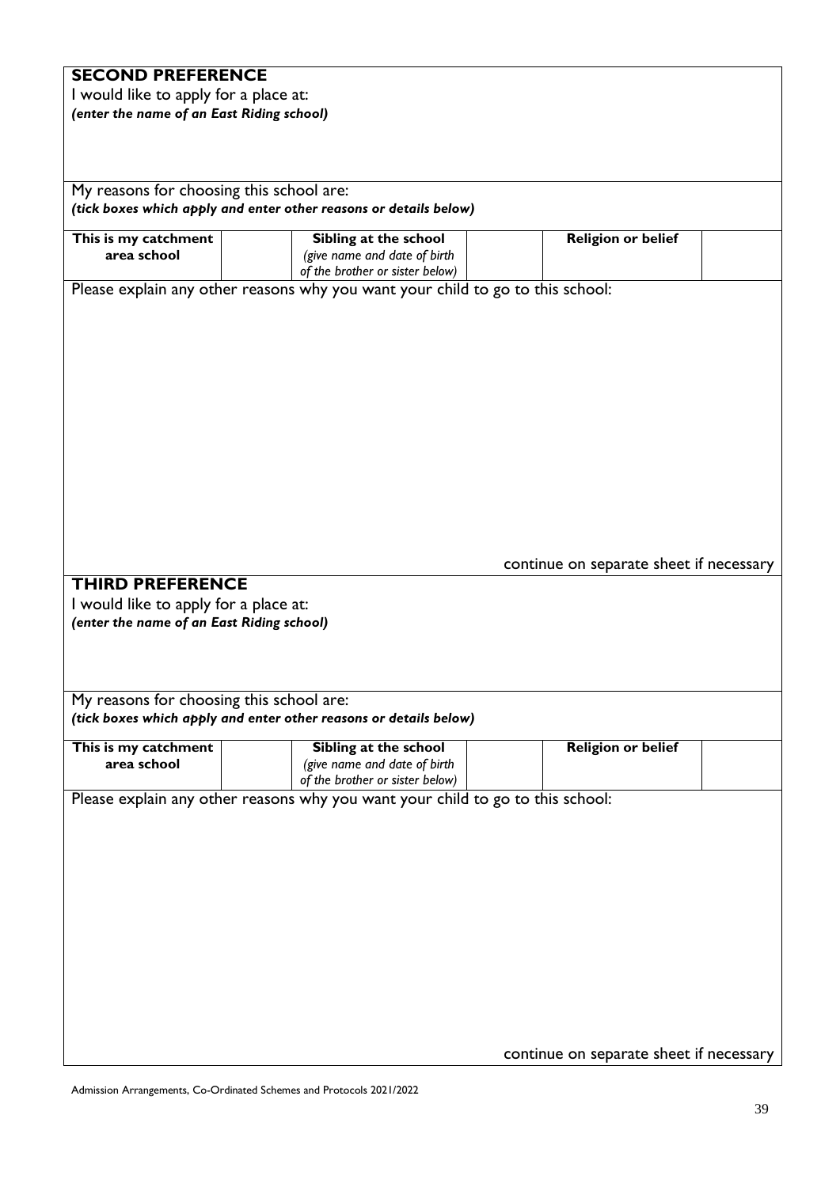## SECOND PREFERENCE

I would like to apply for a place at:
***(enter the name of an East Riding school)***

My reasons for choosing this school are:
***(tick boxes which apply and enter other reasons or details below)***

| **This is my catchment area school** | | **Sibling at the school** *(give name and date of birth of the brother or sister below)* | | **Religion or belief** | |
|---|---|---|---|---|---|

Please explain any other reasons why you want your child to go to this school:

continue on separate sheet if necessary

## THIRD PREFERENCE

I would like to apply for a place at:
***(enter the name of an East Riding school)***

My reasons for choosing this school are:
***(tick boxes which apply and enter other reasons or details below)***

| **This is my catchment area school** | | **Sibling at the school** *(give name and date of birth of the brother or sister below)* | | **Religion or belief** | |
|---|---|---|---|---|---|

Please explain any other reasons why you want your child to go to this school:

continue on separate sheet if necessary

Admission Arrangements, Co-Ordinated Schemes and Protocols 2021/2022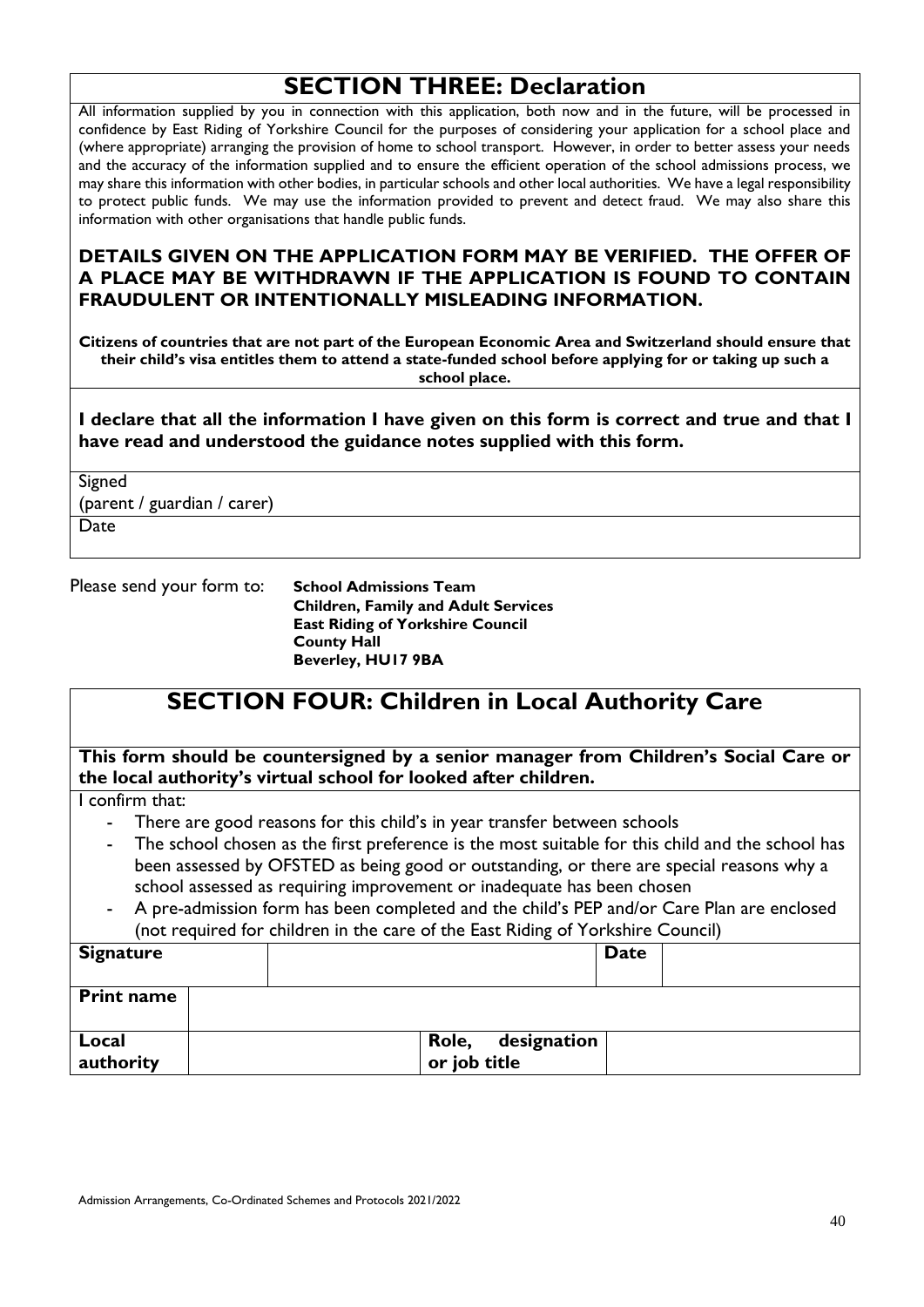## SECTION THREE: Declaration

All information supplied by you in connection with this application, both now and in the future, will be processed in confidence by East Riding of Yorkshire Council for the purposes of considering your application for a school place and (where appropriate) arranging the provision of home to school transport. However, in order to better assess your needs and the accuracy of the information supplied and to ensure the efficient operation of the school admissions process, we may share this information with other bodies, in particular schools and other local authorities. We have a legal responsibility to protect public funds. We may use the information provided to prevent and detect fraud. We may also share this information with other organisations that handle public funds.

**DETAILS GIVEN ON THE APPLICATION FORM MAY BE VERIFIED. THE OFFER OF A PLACE MAY BE WITHDRAWN IF THE APPLICATION IS FOUND TO CONTAIN FRAUDULENT OR INTENTIONALLY MISLEADING INFORMATION.**

**Citizens of countries that are not part of the European Economic Area and Switzerland should ensure that their child's visa entitles them to attend a state-funded school before applying for or taking up such a school place.**

**I declare that all the information I have given on this form is correct and true and that I have read and understood the guidance notes supplied with this form.**

Signed
(parent / guardian / carer)

Date

Please send your form to: **School Admissions Team**
**Children, Family and Adult Services**
**East Riding of Yorkshire Council**
**County Hall**
**Beverley, HU17 9BA**

## SECTION FOUR: Children in Local Authority Care

**This form should be countersigned by a senior manager from Children's Social Care or the local authority's virtual school for looked after children.**

I confirm that:

- There are good reasons for this child's in year transfer between schools
- The school chosen as the first preference is the most suitable for this child and the school has been assessed by OFSTED as being good or outstanding, or there are special reasons why a school assessed as requiring improvement or inadequate has been chosen
- A pre-admission form has been completed and the child's PEP and/or Care Plan are enclosed (not required for children in the care of the East Riding of Yorkshire Council)

| **Signature** | | **Date** | |
|---|---|---|---|
| **Print name** | | | |
| **Local authority** | | **Role, designation or job title** | |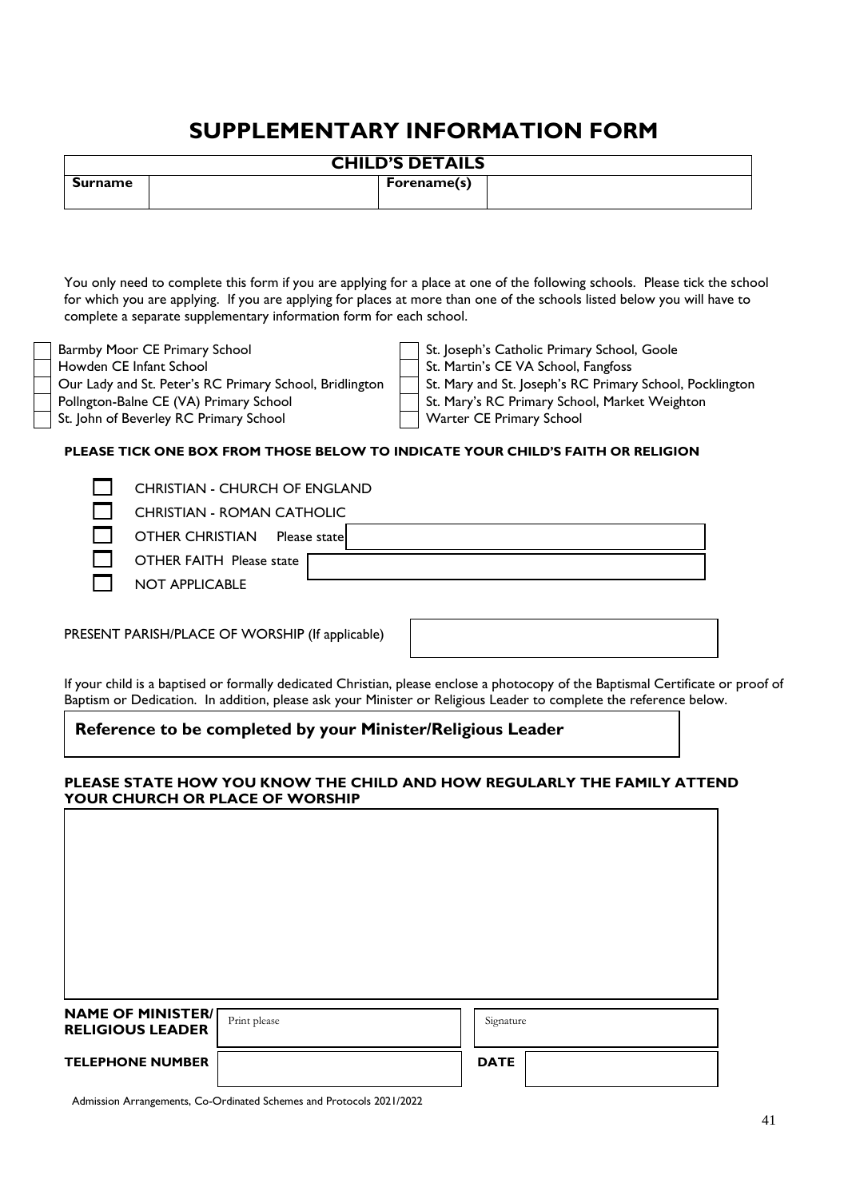# SUPPLEMENTARY INFORMATION FORM

| CHILD'S DETAILS | | | |
|---|---|---|---|
| **Surname** | | **Forename(s)** | |

You only need to complete this form if you are applying for a place at one of the following schools. Please tick the school for which you are applying. If you are applying for places at more than one of the schools listed below you will have to complete a separate supplementary information form for each school.

- ☐ Barmby Moor CE Primary School
- ☐ Howden CE Infant School
- ☐ Our Lady and St. Peter's RC Primary School, Bridlington
- ☐ Pollngton-Balne CE (VA) Primary School
- ☐ St. John of Beverley RC Primary School
- ☐ St. Joseph's Catholic Primary School, Goole
- ☐ St. Martin's CE VA School, Fangfoss
- ☐ St. Mary and St. Joseph's RC Primary School, Pocklington
- ☐ St. Mary's RC Primary School, Market Weighton
- ☐ Warter CE Primary School

**PLEASE TICK ONE BOX FROM THOSE BELOW TO INDICATE YOUR CHILD'S FAITH OR RELIGION**

- ☐ CHRISTIAN - CHURCH OF ENGLAND
- ☐ CHRISTIAN - ROMAN CATHOLIC
- ☐ OTHER CHRISTIAN Please state ______________________
- ☐ OTHER FAITH Please state ______________________
- ☐ NOT APPLICABLE

PRESENT PARISH/PLACE OF WORSHIP (If applicable) ______________________

If your child is a baptised or formally dedicated Christian, please enclose a photocopy of the Baptismal Certificate or proof of Baptism or Dedication. In addition, please ask your Minister or Religious Leader to complete the reference below.

**Reference to be completed by your Minister/Religious Leader**

**PLEASE STATE HOW YOU KNOW THE CHILD AND HOW REGULARLY THE FAMILY ATTEND YOUR CHURCH OR PLACE OF WORSHIP**

| |
|---|
| |

| | | | |
|---|---|---|---|
| **NAME OF MINISTER/ RELIGIOUS LEADER** | Print please | Signature | |
| **TELEPHONE NUMBER** | | **DATE** | |

Admission Arrangements, Co-Ordinated Schemes and Protocols 2021/2022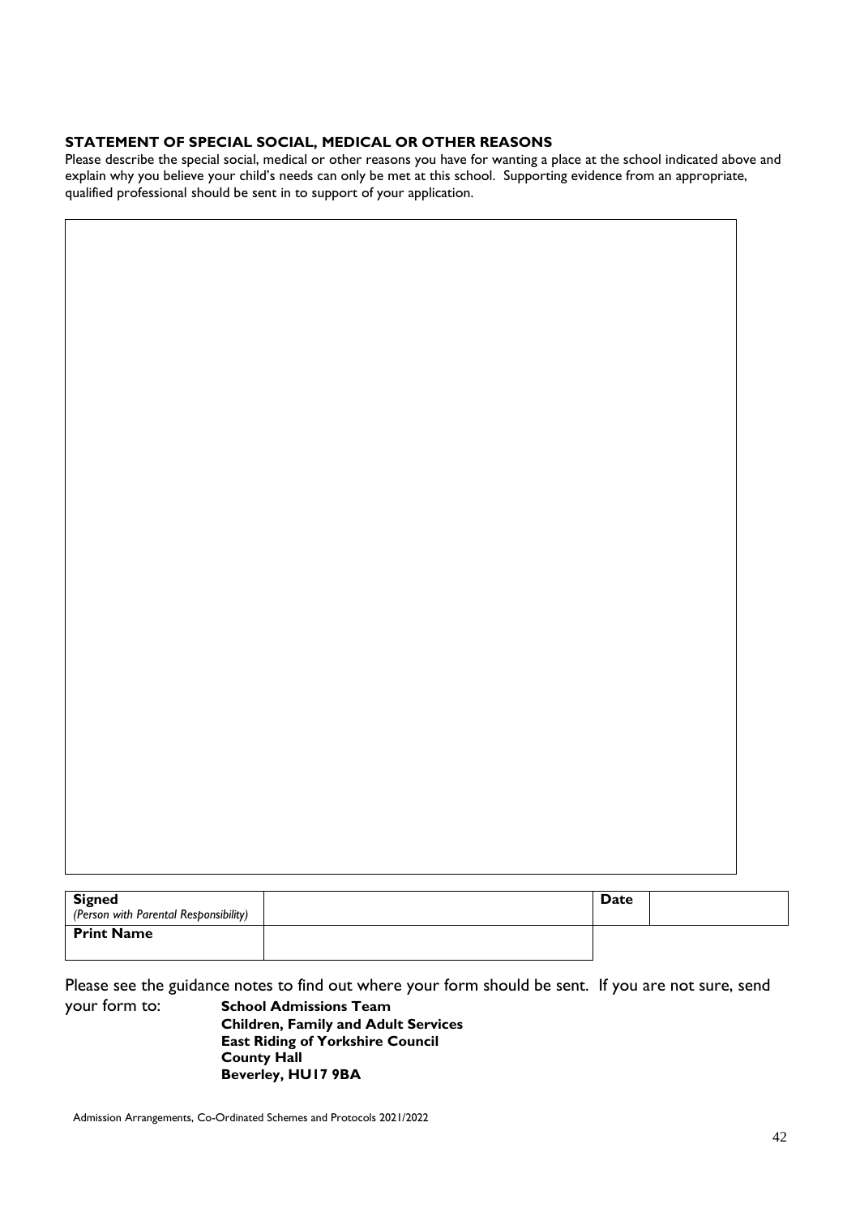**STATEMENT OF SPECIAL SOCIAL, MEDICAL OR OTHER REASONS**

Please describe the special social, medical or other reasons you have for wanting a place at the school indicated above and explain why you believe your child's needs can only be met at this school. Supporting evidence from an appropriate, qualified professional should be sent in to support of your application.

| |
|---|
| |

| **Signed** *(Person with Parental Responsibility)* | | **Date** | |
|---|---|---|---|
| **Print Name** | | | |

Please see the guidance notes to find out where your form should be sent. If you are not sure, send your form to:

**School Admissions Team**
**Children, Family and Adult Services**
**East Riding of Yorkshire Council**
**County Hall**
**Beverley, HU17 9BA**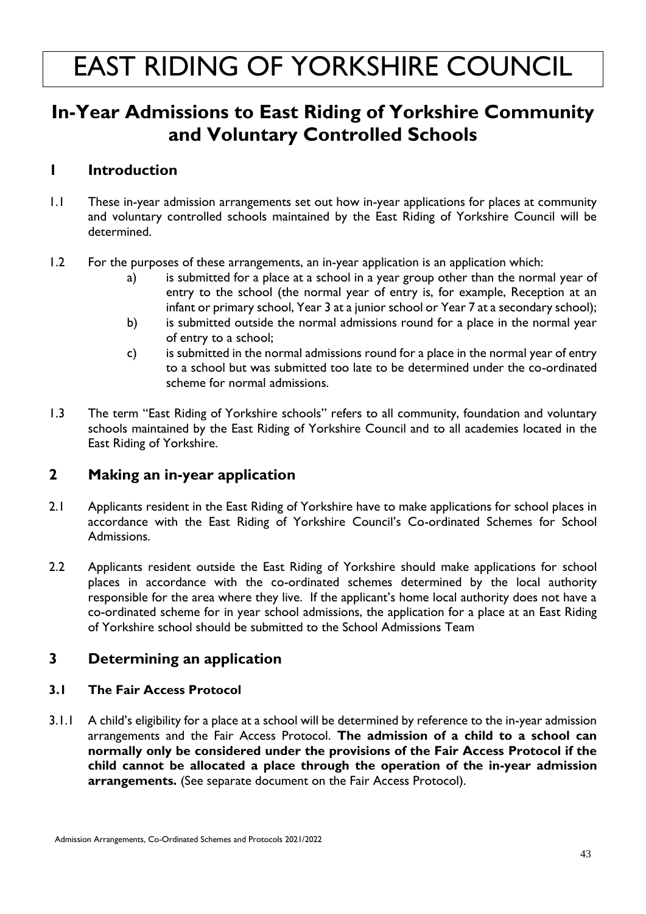# EAST RIDING OF YORKSHIRE COUNCIL

## In-Year Admissions to East Riding of Yorkshire Community and Voluntary Controlled Schools

### 1 Introduction

1.1 These in-year admission arrangements set out how in-year applications for places at community and voluntary controlled schools maintained by the East Riding of Yorkshire Council will be determined.

1.2 For the purposes of these arrangements, an in-year application is an application which:

- a) is submitted for a place at a school in a year group other than the normal year of entry to the school (the normal year of entry is, for example, Reception at an infant or primary school, Year 3 at a junior school or Year 7 at a secondary school);
- b) is submitted outside the normal admissions round for a place in the normal year of entry to a school;
- c) is submitted in the normal admissions round for a place in the normal year of entry to a school but was submitted too late to be determined under the co-ordinated scheme for normal admissions.

1.3 The term "East Riding of Yorkshire schools" refers to all community, foundation and voluntary schools maintained by the East Riding of Yorkshire Council and to all academies located in the East Riding of Yorkshire.

### 2 Making an in-year application

2.1 Applicants resident in the East Riding of Yorkshire have to make applications for school places in accordance with the East Riding of Yorkshire Council's Co-ordinated Schemes for School Admissions.

2.2 Applicants resident outside the East Riding of Yorkshire should make applications for school places in accordance with the co-ordinated schemes determined by the local authority responsible for the area where they live. If the applicant's home local authority does not have a co-ordinated scheme for in year school admissions, the application for a place at an East Riding of Yorkshire school should be submitted to the School Admissions Team

### 3 Determining an application

#### 3.1 The Fair Access Protocol

3.1.1 A child's eligibility for a place at a school will be determined by reference to the in-year admission arrangements and the Fair Access Protocol. **The admission of a child to a school can normally only be considered under the provisions of the Fair Access Protocol if the child cannot be allocated a place through the operation of the in-year admission arrangements.** (See separate document on the Fair Access Protocol).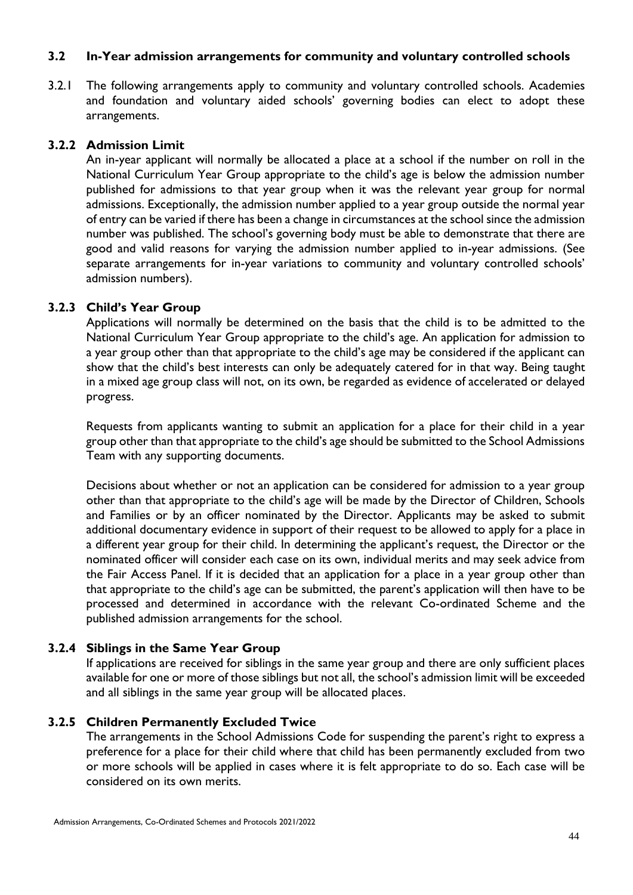### 3.2 In-Year admission arrangements for community and voluntary controlled schools

3.2.1 The following arrangements apply to community and voluntary controlled schools. Academies and foundation and voluntary aided schools' governing bodies can elect to adopt these arrangements.

#### 3.2.2 Admission Limit

An in-year applicant will normally be allocated a place at a school if the number on roll in the National Curriculum Year Group appropriate to the child's age is below the admission number published for admissions to that year group when it was the relevant year group for normal admissions. Exceptionally, the admission number applied to a year group outside the normal year of entry can be varied if there has been a change in circumstances at the school since the admission number was published. The school's governing body must be able to demonstrate that there are good and valid reasons for varying the admission number applied to in-year admissions. (See separate arrangements for in-year variations to community and voluntary controlled schools' admission numbers).

#### 3.2.3 Child's Year Group

Applications will normally be determined on the basis that the child is to be admitted to the National Curriculum Year Group appropriate to the child's age. An application for admission to a year group other than that appropriate to the child's age may be considered if the applicant can show that the child's best interests can only be adequately catered for in that way. Being taught in a mixed age group class will not, on its own, be regarded as evidence of accelerated or delayed progress.

Requests from applicants wanting to submit an application for a place for their child in a year group other than that appropriate to the child's age should be submitted to the School Admissions Team with any supporting documents.

Decisions about whether or not an application can be considered for admission to a year group other than that appropriate to the child's age will be made by the Director of Children, Schools and Families or by an officer nominated by the Director. Applicants may be asked to submit additional documentary evidence in support of their request to be allowed to apply for a place in a different year group for their child. In determining the applicant's request, the Director or the nominated officer will consider each case on its own, individual merits and may seek advice from the Fair Access Panel. If it is decided that an application for a place in a year group other than that appropriate to the child's age can be submitted, the parent's application will then have to be processed and determined in accordance with the relevant Co-ordinated Scheme and the published admission arrangements for the school.

#### 3.2.4 Siblings in the Same Year Group

If applications are received for siblings in the same year group and there are only sufficient places available for one or more of those siblings but not all, the school's admission limit will be exceeded and all siblings in the same year group will be allocated places.

#### 3.2.5 Children Permanently Excluded Twice

The arrangements in the School Admissions Code for suspending the parent's right to express a preference for a place for their child where that child has been permanently excluded from two or more schools will be applied in cases where it is felt appropriate to do so. Each case will be considered on its own merits.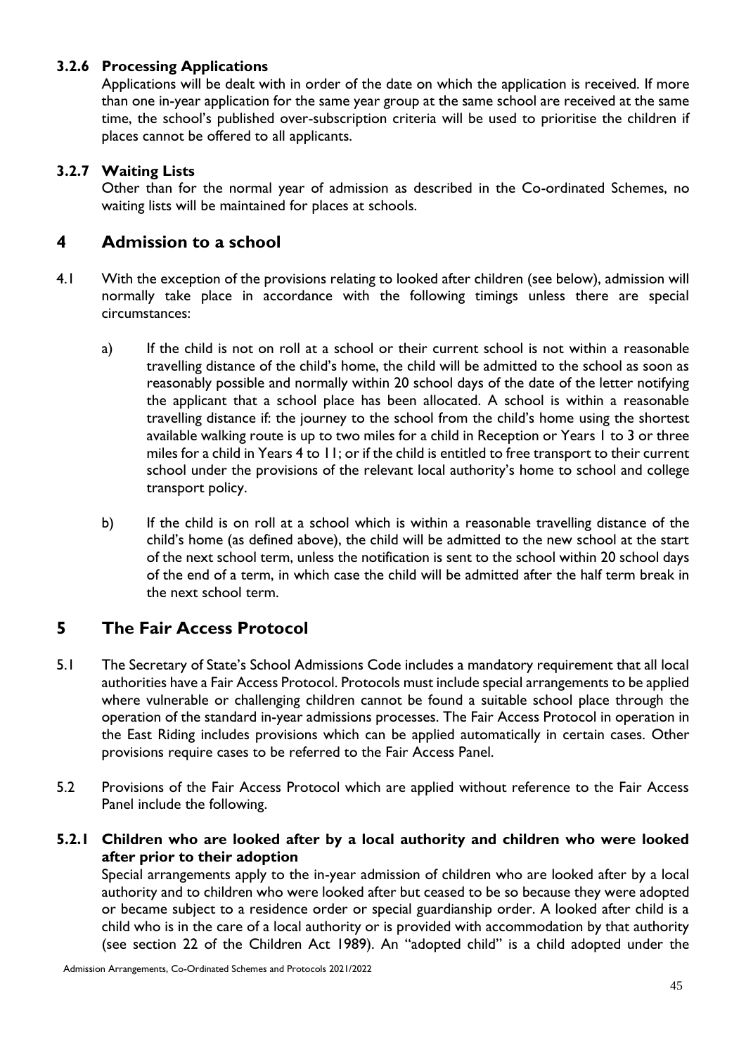#### 3.2.6 Processing Applications

Applications will be dealt with in order of the date on which the application is received. If more than one in-year application for the same year group at the same school are received at the same time, the school's published over-subscription criteria will be used to prioritise the children if places cannot be offered to all applicants.

#### 3.2.7 Waiting Lists

Other than for the normal year of admission as described in the Co-ordinated Schemes, no waiting lists will be maintained for places at schools.

## 4 Admission to a school

4.1 With the exception of the provisions relating to looked after children (see below), admission will normally take place in accordance with the following timings unless there are special circumstances:

a) If the child is not on roll at a school or their current school is not within a reasonable travelling distance of the child's home, the child will be admitted to the school as soon as reasonably possible and normally within 20 school days of the date of the letter notifying the applicant that a school place has been allocated. A school is within a reasonable travelling distance if: the journey to the school from the child's home using the shortest available walking route is up to two miles for a child in Reception or Years 1 to 3 or three miles for a child in Years 4 to 11; or if the child is entitled to free transport to their current school under the provisions of the relevant local authority's home to school and college transport policy.

b) If the child is on roll at a school which is within a reasonable travelling distance of the child's home (as defined above), the child will be admitted to the new school at the start of the next school term, unless the notification is sent to the school within 20 school days of the end of a term, in which case the child will be admitted after the half term break in the next school term.

## 5 The Fair Access Protocol

5.1 The Secretary of State's School Admissions Code includes a mandatory requirement that all local authorities have a Fair Access Protocol. Protocols must include special arrangements to be applied where vulnerable or challenging children cannot be found a suitable school place through the operation of the standard in-year admissions processes. The Fair Access Protocol in operation in the East Riding includes provisions which can be applied automatically in certain cases. Other provisions require cases to be referred to the Fair Access Panel.

5.2 Provisions of the Fair Access Protocol which are applied without reference to the Fair Access Panel include the following.

#### 5.2.1 Children who are looked after by a local authority and children who were looked after prior to their adoption

Special arrangements apply to the in-year admission of children who are looked after by a local authority and to children who were looked after but ceased to be so because they were adopted or became subject to a residence order or special guardianship order. A looked after child is a child who is in the care of a local authority or is provided with accommodation by that authority (see section 22 of the Children Act 1989). An "adopted child" is a child adopted under the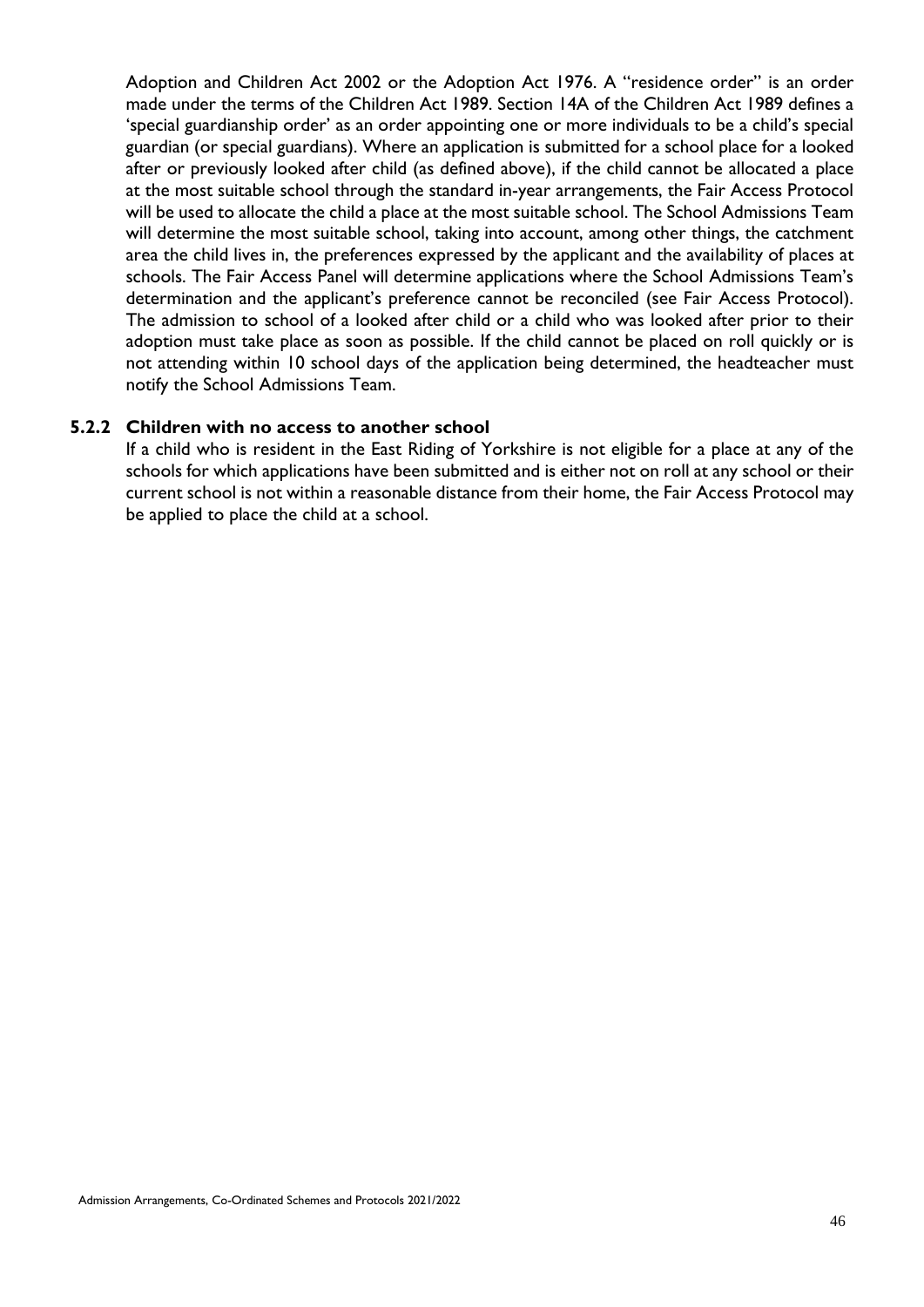Adoption and Children Act 2002 or the Adoption Act 1976. A "residence order" is an order made under the terms of the Children Act 1989. Section 14A of the Children Act 1989 defines a 'special guardianship order' as an order appointing one or more individuals to be a child's special guardian (or special guardians). Where an application is submitted for a school place for a looked after or previously looked after child (as defined above), if the child cannot be allocated a place at the most suitable school through the standard in-year arrangements, the Fair Access Protocol will be used to allocate the child a place at the most suitable school. The School Admissions Team will determine the most suitable school, taking into account, among other things, the catchment area the child lives in, the preferences expressed by the applicant and the availability of places at schools. The Fair Access Panel will determine applications where the School Admissions Team's determination and the applicant's preference cannot be reconciled (see Fair Access Protocol). The admission to school of a looked after child or a child who was looked after prior to their adoption must take place as soon as possible. If the child cannot be placed on roll quickly or is not attending within 10 school days of the application being determined, the headteacher must notify the School Admissions Team.

### 5.2.2 Children with no access to another school

If a child who is resident in the East Riding of Yorkshire is not eligible for a place at any of the schools for which applications have been submitted and is either not on roll at any school or their current school is not within a reasonable distance from their home, the Fair Access Protocol may be applied to place the child at a school.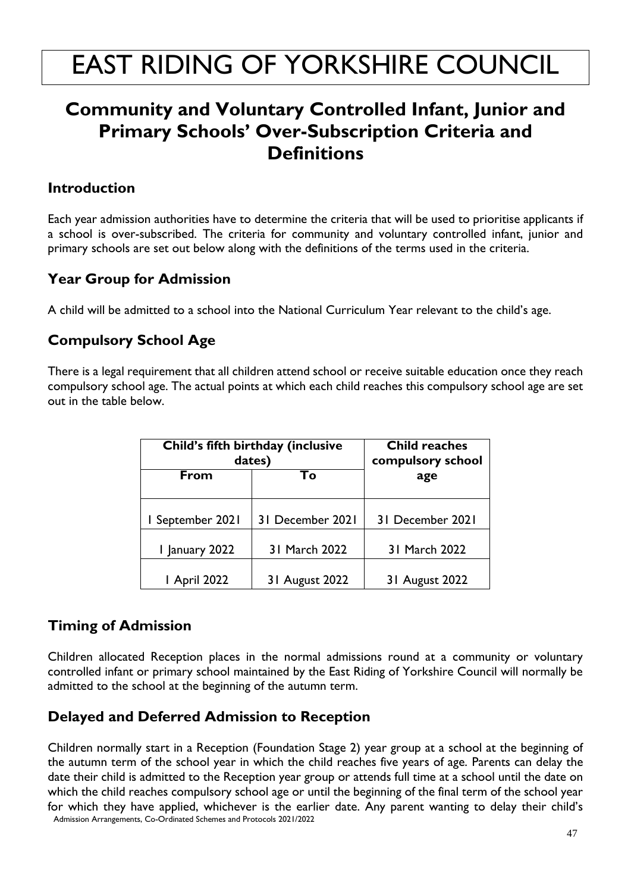# EAST RIDING OF YORKSHIRE COUNCIL

## Community and Voluntary Controlled Infant, Junior and Primary Schools' Over-Subscription Criteria and Definitions

### Introduction

Each year admission authorities have to determine the criteria that will be used to prioritise applicants if a school is over-subscribed. The criteria for community and voluntary controlled infant, junior and primary schools are set out below along with the definitions of the terms used in the criteria.

### Year Group for Admission

A child will be admitted to a school into the National Curriculum Year relevant to the child's age.

### Compulsory School Age

There is a legal requirement that all children attend school or receive suitable education once they reach compulsory school age. The actual points at which each child reaches this compulsory school age are set out in the table below.

| Child's fifth birthday (inclusive dates) | | Child reaches compulsory school age |
|---|---|---|
| **From** | **To** | |
| 1 September 2021 | 31 December 2021 | 31 December 2021 |
| 1 January 2022 | 31 March 2022 | 31 March 2022 |
| 1 April 2022 | 31 August 2022 | 31 August 2022 |

### Timing of Admission

Children allocated Reception places in the normal admissions round at a community or voluntary controlled infant or primary school maintained by the East Riding of Yorkshire Council will normally be admitted to the school at the beginning of the autumn term.

### Delayed and Deferred Admission to Reception

Children normally start in a Reception (Foundation Stage 2) year group at a school at the beginning of the autumn term of the school year in which the child reaches five years of age. Parents can delay the date their child is admitted to the Reception year group or attends full time at a school until the date on which the child reaches compulsory school age or until the beginning of the final term of the school year for which they have applied, whichever is the earlier date. Any parent wanting to delay their child's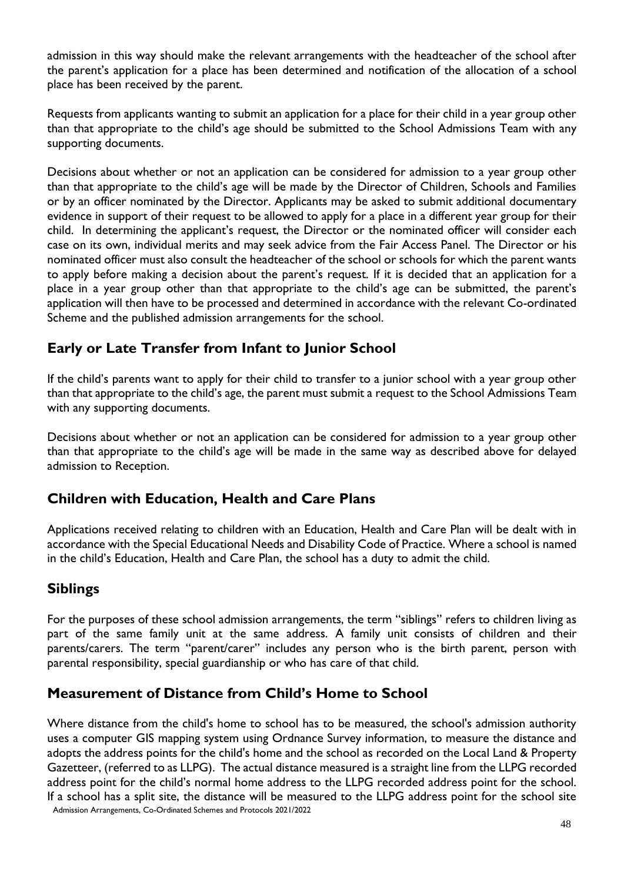admission in this way should make the relevant arrangements with the headteacher of the school after the parent's application for a place has been determined and notification of the allocation of a school place has been received by the parent.

Requests from applicants wanting to submit an application for a place for their child in a year group other than that appropriate to the child's age should be submitted to the School Admissions Team with any supporting documents.

Decisions about whether or not an application can be considered for admission to a year group other than that appropriate to the child's age will be made by the Director of Children, Schools and Families or by an officer nominated by the Director. Applicants may be asked to submit additional documentary evidence in support of their request to be allowed to apply for a place in a different year group for their child. In determining the applicant's request, the Director or the nominated officer will consider each case on its own, individual merits and may seek advice from the Fair Access Panel. The Director or his nominated officer must also consult the headteacher of the school or schools for which the parent wants to apply before making a decision about the parent's request. If it is decided that an application for a place in a year group other than that appropriate to the child's age can be submitted, the parent's application will then have to be processed and determined in accordance with the relevant Co-ordinated Scheme and the published admission arrangements for the school.

## Early or Late Transfer from Infant to Junior School

If the child's parents want to apply for their child to transfer to a junior school with a year group other than that appropriate to the child's age, the parent must submit a request to the School Admissions Team with any supporting documents.

Decisions about whether or not an application can be considered for admission to a year group other than that appropriate to the child's age will be made in the same way as described above for delayed admission to Reception.

## Children with Education, Health and Care Plans

Applications received relating to children with an Education, Health and Care Plan will be dealt with in accordance with the Special Educational Needs and Disability Code of Practice. Where a school is named in the child's Education, Health and Care Plan, the school has a duty to admit the child.

## Siblings

For the purposes of these school admission arrangements, the term "siblings" refers to children living as part of the same family unit at the same address. A family unit consists of children and their parents/carers. The term "parent/carer" includes any person who is the birth parent, person with parental responsibility, special guardianship or who has care of that child.

## Measurement of Distance from Child's Home to School

Where distance from the child's home to school has to be measured, the school's admission authority uses a computer GIS mapping system using Ordnance Survey information, to measure the distance and adopts the address points for the child's home and the school as recorded on the Local Land & Property Gazetteer, (referred to as LLPG). The actual distance measured is a straight line from the LLPG recorded address point for the child's normal home address to the LLPG recorded address point for the school. If a school has a split site, the distance will be measured to the LLPG address point for the school site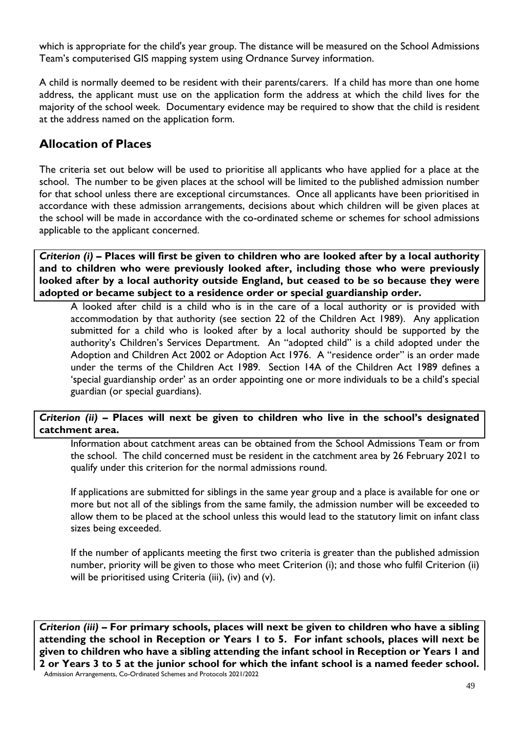which is appropriate for the child's year group. The distance will be measured on the School Admissions Team's computerised GIS mapping system using Ordnance Survey information.

A child is normally deemed to be resident with their parents/carers. If a child has more than one home address, the applicant must use on the application form the address at which the child lives for the majority of the school week. Documentary evidence may be required to show that the child is resident at the address named on the application form.

## Allocation of Places

The criteria set out below will be used to prioritise all applicants who have applied for a place at the school. The number to be given places at the school will be limited to the published admission number for that school unless there are exceptional circumstances. Once all applicants have been prioritised in accordance with these admission arrangements, decisions about which children will be given places at the school will be made in accordance with the co-ordinated scheme or schemes for school admissions applicable to the applicant concerned.

***Criterion (i)* – Places will first be given to children who are looked after by a local authority and to children who were previously looked after, including those who were previously looked after by a local authority outside England, but ceased to be so because they were adopted or became subject to a residence order or special guardianship order.**

A looked after child is a child who is in the care of a local authority or is provided with accommodation by that authority (see section 22 of the Children Act 1989). Any application submitted for a child who is looked after by a local authority should be supported by the authority's Children's Services Department. An "adopted child" is a child adopted under the Adoption and Children Act 2002 or Adoption Act 1976. A "residence order" is an order made under the terms of the Children Act 1989. Section 14A of the Children Act 1989 defines a 'special guardianship order' as an order appointing one or more individuals to be a child's special guardian (or special guardians).

***Criterion (ii)* – Places will next be given to children who live in the school's designated catchment area.**

Information about catchment areas can be obtained from the School Admissions Team or from the school. The child concerned must be resident in the catchment area by 26 February 2021 to qualify under this criterion for the normal admissions round.

If applications are submitted for siblings in the same year group and a place is available for one or more but not all of the siblings from the same family, the admission number will be exceeded to allow them to be placed at the school unless this would lead to the statutory limit on infant class sizes being exceeded.

If the number of applicants meeting the first two criteria is greater than the published admission number, priority will be given to those who meet Criterion (i); and those who fulfil Criterion (ii) will be prioritised using Criteria (iii), (iv) and (v).

***Criterion (iii)* – For primary schools, places will next be given to children who have a sibling attending the school in Reception or Years 1 to 5. For infant schools, places will next be given to children who have a sibling attending the infant school in Reception or Years 1 and 2 or Years 3 to 5 at the junior school for which the infant school is a named feeder school.**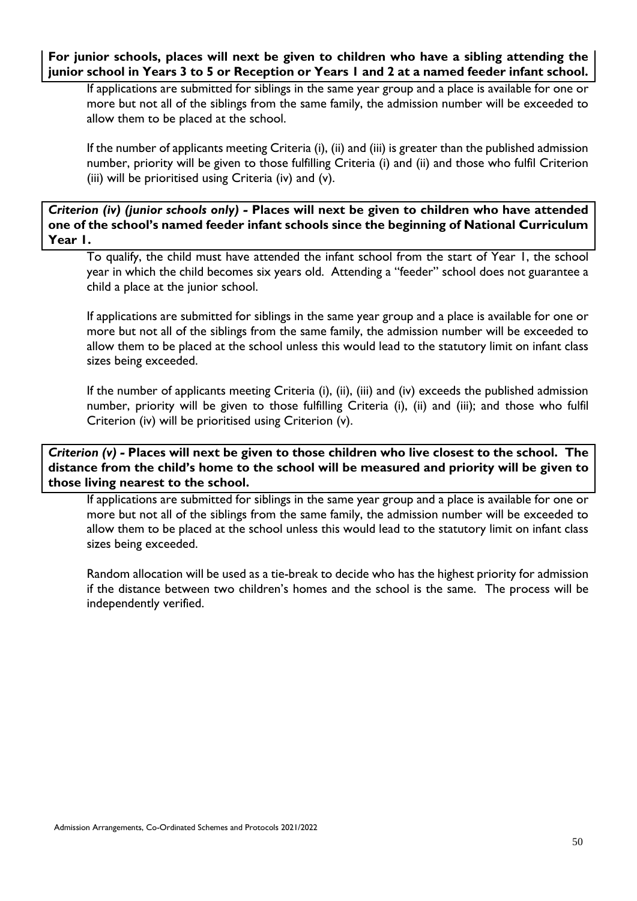**For junior schools, places will next be given to children who have a sibling attending the junior school in Years 3 to 5 or Reception or Years 1 and 2 at a named feeder infant school.**

If applications are submitted for siblings in the same year group and a place is available for one or more but not all of the siblings from the same family, the admission number will be exceeded to allow them to be placed at the school.

If the number of applicants meeting Criteria (i), (ii) and (iii) is greater than the published admission number, priority will be given to those fulfilling Criteria (i) and (ii) and those who fulfil Criterion (iii) will be prioritised using Criteria (iv) and (v).

***Criterion (iv) (junior schools only)* - Places will next be given to children who have attended one of the school's named feeder infant schools since the beginning of National Curriculum Year 1.**

To qualify, the child must have attended the infant school from the start of Year 1, the school year in which the child becomes six years old. Attending a "feeder" school does not guarantee a child a place at the junior school.

If applications are submitted for siblings in the same year group and a place is available for one or more but not all of the siblings from the same family, the admission number will be exceeded to allow them to be placed at the school unless this would lead to the statutory limit on infant class sizes being exceeded.

If the number of applicants meeting Criteria (i), (ii), (iii) and (iv) exceeds the published admission number, priority will be given to those fulfilling Criteria (i), (ii) and (iii); and those who fulfil Criterion (iv) will be prioritised using Criterion (v).

***Criterion (v)* - Places will next be given to those children who live closest to the school. The distance from the child's home to the school will be measured and priority will be given to those living nearest to the school.**

If applications are submitted for siblings in the same year group and a place is available for one or more but not all of the siblings from the same family, the admission number will be exceeded to allow them to be placed at the school unless this would lead to the statutory limit on infant class sizes being exceeded.

Random allocation will be used as a tie-break to decide who has the highest priority for admission if the distance between two children's homes and the school is the same. The process will be independently verified.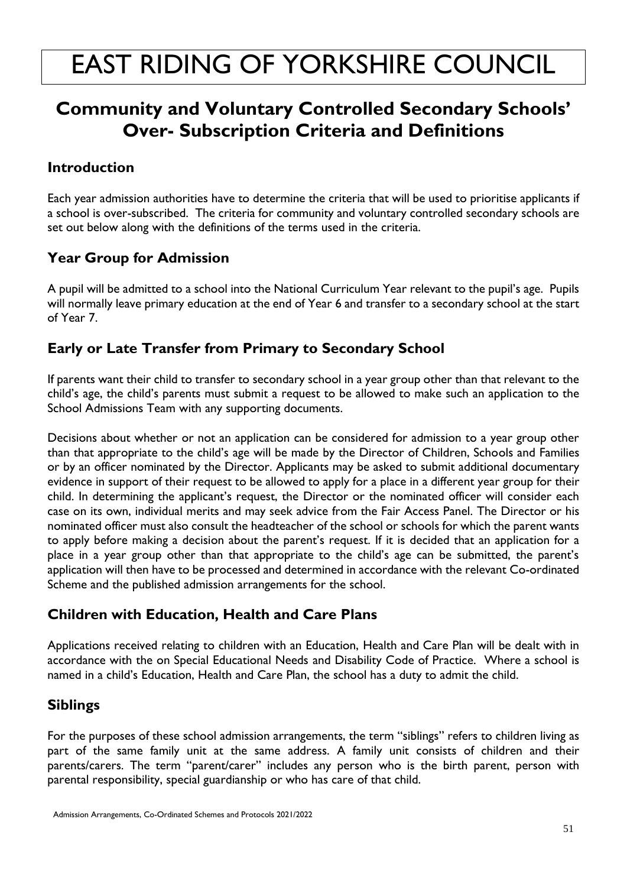# EAST RIDING OF YORKSHIRE COUNCIL

## Community and Voluntary Controlled Secondary Schools' Over- Subscription Criteria and Definitions

### Introduction

Each year admission authorities have to determine the criteria that will be used to prioritise applicants if a school is over-subscribed. The criteria for community and voluntary controlled secondary schools are set out below along with the definitions of the terms used in the criteria.

### Year Group for Admission

A pupil will be admitted to a school into the National Curriculum Year relevant to the pupil's age. Pupils will normally leave primary education at the end of Year 6 and transfer to a secondary school at the start of Year 7.

### Early or Late Transfer from Primary to Secondary School

If parents want their child to transfer to secondary school in a year group other than that relevant to the child's age, the child's parents must submit a request to be allowed to make such an application to the School Admissions Team with any supporting documents.

Decisions about whether or not an application can be considered for admission to a year group other than that appropriate to the child's age will be made by the Director of Children, Schools and Families or by an officer nominated by the Director. Applicants may be asked to submit additional documentary evidence in support of their request to be allowed to apply for a place in a different year group for their child. In determining the applicant's request, the Director or the nominated officer will consider each case on its own, individual merits and may seek advice from the Fair Access Panel. The Director or his nominated officer must also consult the headteacher of the school or schools for which the parent wants to apply before making a decision about the parent's request. If it is decided that an application for a place in a year group other than that appropriate to the child's age can be submitted, the parent's application will then have to be processed and determined in accordance with the relevant Co-ordinated Scheme and the published admission arrangements for the school.

### Children with Education, Health and Care Plans

Applications received relating to children with an Education, Health and Care Plan will be dealt with in accordance with the on Special Educational Needs and Disability Code of Practice. Where a school is named in a child's Education, Health and Care Plan, the school has a duty to admit the child.

### Siblings

For the purposes of these school admission arrangements, the term "siblings" refers to children living as part of the same family unit at the same address. A family unit consists of children and their parents/carers. The term "parent/carer" includes any person who is the birth parent, person with parental responsibility, special guardianship or who has care of that child.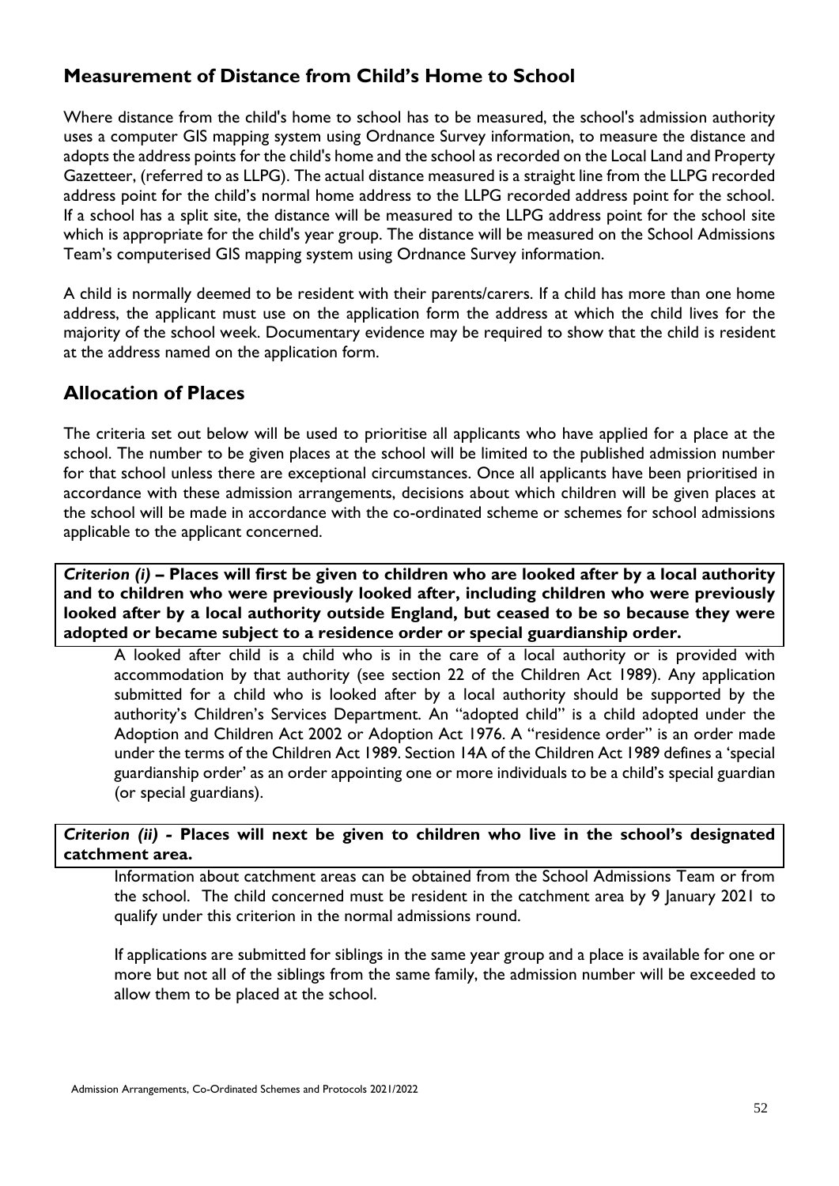## Measurement of Distance from Child's Home to School

Where distance from the child's home to school has to be measured, the school's admission authority uses a computer GIS mapping system using Ordnance Survey information, to measure the distance and adopts the address points for the child's home and the school as recorded on the Local Land and Property Gazetteer, (referred to as LLPG). The actual distance measured is a straight line from the LLPG recorded address point for the child's normal home address to the LLPG recorded address point for the school. If a school has a split site, the distance will be measured to the LLPG address point for the school site which is appropriate for the child's year group. The distance will be measured on the School Admissions Team's computerised GIS mapping system using Ordnance Survey information.

A child is normally deemed to be resident with their parents/carers. If a child has more than one home address, the applicant must use on the application form the address at which the child lives for the majority of the school week. Documentary evidence may be required to show that the child is resident at the address named on the application form.

## Allocation of Places

The criteria set out below will be used to prioritise all applicants who have applied for a place at the school. The number to be given places at the school will be limited to the published admission number for that school unless there are exceptional circumstances. Once all applicants have been prioritised in accordance with these admission arrangements, decisions about which children will be given places at the school will be made in accordance with the co-ordinated scheme or schemes for school admissions applicable to the applicant concerned.

***Criterion (i)* – Places will first be given to children who are looked after by a local authority and to children who were previously looked after, including children who were previously looked after by a local authority outside England, but ceased to be so because they were adopted or became subject to a residence order or special guardianship order.**

A looked after child is a child who is in the care of a local authority or is provided with accommodation by that authority (see section 22 of the Children Act 1989). Any application submitted for a child who is looked after by a local authority should be supported by the authority's Children's Services Department. An "adopted child" is a child adopted under the Adoption and Children Act 2002 or Adoption Act 1976. A "residence order" is an order made under the terms of the Children Act 1989. Section 14A of the Children Act 1989 defines a 'special guardianship order' as an order appointing one or more individuals to be a child's special guardian (or special guardians).

***Criterion (ii)* - Places will next be given to children who live in the school's designated catchment area.**

Information about catchment areas can be obtained from the School Admissions Team or from the school. The child concerned must be resident in the catchment area by 9 January 2021 to qualify under this criterion in the normal admissions round.

If applications are submitted for siblings in the same year group and a place is available for one or more but not all of the siblings from the same family, the admission number will be exceeded to allow them to be placed at the school.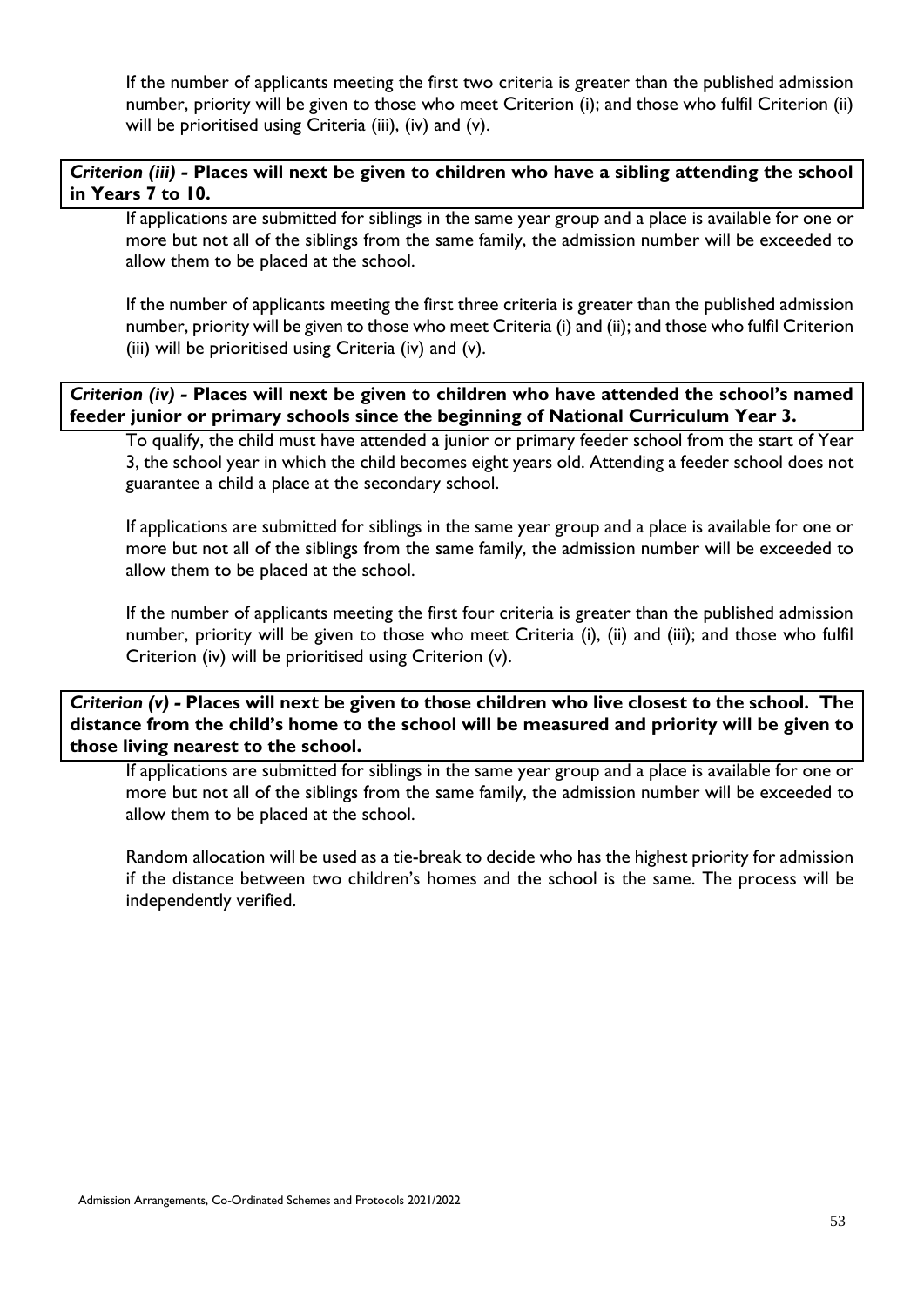If the number of applicants meeting the first two criteria is greater than the published admission number, priority will be given to those who meet Criterion (i); and those who fulfil Criterion (ii) will be prioritised using Criteria (iii), (iv) and (v).

***Criterion (iii) -* Places will next be given to children who have a sibling attending the school in Years 7 to 10.**

If applications are submitted for siblings in the same year group and a place is available for one or more but not all of the siblings from the same family, the admission number will be exceeded to allow them to be placed at the school.

If the number of applicants meeting the first three criteria is greater than the published admission number, priority will be given to those who meet Criteria (i) and (ii); and those who fulfil Criterion (iii) will be prioritised using Criteria (iv) and (v).

***Criterion (iv) -* Places will next be given to children who have attended the school's named feeder junior or primary schools since the beginning of National Curriculum Year 3.**

To qualify, the child must have attended a junior or primary feeder school from the start of Year 3, the school year in which the child becomes eight years old. Attending a feeder school does not guarantee a child a place at the secondary school.

If applications are submitted for siblings in the same year group and a place is available for one or more but not all of the siblings from the same family, the admission number will be exceeded to allow them to be placed at the school.

If the number of applicants meeting the first four criteria is greater than the published admission number, priority will be given to those who meet Criteria (i), (ii) and (iii); and those who fulfil Criterion (iv) will be prioritised using Criterion (v).

***Criterion (v) -* Places will next be given to those children who live closest to the school. The distance from the child's home to the school will be measured and priority will be given to those living nearest to the school.**

If applications are submitted for siblings in the same year group and a place is available for one or more but not all of the siblings from the same family, the admission number will be exceeded to allow them to be placed at the school.

Random allocation will be used as a tie-break to decide who has the highest priority for admission if the distance between two children's homes and the school is the same. The process will be independently verified.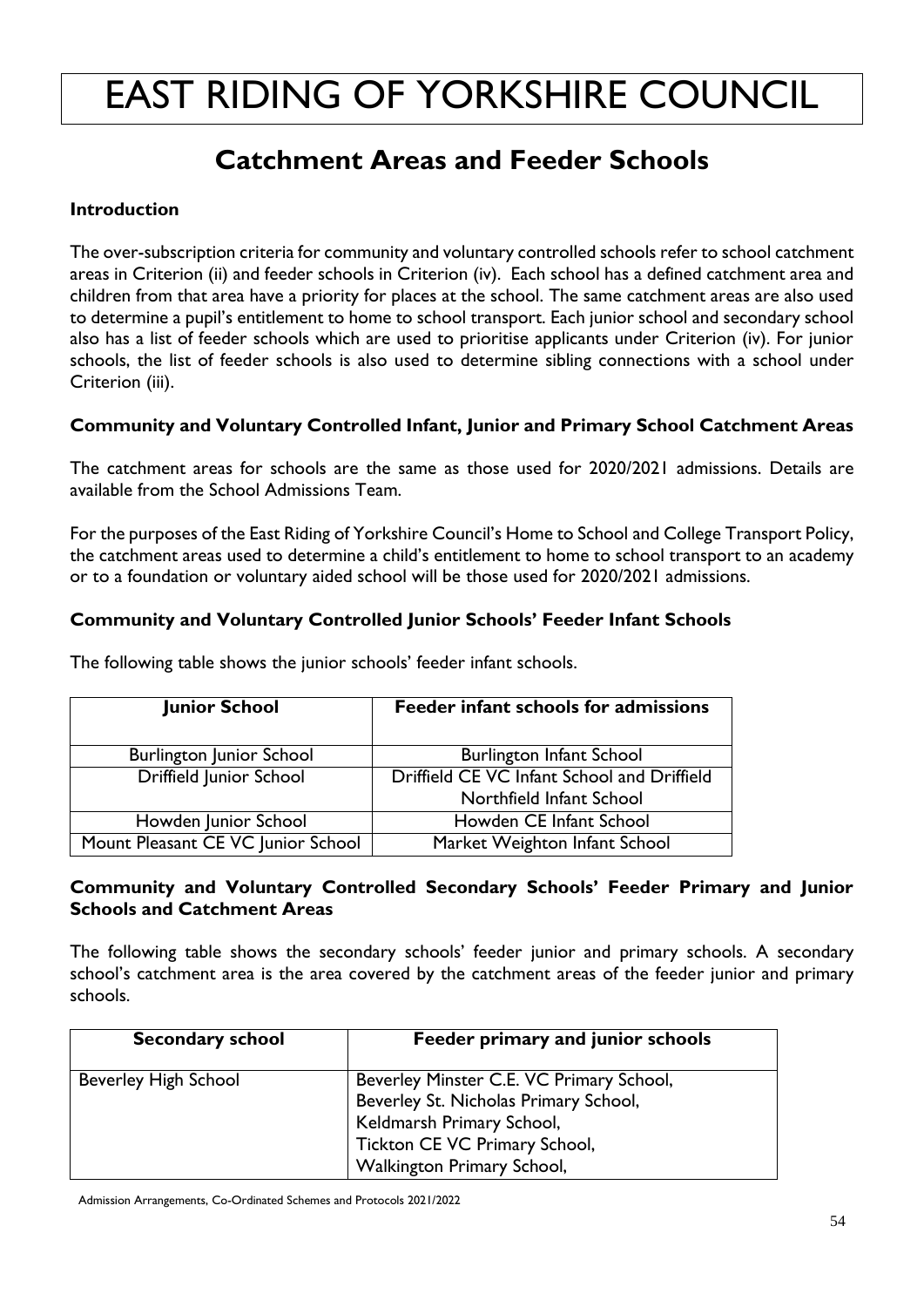# EAST RIDING OF YORKSHIRE COUNCIL

## Catchment Areas and Feeder Schools

### Introduction

The over-subscription criteria for community and voluntary controlled schools refer to school catchment areas in Criterion (ii) and feeder schools in Criterion (iv). Each school has a defined catchment area and children from that area have a priority for places at the school. The same catchment areas are also used to determine a pupil's entitlement to home to school transport. Each junior school and secondary school also has a list of feeder schools which are used to prioritise applicants under Criterion (iv). For junior schools, the list of feeder schools is also used to determine sibling connections with a school under Criterion (iii).

### Community and Voluntary Controlled Infant, Junior and Primary School Catchment Areas

The catchment areas for schools are the same as those used for 2020/2021 admissions. Details are available from the School Admissions Team.

For the purposes of the East Riding of Yorkshire Council's Home to School and College Transport Policy, the catchment areas used to determine a child's entitlement to home to school transport to an academy or to a foundation or voluntary aided school will be those used for 2020/2021 admissions.

### Community and Voluntary Controlled Junior Schools' Feeder Infant Schools

The following table shows the junior schools' feeder infant schools.

| Junior School | Feeder infant schools for admissions |
|---|---|
| Burlington Junior School | Burlington Infant School |
| Driffield Junior School | Driffield CE VC Infant School and Driffield Northfield Infant School |
| Howden Junior School | Howden CE Infant School |
| Mount Pleasant CE VC Junior School | Market Weighton Infant School |

### Community and Voluntary Controlled Secondary Schools' Feeder Primary and Junior Schools and Catchment Areas

The following table shows the secondary schools' feeder junior and primary schools. A secondary school's catchment area is the area covered by the catchment areas of the feeder junior and primary schools.

| Secondary school | Feeder primary and junior schools |
|---|---|
| Beverley High School | Beverley Minster C.E. VC Primary School,<br>Beverley St. Nicholas Primary School,<br>Keldmarsh Primary School,<br>Tickton CE VC Primary School,<br>Walkington Primary School, |

Admission Arrangements, Co-Ordinated Schemes and Protocols 2021/2022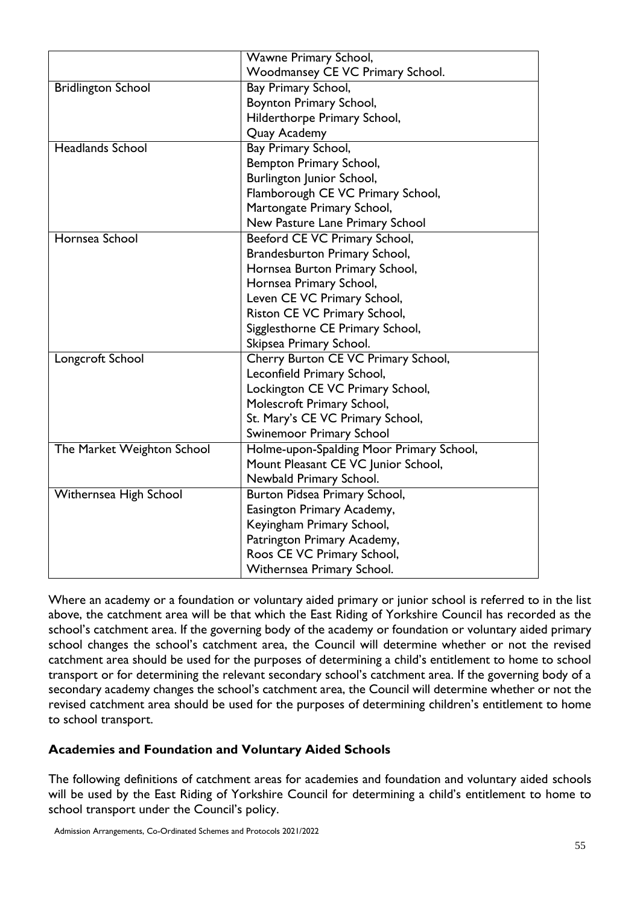| | |
|---|---|
| | Wawne Primary School, Woodmansey CE VC Primary School. |
| Bridlington School | Bay Primary School, Boynton Primary School, Hilderthorpe Primary School, Quay Academy |
| Headlands School | Bay Primary School, Bempton Primary School, Burlington Junior School, Flamborough CE VC Primary School, Martongate Primary School, New Pasture Lane Primary School |
| Hornsea School | Beeford CE VC Primary School, Brandesburton Primary School, Hornsea Burton Primary School, Hornsea Primary School, Leven CE VC Primary School, Riston CE VC Primary School, Sigglesthorne CE Primary School, Skipsea Primary School. |
| Longcroft School | Cherry Burton CE VC Primary School, Leconfield Primary School, Lockington CE VC Primary School, Molescroft Primary School, St. Mary's CE VC Primary School, Swinemoor Primary School |
| The Market Weighton School | Holme-upon-Spalding Moor Primary School, Mount Pleasant CE VC Junior School, Newbald Primary School. |
| Withernsea High School | Burton Pidsea Primary School, Easington Primary Academy, Keyingham Primary School, Patrington Primary Academy, Roos CE VC Primary School, Withernsea Primary School. |

Where an academy or a foundation or voluntary aided primary or junior school is referred to in the list above, the catchment area will be that which the East Riding of Yorkshire Council has recorded as the school's catchment area. If the governing body of the academy or foundation or voluntary aided primary school changes the school's catchment area, the Council will determine whether or not the revised catchment area should be used for the purposes of determining a child's entitlement to home to school transport or for determining the relevant secondary school's catchment area. If the governing body of a secondary academy changes the school's catchment area, the Council will determine whether or not the revised catchment area should be used for the purposes of determining children's entitlement to home to school transport.

**Academies and Foundation and Voluntary Aided Schools**

The following definitions of catchment areas for academies and foundation and voluntary aided schools will be used by the East Riding of Yorkshire Council for determining a child's entitlement to home to school transport under the Council's policy.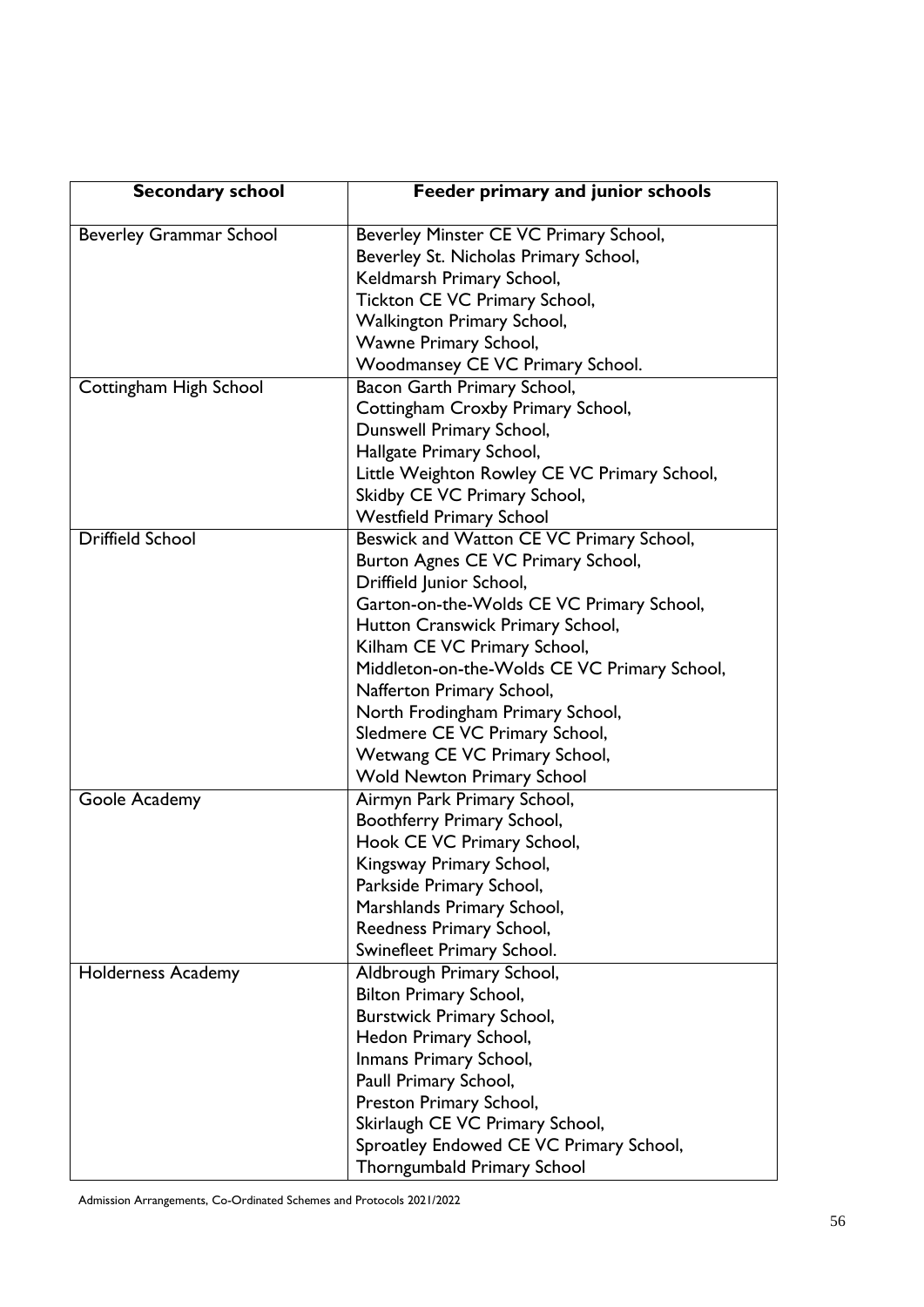| Secondary school | Feeder primary and junior schools |
|---|---|
| Beverley Grammar School | Beverley Minster CE VC Primary School,<br>Beverley St. Nicholas Primary School,<br>Keldmarsh Primary School,<br>Tickton CE VC Primary School,<br>Walkington Primary School,<br>Wawne Primary School,<br>Woodmansey CE VC Primary School. |
| Cottingham High School | Bacon Garth Primary School,<br>Cottingham Croxby Primary School,<br>Dunswell Primary School,<br>Hallgate Primary School,<br>Little Weighton Rowley CE VC Primary School,<br>Skidby CE VC Primary School,<br>Westfield Primary School |
| Driffield School | Beswick and Watton CE VC Primary School,<br>Burton Agnes CE VC Primary School,<br>Driffield Junior School,<br>Garton-on-the-Wolds CE VC Primary School,<br>Hutton Cranswick Primary School,<br>Kilham CE VC Primary School,<br>Middleton-on-the-Wolds CE VC Primary School,<br>Nafferton Primary School,<br>North Frodingham Primary School,<br>Sledmere CE VC Primary School,<br>Wetwang CE VC Primary School,<br>Wold Newton Primary School |
| Goole Academy | Airmyn Park Primary School,<br>Boothferry Primary School,<br>Hook CE VC Primary School,<br>Kingsway Primary School,<br>Parkside Primary School,<br>Marshlands Primary School,<br>Reedness Primary School,<br>Swinefleet Primary School. |
| Holderness Academy | Aldbrough Primary School,<br>Bilton Primary School,<br>Burstwick Primary School,<br>Hedon Primary School,<br>Inmans Primary School,<br>Paull Primary School,<br>Preston Primary School,<br>Skirlaugh CE VC Primary School,<br>Sproatley Endowed CE VC Primary School,<br>Thorngumbald Primary School |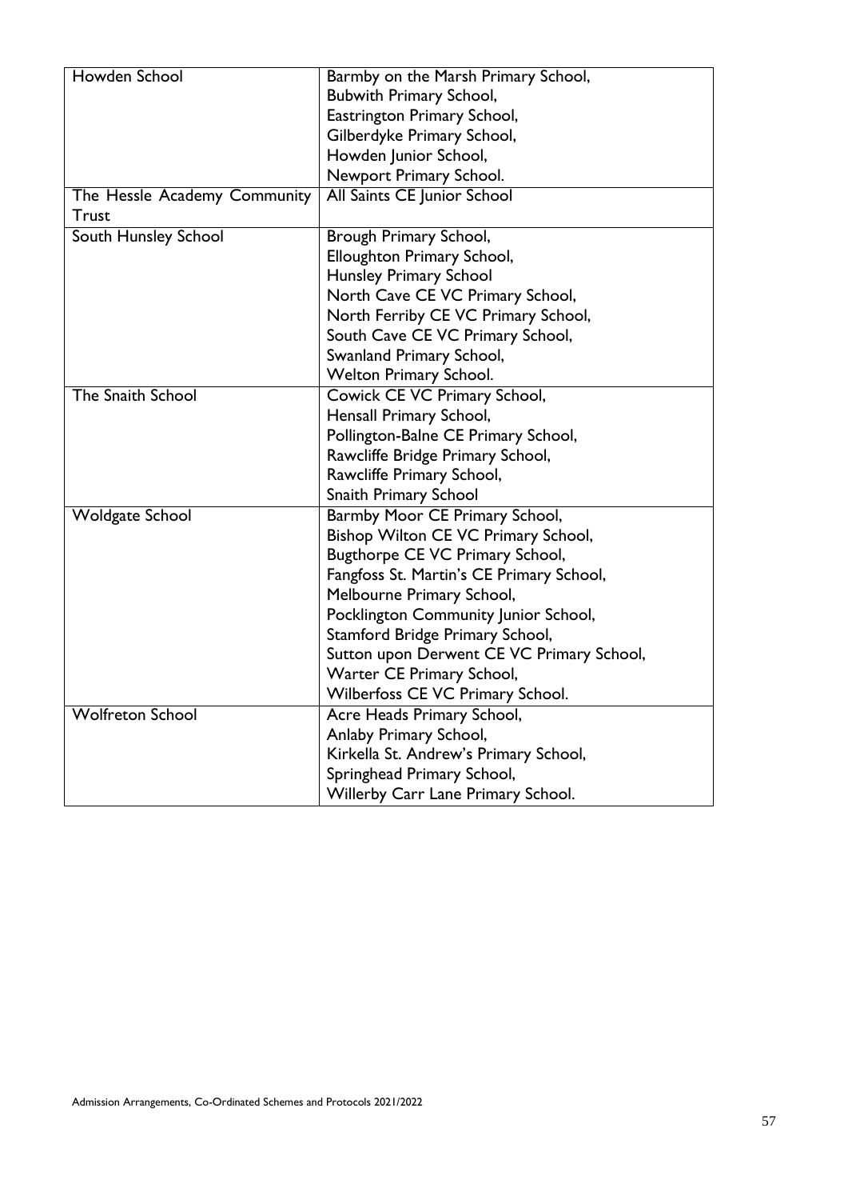| | |
|---|---|
| Howden School | Barmby on the Marsh Primary School,<br>Bubwith Primary School,<br>Eastrington Primary School,<br>Gilberdyke Primary School,<br>Howden Junior School,<br>Newport Primary School. |
| The Hessle Academy Community Trust | All Saints CE Junior School |
| South Hunsley School | Brough Primary School,<br>Elloughton Primary School,<br>Hunsley Primary School<br>North Cave CE VC Primary School,<br>North Ferriby CE VC Primary School,<br>South Cave CE VC Primary School,<br>Swanland Primary School,<br>Welton Primary School. |
| The Snaith School | Cowick CE VC Primary School,<br>Hensall Primary School,<br>Pollington-Balne CE Primary School,<br>Rawcliffe Bridge Primary School,<br>Rawcliffe Primary School,<br>Snaith Primary School |
| Woldgate School | Barmby Moor CE Primary School,<br>Bishop Wilton CE VC Primary School,<br>Bugthorpe CE VC Primary School,<br>Fangfoss St. Martin's CE Primary School,<br>Melbourne Primary School,<br>Pocklington Community Junior School,<br>Stamford Bridge Primary School,<br>Sutton upon Derwent CE VC Primary School,<br>Warter CE Primary School,<br>Wilberfoss CE VC Primary School. |
| Wolfreton School | Acre Heads Primary School,<br>Anlaby Primary School,<br>Kirkella St. Andrew's Primary School,<br>Springhead Primary School,<br>Willerby Carr Lane Primary School. |

Admission Arrangements, Co-Ordinated Schemes and Protocols 2021/2022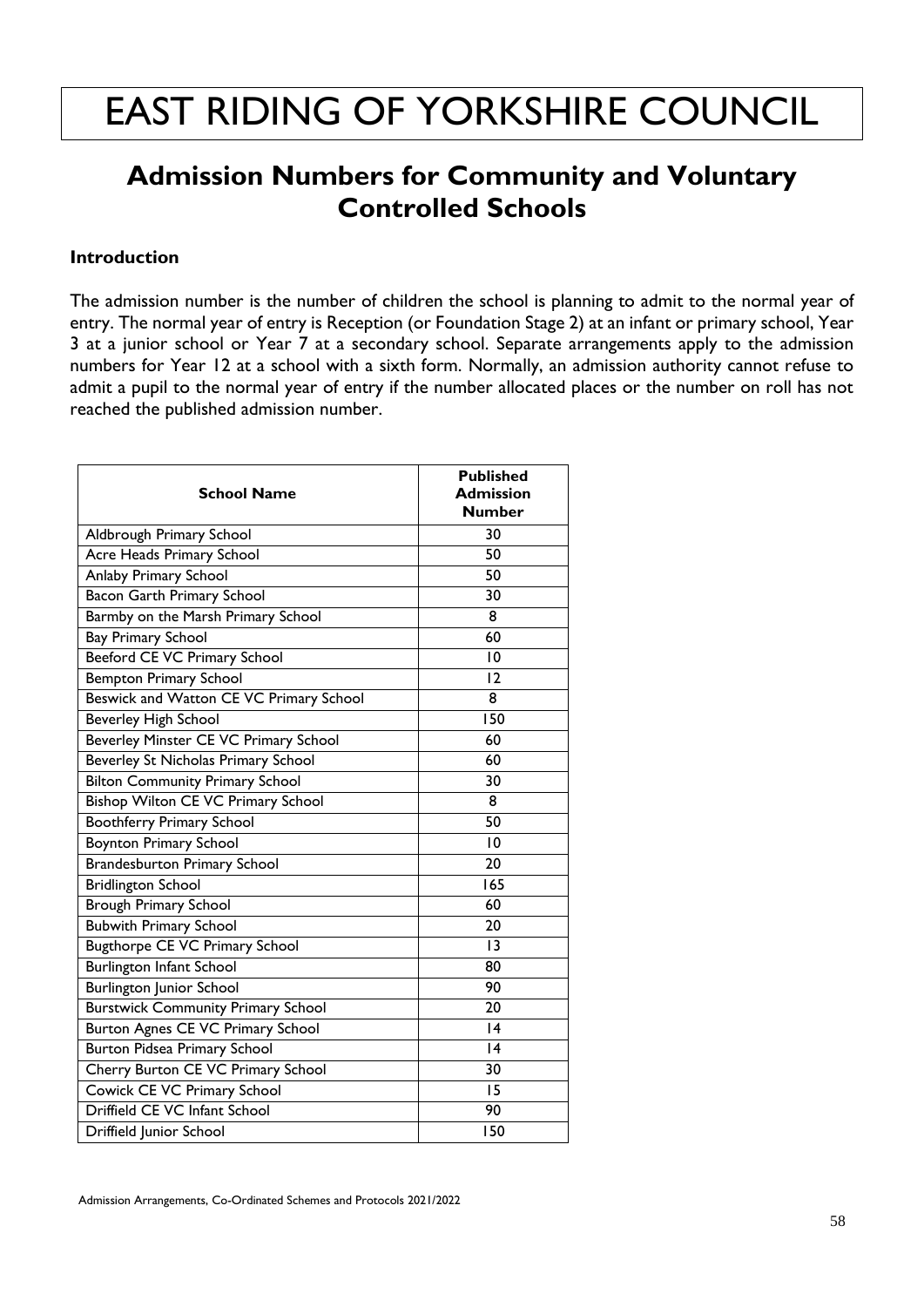# EAST RIDING OF YORKSHIRE COUNCIL

## Admission Numbers for Community and Voluntary Controlled Schools

### Introduction

The admission number is the number of children the school is planning to admit to the normal year of entry. The normal year of entry is Reception (or Foundation Stage 2) at an infant or primary school, Year 3 at a junior school or Year 7 at a secondary school. Separate arrangements apply to the admission numbers for Year 12 at a school with a sixth form. Normally, an admission authority cannot refuse to admit a pupil to the normal year of entry if the number allocated places or the number on roll has not reached the published admission number.

| School Name | Published Admission Number |
|---|---|
| Aldbrough Primary School | 30 |
| Acre Heads Primary School | 50 |
| Anlaby Primary School | 50 |
| Bacon Garth Primary School | 30 |
| Barmby on the Marsh Primary School | 8 |
| Bay Primary School | 60 |
| Beeford CE VC Primary School | 10 |
| Bempton Primary School | 12 |
| Beswick and Watton CE VC Primary School | 8 |
| Beverley High School | 150 |
| Beverley Minster CE VC Primary School | 60 |
| Beverley St Nicholas Primary School | 60 |
| Bilton Community Primary School | 30 |
| Bishop Wilton CE VC Primary School | 8 |
| Boothferry Primary School | 50 |
| Boynton Primary School | 10 |
| Brandesburton Primary School | 20 |
| Bridlington School | 165 |
| Brough Primary School | 60 |
| Bubwith Primary School | 20 |
| Bugthorpe CE VC Primary School | 13 |
| Burlington Infant School | 80 |
| Burlington Junior School | 90 |
| Burstwick Community Primary School | 20 |
| Burton Agnes CE VC Primary School | 14 |
| Burton Pidsea Primary School | 14 |
| Cherry Burton CE VC Primary School | 30 |
| Cowick CE VC Primary School | 15 |
| Driffield CE VC Infant School | 90 |
| Driffield Junior School | 150 |

Admission Arrangements, Co-Ordinated Schemes and Protocols 2021/2022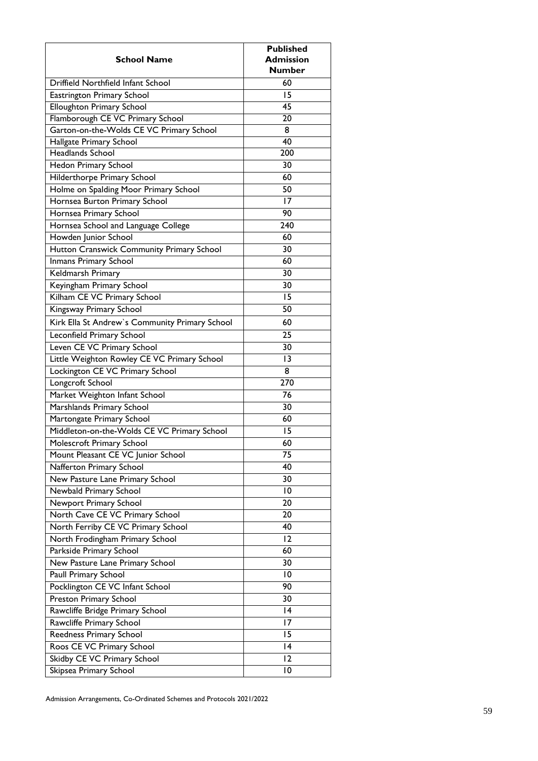| School Name | Published Admission Number |
|---|---|
| Driffield Northfield Infant School | 60 |
| Eastrington Primary School | 15 |
| Elloughton Primary School | 45 |
| Flamborough CE VC Primary School | 20 |
| Garton-on-the-Wolds CE VC Primary School | 8 |
| Hallgate Primary School | 40 |
| Headlands School | 200 |
| Hedon Primary School | 30 |
| Hilderthorpe Primary School | 60 |
| Holme on Spalding Moor Primary School | 50 |
| Hornsea Burton Primary School | 17 |
| Hornsea Primary School | 90 |
| Hornsea School and Language College | 240 |
| Howden Junior School | 60 |
| Hutton Cranswick Community Primary School | 30 |
| Inmans Primary School | 60 |
| Keldmarsh Primary | 30 |
| Keyingham Primary School | 30 |
| Kilham CE VC Primary School | 15 |
| Kingsway Primary School | 50 |
| Kirk Ella St Andrew`s Community Primary School | 60 |
| Leconfield Primary School | 25 |
| Leven CE VC Primary School | 30 |
| Little Weighton Rowley CE VC Primary School | 13 |
| Lockington CE VC Primary School | 8 |
| Longcroft School | 270 |
| Market Weighton Infant School | 76 |
| Marshlands Primary School | 30 |
| Martongate Primary School | 60 |
| Middleton-on-the-Wolds CE VC Primary School | 15 |
| Molescroft Primary School | 60 |
| Mount Pleasant CE VC Junior School | 75 |
| Nafferton Primary School | 40 |
| New Pasture Lane Primary School | 30 |
| Newbald Primary School | 10 |
| Newport Primary School | 20 |
| North Cave CE VC Primary School | 20 |
| North Ferriby CE VC Primary School | 40 |
| North Frodingham Primary School | 12 |
| Parkside Primary School | 60 |
| New Pasture Lane Primary School | 30 |
| Paull Primary School | 10 |
| Pocklington CE VC Infant School | 90 |
| Preston Primary School | 30 |
| Rawcliffe Bridge Primary School | 14 |
| Rawcliffe Primary School | 17 |
| Reedness Primary School | 15 |
| Roos CE VC Primary School | 14 |
| Skidby CE VC Primary School | 12 |
| Skipsea Primary School | 10 |

Admission Arrangements, Co-Ordinated Schemes and Protocols 2021/2022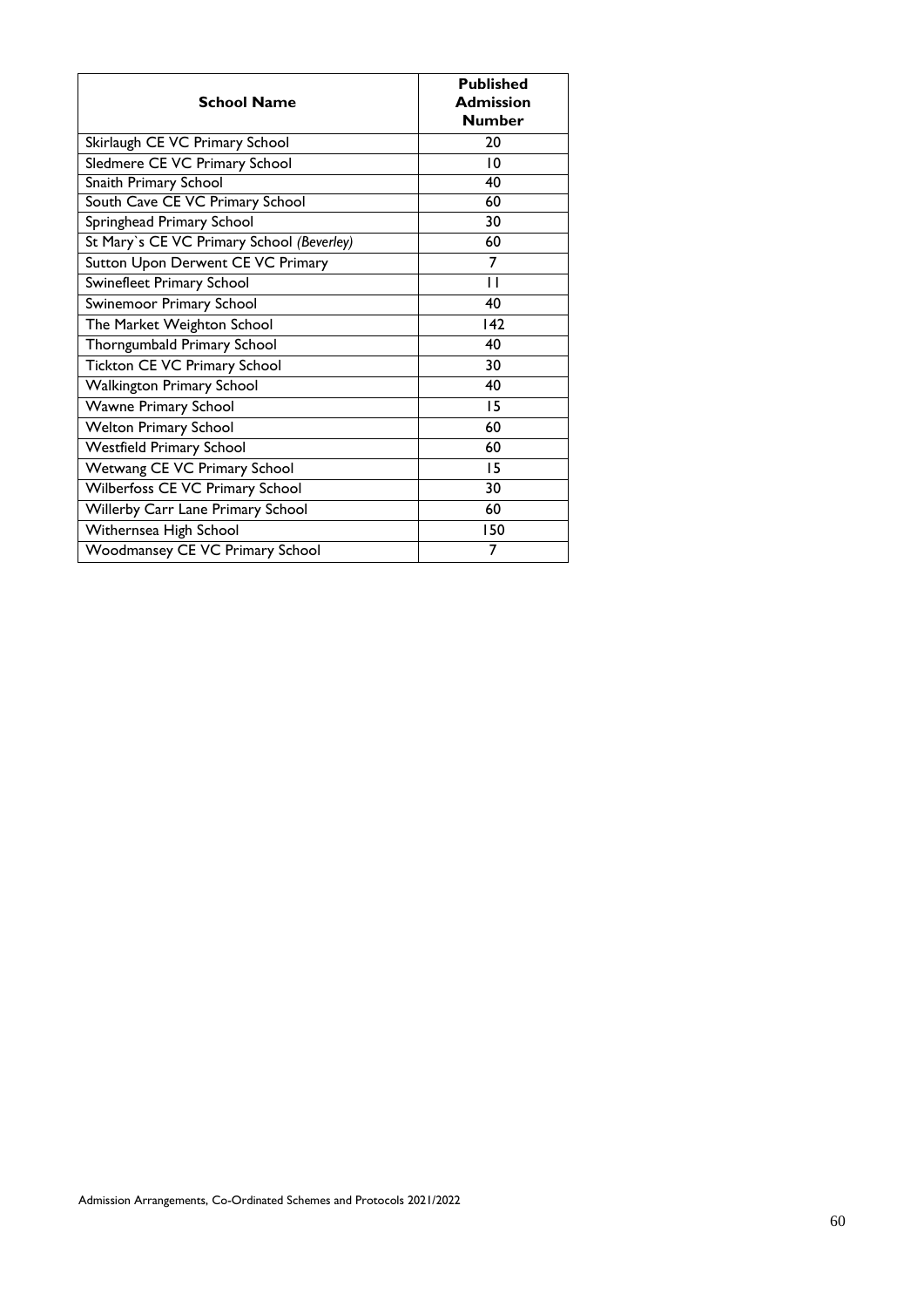| **School Name** | **Published Admission Number** |
|---|---|
| Skirlaugh CE VC Primary School | 20 |
| Sledmere CE VC Primary School | 10 |
| Snaith Primary School | 40 |
| South Cave CE VC Primary School | 60 |
| Springhead Primary School | 30 |
| St Mary`s CE VC Primary School *(Beverley)* | 60 |
| Sutton Upon Derwent CE VC Primary | 7 |
| Swinefleet Primary School | 11 |
| Swinemoor Primary School | 40 |
| The Market Weighton School | 142 |
| Thorngumbald Primary School | 40 |
| Tickton CE VC Primary School | 30 |
| Walkington Primary School | 40 |
| Wawne Primary School | 15 |
| Welton Primary School | 60 |
| Westfield Primary School | 60 |
| Wetwang CE VC Primary School | 15 |
| Wilberfoss CE VC Primary School | 30 |
| Willerby Carr Lane Primary School | 60 |
| Withernsea High School | 150 |
| Woodmansey CE VC Primary School | 7 |

Admission Arrangements, Co-Ordinated Schemes and Protocols 2021/2022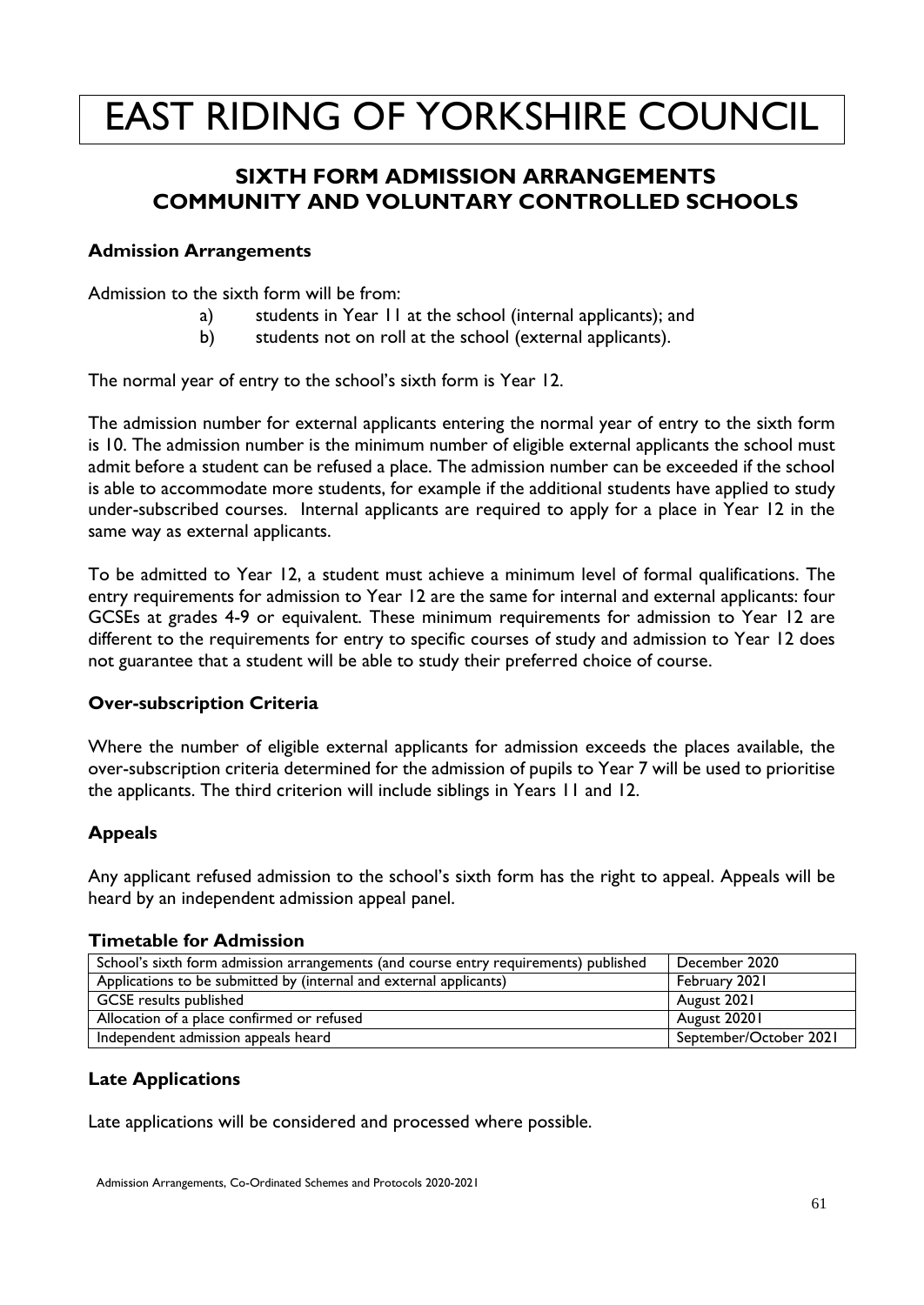# EAST RIDING OF YORKSHIRE COUNCIL

## SIXTH FORM ADMISSION ARRANGEMENTS COMMUNITY AND VOLUNTARY CONTROLLED SCHOOLS

### Admission Arrangements

Admission to the sixth form will be from:

a) students in Year 11 at the school (internal applicants); and
b) students not on roll at the school (external applicants).

The normal year of entry to the school's sixth form is Year 12.

The admission number for external applicants entering the normal year of entry to the sixth form is 10. The admission number is the minimum number of eligible external applicants the school must admit before a student can be refused a place. The admission number can be exceeded if the school is able to accommodate more students, for example if the additional students have applied to study under-subscribed courses. Internal applicants are required to apply for a place in Year 12 in the same way as external applicants.

To be admitted to Year 12, a student must achieve a minimum level of formal qualifications. The entry requirements for admission to Year 12 are the same for internal and external applicants: four GCSEs at grades 4-9 or equivalent. These minimum requirements for admission to Year 12 are different to the requirements for entry to specific courses of study and admission to Year 12 does not guarantee that a student will be able to study their preferred choice of course.

### Over-subscription Criteria

Where the number of eligible external applicants for admission exceeds the places available, the over-subscription criteria determined for the admission of pupils to Year 7 will be used to prioritise the applicants. The third criterion will include siblings in Years 11 and 12.

### Appeals

Any applicant refused admission to the school's sixth form has the right to appeal. Appeals will be heard by an independent admission appeal panel.

### Timetable for Admission

| | |
|---|---|
| School's sixth form admission arrangements (and course entry requirements) published | December 2020 |
| Applications to be submitted by (internal and external applicants) | February 2021 |
| GCSE results published | August 2021 |
| Allocation of a place confirmed or refused | August 20201 |
| Independent admission appeals heard | September/October 2021 |

### Late Applications

Late applications will be considered and processed where possible.

Admission Arrangements, Co-Ordinated Schemes and Protocols 2020-2021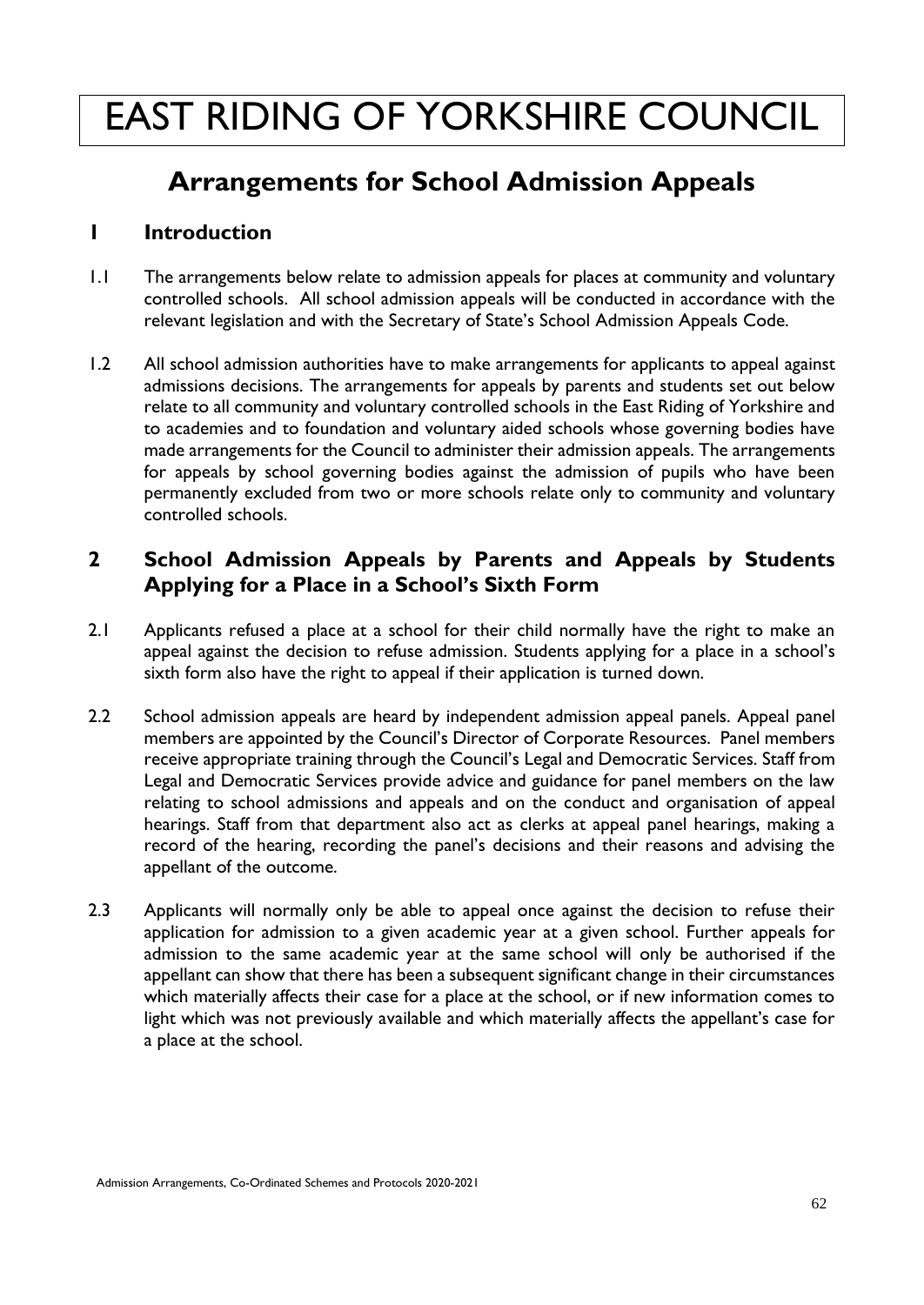# EAST RIDING OF YORKSHIRE COUNCIL

## Arrangements for School Admission Appeals

### 1 Introduction

1.1 The arrangements below relate to admission appeals for places at community and voluntary controlled schools. All school admission appeals will be conducted in accordance with the relevant legislation and with the Secretary of State's School Admission Appeals Code.

1.2 All school admission authorities have to make arrangements for applicants to appeal against admissions decisions. The arrangements for appeals by parents and students set out below relate to all community and voluntary controlled schools in the East Riding of Yorkshire and to academies and to foundation and voluntary aided schools whose governing bodies have made arrangements for the Council to administer their admission appeals. The arrangements for appeals by school governing bodies against the admission of pupils who have been permanently excluded from two or more schools relate only to community and voluntary controlled schools.

### 2 School Admission Appeals by Parents and Appeals by Students Applying for a Place in a School's Sixth Form

2.1 Applicants refused a place at a school for their child normally have the right to make an appeal against the decision to refuse admission. Students applying for a place in a school's sixth form also have the right to appeal if their application is turned down.

2.2 School admission appeals are heard by independent admission appeal panels. Appeal panel members are appointed by the Council's Director of Corporate Resources. Panel members receive appropriate training through the Council's Legal and Democratic Services. Staff from Legal and Democratic Services provide advice and guidance for panel members on the law relating to school admissions and appeals and on the conduct and organisation of appeal hearings. Staff from that department also act as clerks at appeal panel hearings, making a record of the hearing, recording the panel's decisions and their reasons and advising the appellant of the outcome.

2.3 Applicants will normally only be able to appeal once against the decision to refuse their application for admission to a given academic year at a given school. Further appeals for admission to the same academic year at the same school will only be authorised if the appellant can show that there has been a subsequent significant change in their circumstances which materially affects their case for a place at the school, or if new information comes to light which was not previously available and which materially affects the appellant's case for a place at the school.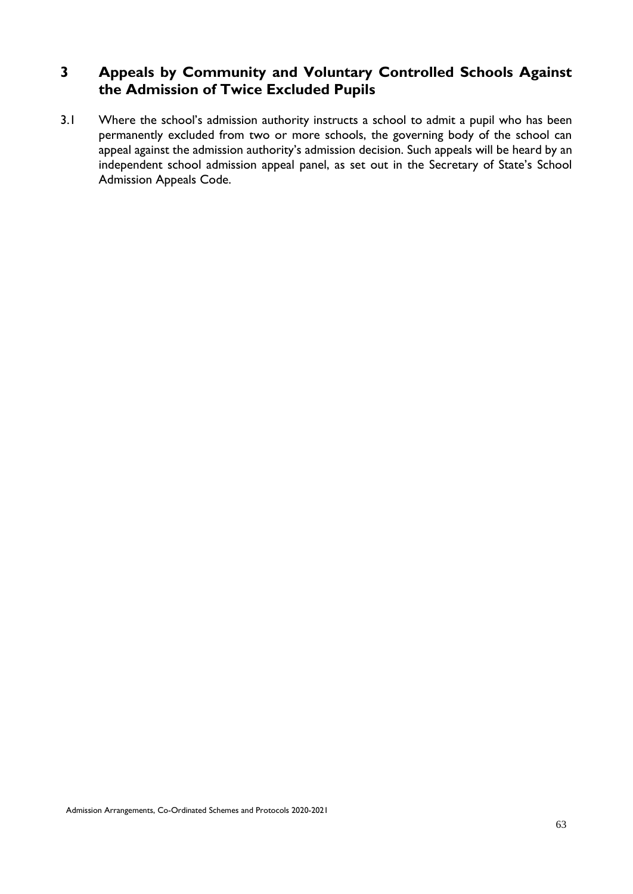## 3 Appeals by Community and Voluntary Controlled Schools Against the Admission of Twice Excluded Pupils

3.1 Where the school's admission authority instructs a school to admit a pupil who has been permanently excluded from two or more schools, the governing body of the school can appeal against the admission authority's admission decision. Such appeals will be heard by an independent school admission appeal panel, as set out in the Secretary of State's School Admission Appeals Code.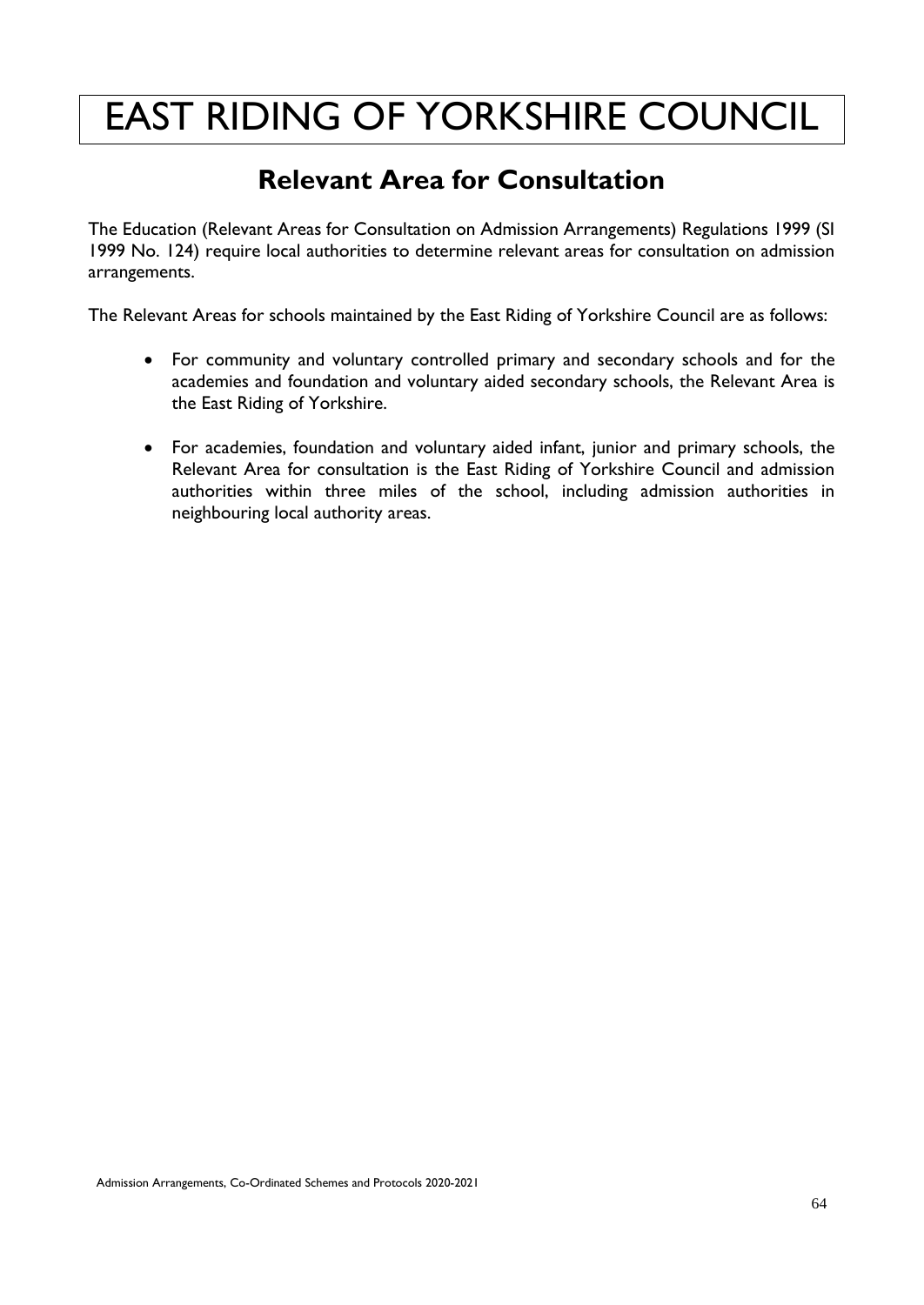# EAST RIDING OF YORKSHIRE COUNCIL

## Relevant Area for Consultation

The Education (Relevant Areas for Consultation on Admission Arrangements) Regulations 1999 (SI 1999 No. 124) require local authorities to determine relevant areas for consultation on admission arrangements.

The Relevant Areas for schools maintained by the East Riding of Yorkshire Council are as follows:

- For community and voluntary controlled primary and secondary schools and for the academies and foundation and voluntary aided secondary schools, the Relevant Area is the East Riding of Yorkshire.
- For academies, foundation and voluntary aided infant, junior and primary schools, the Relevant Area for consultation is the East Riding of Yorkshire Council and admission authorities within three miles of the school, including admission authorities in neighbouring local authority areas.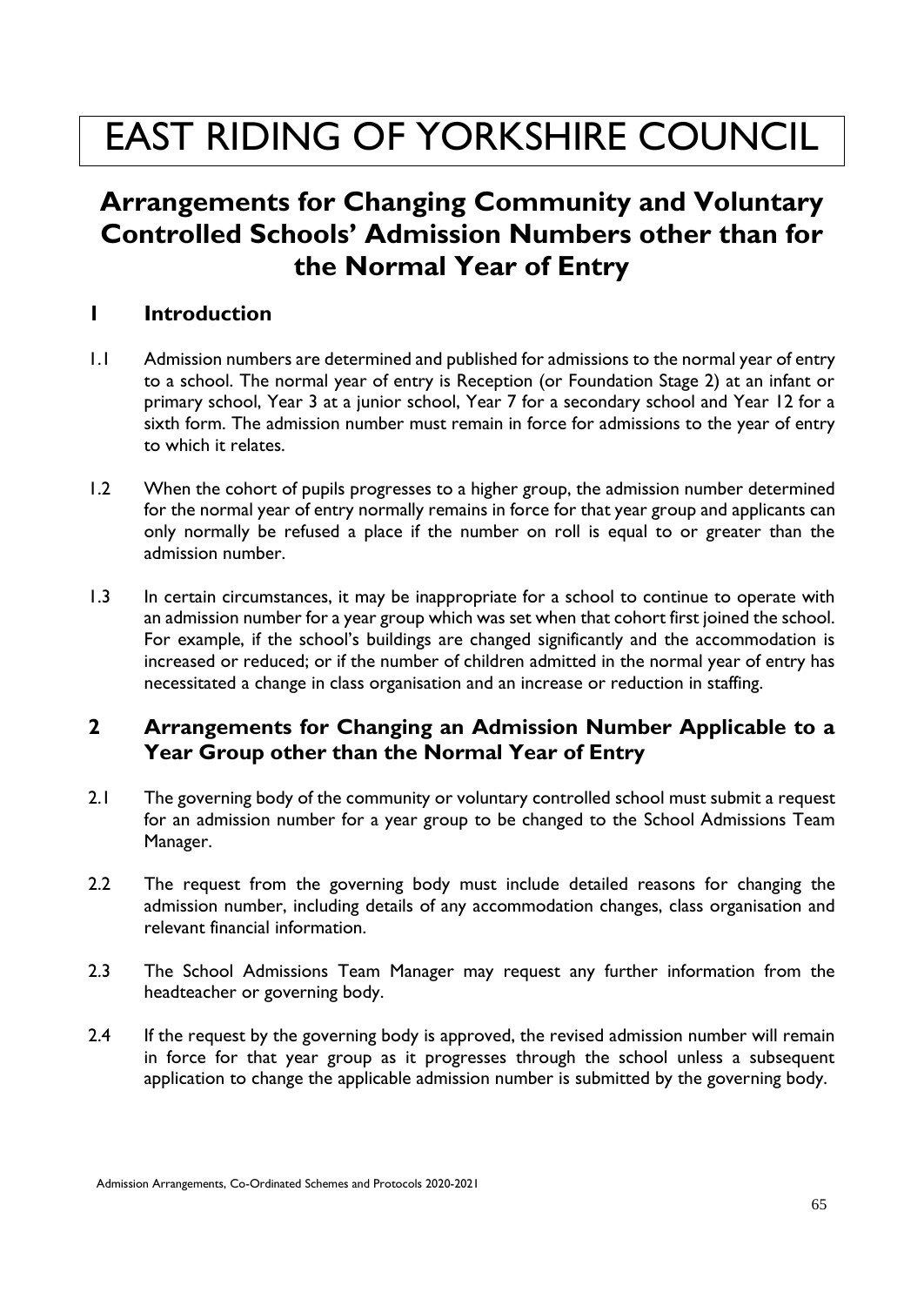# EAST RIDING OF YORKSHIRE COUNCIL

## Arrangements for Changing Community and Voluntary Controlled Schools' Admission Numbers other than for the Normal Year of Entry

### 1 Introduction

1.1 Admission numbers are determined and published for admissions to the normal year of entry to a school. The normal year of entry is Reception (or Foundation Stage 2) at an infant or primary school, Year 3 at a junior school, Year 7 for a secondary school and Year 12 for a sixth form. The admission number must remain in force for admissions to the year of entry to which it relates.

1.2 When the cohort of pupils progresses to a higher group, the admission number determined for the normal year of entry normally remains in force for that year group and applicants can only normally be refused a place if the number on roll is equal to or greater than the admission number.

1.3 In certain circumstances, it may be inappropriate for a school to continue to operate with an admission number for a year group which was set when that cohort first joined the school. For example, if the school's buildings are changed significantly and the accommodation is increased or reduced; or if the number of children admitted in the normal year of entry has necessitated a change in class organisation and an increase or reduction in staffing.

### 2 Arrangements for Changing an Admission Number Applicable to a Year Group other than the Normal Year of Entry

2.1 The governing body of the community or voluntary controlled school must submit a request for an admission number for a year group to be changed to the School Admissions Team Manager.

2.2 The request from the governing body must include detailed reasons for changing the admission number, including details of any accommodation changes, class organisation and relevant financial information.

2.3 The School Admissions Team Manager may request any further information from the headteacher or governing body.

2.4 If the request by the governing body is approved, the revised admission number will remain in force for that year group as it progresses through the school unless a subsequent application to change the applicable admission number is submitted by the governing body.